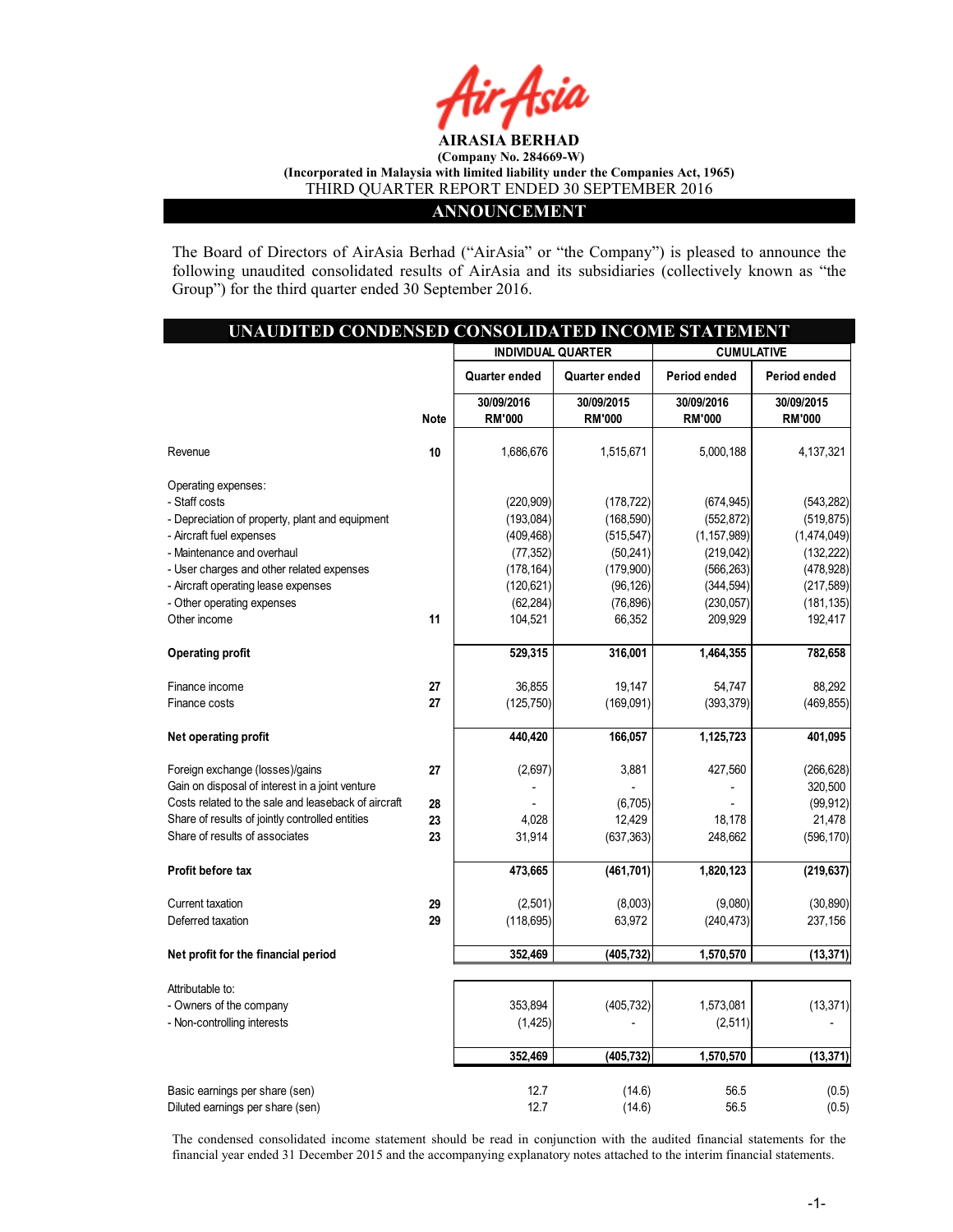# AIRASIA BERHAD

**(Company No. 284669-W)**

**(Incorporated in Malaysia with limited liability under the Companies Act, 1965)**

THIRD QUARTER REPORT ENDED 30 SEPTEMBER 2016

## ANNOUNCEMENT

The Board of Directors of AirAsia Berhad ("AirAsia" or "the Company") is pleased to announce the following unaudited consolidated results of AirAsia and its subsidiaries (collectively known as "the Group") for the third quarter ended 30 September 2016.

## UNAUDITED CONDENSED CONSOLIDATED INCOME STATEMENT

| | | INDIVIDUAL QUARTER | | CUMULATIVE | |
|---|---|---|---|---|---|
| | | Quarter ended | Quarter ended | Period ended | Period ended |
| | Note | 30/09/2016 RM'000 | 30/09/2015 RM'000 | 30/09/2016 RM'000 | 30/09/2015 RM'000 |
| Revenue | 10 | 1,686,676 | 1,515,671 | 5,000,188 | 4,137,321 |
| Operating expenses: | | | | | |
| - Staff costs | | (220,909) | (178,722) | (674,945) | (543,282) |
| - Depreciation of property, plant and equipment | | (193,084) | (168,590) | (552,872) | (519,875) |
| - Aircraft fuel expenses | | (409,468) | (515,547) | (1,157,989) | (1,474,049) |
| - Maintenance and overhaul | | (77,352) | (50,241) | (219,042) | (132,222) |
| - User charges and other related expenses | | (178,164) | (179,900) | (566,263) | (478,928) |
| - Aircraft operating lease expenses | | (120,621) | (96,126) | (344,594) | (217,589) |
| - Other operating expenses | | (62,284) | (76,896) | (230,057) | (181,135) |
| Other income | 11 | 104,521 | 66,352 | 209,929 | 192,417 |
| **Operating profit** | | **529,315** | **316,001** | **1,464,355** | **782,658** |
| Finance income | 27 | 36,855 | 19,147 | 54,747 | 88,292 |
| Finance costs | 27 | (125,750) | (169,091) | (393,379) | (469,855) |
| **Net operating profit** | | **440,420** | **166,057** | **1,125,723** | **401,095** |
| Foreign exchange (losses)/gains | 27 | (2,697) | 3,881 | 427,560 | (266,628) |
| Gain on disposal of interest in a joint venture | | - | - | - | 320,500 |
| Costs related to the sale and leaseback of aircraft | 28 | - | (6,705) | - | (99,912) |
| Share of results of jointly controlled entities | 23 | 4,028 | 12,429 | 18,178 | 21,478 |
| Share of results of associates | 23 | 31,914 | (637,363) | 248,662 | (596,170) |
| **Profit before tax** | | **473,665** | **(461,701)** | **1,820,123** | **(219,637)** |
| Current taxation | 29 | (2,501) | (8,003) | (9,080) | (30,890) |
| Deferred taxation | 29 | (118,695) | 63,972 | (240,473) | 237,156 |
| **Net profit for the financial period** | | **352,469** | **(405,732)** | **1,570,570** | **(13,371)** |
| Attributable to: | | | | | |
| - Owners of the company | | 353,894 | (405,732) | 1,573,081 | (13,371) |
| - Non-controlling interests | | (1,425) | - | (2,511) | - |
| | | **352,469** | **(405,732)** | **1,570,570** | **(13,371)** |
| Basic earnings per share (sen) | | 12.7 | (14.6) | 56.5 | (0.5) |
| Diluted earnings per share (sen) | | 12.7 | (14.6) | 56.5 | (0.5) |

The condensed consolidated income statement should be read in conjunction with the audited financial statements for the financial year ended 31 December 2015 and the accompanying explanatory notes attached to the interim financial statements.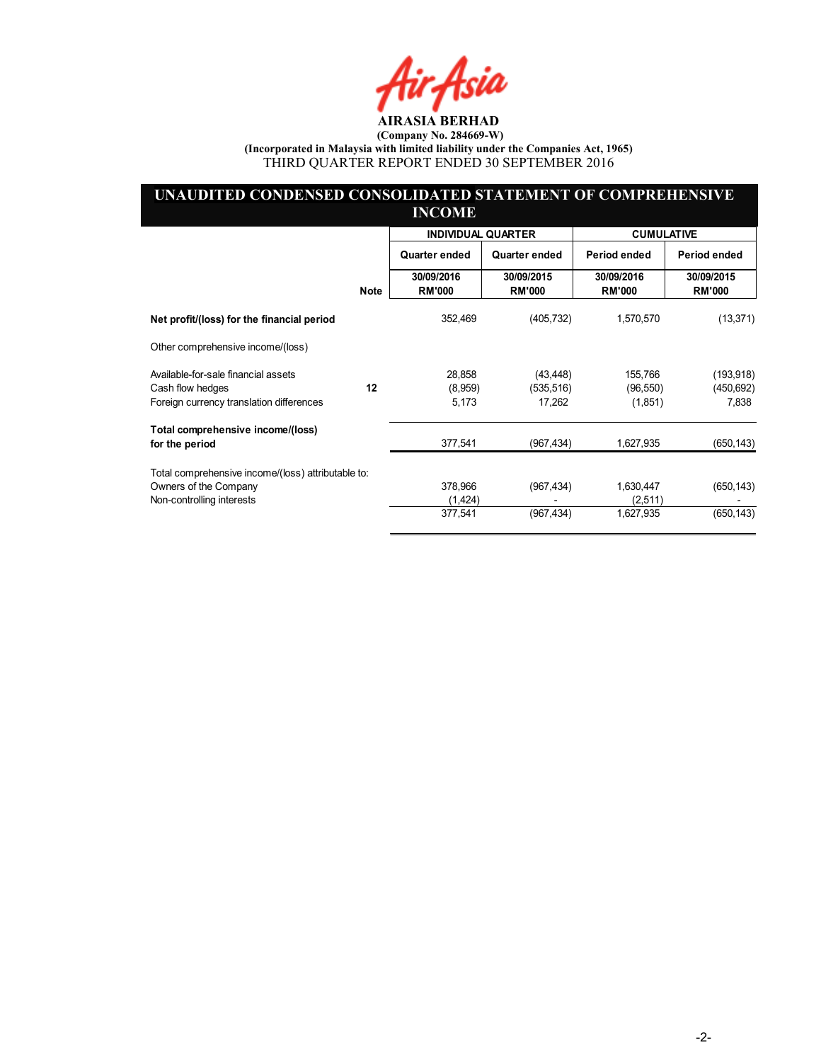AIRASIA BERHAD

(Company No. 284669-W)

(Incorporated in Malaysia with limited liability under the Companies Act, 1965)

THIRD QUARTER REPORT ENDED 30 SEPTEMBER 2016

## UNAUDITED CONDENSED CONSOLIDATED STATEMENT OF COMPREHENSIVE INCOME

| | | INDIVIDUAL QUARTER | | CUMULATIVE | |
|---|---|---|---|---|---|
| | | Quarter ended | Quarter ended | Period ended | Period ended |
| | Note | 30/09/2016 RM'000 | 30/09/2015 RM'000 | 30/09/2016 RM'000 | 30/09/2015 RM'000 |
| **Net profit/(loss) for the financial period** | | 352,469 | (405,732) | 1,570,570 | (13,371) |
| Other comprehensive income/(loss) | | | | | |
| Available-for-sale financial assets | | 28,858 | (43,448) | 155,766 | (193,918) |
| Cash flow hedges | 12 | (8,959) | (535,516) | (96,550) | (450,692) |
| Foreign currency translation differences | | 5,173 | 17,262 | (1,851) | 7,838 |
| **Total comprehensive income/(loss) for the period** | | 377,541 | (967,434) | 1,627,935 | (650,143) |
| Total comprehensive income/(loss) attributable to: | | | | | |
| Owners of the Company | | 378,966 | (967,434) | 1,630,447 | (650,143) |
| Non-controlling interests | | (1,424) | - | (2,511) | - |
| | | 377,541 | (967,434) | 1,627,935 | (650,143) |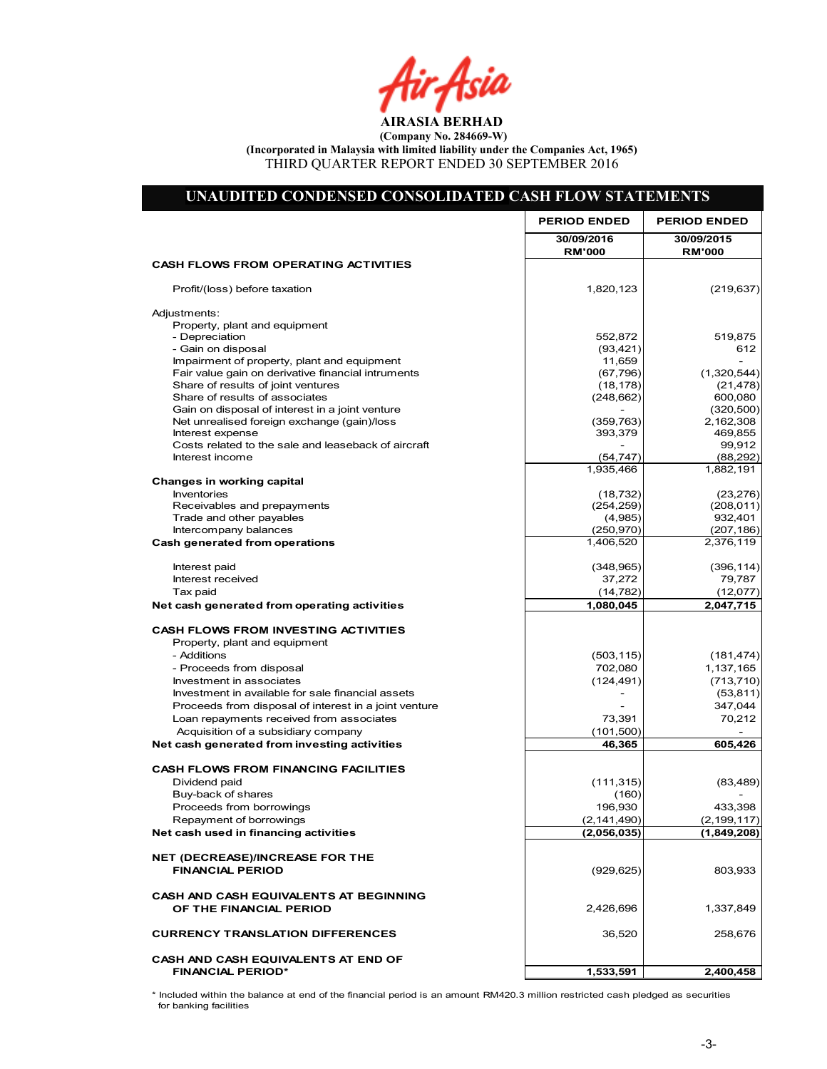**AIRASIA BERHAD**

**(Company No. 284669-W)**

**(Incorporated in Malaysia with limited liability under the Companies Act, 1965)**

THIRD QUARTER REPORT ENDED 30 SEPTEMBER 2016

## UNAUDITED CONDENSED CONSOLIDATED CASH FLOW STATEMENTS

| | PERIOD ENDED 30/09/2016 RM'000 | PERIOD ENDED 30/09/2015 RM'000 |
|---|---|---|
| **CASH FLOWS FROM OPERATING ACTIVITIES** | | |
| Profit/(loss) before taxation | 1,820,123 | (219,637) |
| Adjustments: | | |
| Property, plant and equipment | | |
| - Depreciation | 552,872 | 519,875 |
| - Gain on disposal | (93,421) | 612 |
| Impairment of property, plant and equipment | 11,659 | - |
| Fair value gain on derivative financial intruments | (67,796) | (1,320,544) |
| Share of results of joint ventures | (18,178) | (21,478) |
| Share of results of associates | (248,662) | 600,080 |
| Gain on disposal of interest in a joint venture | - | (320,500) |
| Net unrealised foreign exchange (gain)/loss | (359,763) | 2,162,308 |
| Interest expense | 393,379 | 469,855 |
| Costs related to the sale and leaseback of aircraft | - | 99,912 |
| Interest income | (54,747) | (88,292) |
| | 1,935,466 | 1,882,191 |
| **Changes in working capital** | | |
| Inventories | (18,732) | (23,276) |
| Receivables and prepayments | (254,259) | (208,011) |
| Trade and other payables | (4,985) | 932,401 |
| Intercompany balances | (250,970) | (207,186) |
| **Cash generated from operations** | 1,406,520 | 2,376,119 |
| Interest paid | (348,965) | (396,114) |
| Interest received | 37,272 | 79,787 |
| Tax paid | (14,782) | (12,077) |
| **Net cash generated from operating activities** | **1,080,045** | **2,047,715** |
| **CASH FLOWS FROM INVESTING ACTIVITIES** | | |
| Property, plant and equipment | | |
| - Additions | (503,115) | (181,474) |
| - Proceeds from disposal | 702,080 | 1,137,165 |
| Investment in associates | (124,491) | (713,710) |
| Investment in available for sale financial assets | - | (53,811) |
| Proceeds from disposal of interest in a joint venture | - | 347,044 |
| Loan repayments received from associates | 73,391 | 70,212 |
| Acquisition of a subsidiary company | (101,500) | - |
| **Net cash generated from investing activities** | **46,365** | **605,426** |
| **CASH FLOWS FROM FINANCING FACILITIES** | | |
| Dividend paid | (111,315) | (83,489) |
| Buy-back of shares | (160) | - |
| Proceeds from borrowings | 196,930 | 433,398 |
| Repayment of borrowings | (2,141,490) | (2,199,117) |
| **Net cash used in financing activities** | **(2,056,035)** | **(1,849,208)** |
| **NET (DECREASE)/INCREASE FOR THE FINANCIAL PERIOD** | (929,625) | 803,933 |
| **CASH AND CASH EQUIVALENTS AT BEGINNING OF THE FINANCIAL PERIOD** | 2,426,696 | 1,337,849 |
| **CURRENCY TRANSLATION DIFFERENCES** | 36,520 | 258,676 |
| **CASH AND CASH EQUIVALENTS AT END OF FINANCIAL PERIOD*** | **1,533,591** | **2,400,458** |

\* Included within the balance at end of the financial period is an amount RM420.3 million restricted cash pledged as securities for banking facilities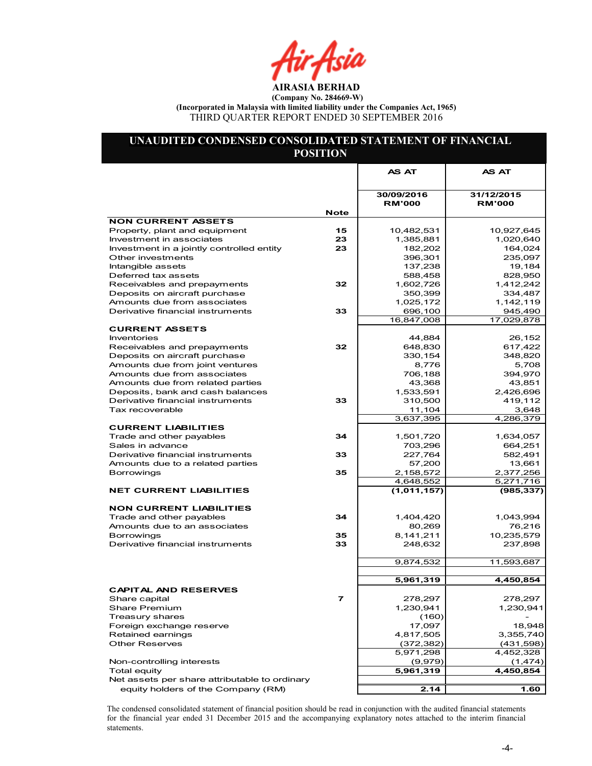**AIRASIA BERHAD**
**(Company No. 284669-W)**
**(Incorporated in Malaysia with limited liability under the Companies Act, 1965)**
THIRD QUARTER REPORT ENDED 30 SEPTEMBER 2016

## UNAUDITED CONDENSED CONSOLIDATED STATEMENT OF FINANCIAL POSITION

| | Note | AS AT 30/09/2016 RM'000 | AS AT 31/12/2015 RM'000 |
|---|---|---|---|
| **NON CURRENT ASSETS** | | | |
| Property, plant and equipment | 15 | 10,482,531 | 10,927,645 |
| Investment in associates | 23 | 1,385,881 | 1,020,640 |
| Investment in a jointly controlled entity | 23 | 182,202 | 164,024 |
| Other investments | | 396,301 | 235,097 |
| Intangible assets | | 137,238 | 19,184 |
| Deferred tax assets | | 588,458 | 828,950 |
| Receivables and prepayments | 32 | 1,602,726 | 1,412,242 |
| Deposits on aircraft purchase | | 350,399 | 334,487 |
| Amounts due from associates | | 1,025,172 | 1,142,119 |
| Derivative financial instruments | 33 | 696,100 | 945,490 |
| | | 16,847,008 | 17,029,878 |
| **CURRENT ASSETS** | | | |
| Inventories | | 44,884 | 26,152 |
| Receivables and prepayments | 32 | 648,830 | 617,422 |
| Deposits on aircraft purchase | | 330,154 | 348,820 |
| Amounts due from joint ventures | | 8,776 | 5,708 |
| Amounts due from associates | | 706,188 | 394,970 |
| Amounts due from related parties | | 43,368 | 43,851 |
| Deposits, bank and cash balances | | 1,533,591 | 2,426,696 |
| Derivative financial instruments | 33 | 310,500 | 419,112 |
| Tax recoverable | | 11,104 | 3,648 |
| | | 3,637,395 | 4,286,379 |
| **CURRENT LIABILITIES** | | | |
| Trade and other payables | 34 | 1,501,720 | 1,634,057 |
| Sales in advance | | 703,296 | 664,251 |
| Derivative financial instruments | 33 | 227,764 | 582,491 |
| Amounts due to a related parties | | 57,200 | 13,661 |
| Borrowings | 35 | 2,158,572 | 2,377,256 |
| | | 4,648,552 | 5,271,716 |
| **NET CURRENT LIABILITIES** | | **(1,011,157)** | **(985,337)** |
| **NON CURRENT LIABILITIES** | | | |
| Trade and other payables | 34 | 1,404,420 | 1,043,994 |
| Amounts due to an associates | | 80,269 | 76,216 |
| Borrowings | 35 | 8,141,211 | 10,235,579 |
| Derivative financial instruments | 33 | 248,632 | 237,898 |
| | | 9,874,532 | 11,593,687 |
| | | **5,961,319** | **4,450,854** |
| **CAPITAL AND RESERVES** | | | |
| Share capital | 7 | 278,297 | 278,297 |
| Share Premium | | 1,230,941 | 1,230,941 |
| Treasury shares | | (160) | - |
| Foreign exchange reserve | | 17,097 | 18,948 |
| Retained earnings | | 4,817,505 | 3,355,740 |
| Other Reserves | | (372,382) | (431,598) |
| | | 5,971,298 | 4,452,328 |
| Non-controlling interests | | (9,979) | (1,474) |
| Total equity | | **5,961,319** | **4,450,854** |
| Net assets per share attributable to ordinary equity holders of the Company (RM) | | **2.14** | **1.60** |

The condensed consolidated statement of financial position should be read in conjunction with the audited financial statements for the financial year ended 31 December 2015 and the accompanying explanatory notes attached to the interim financial statements.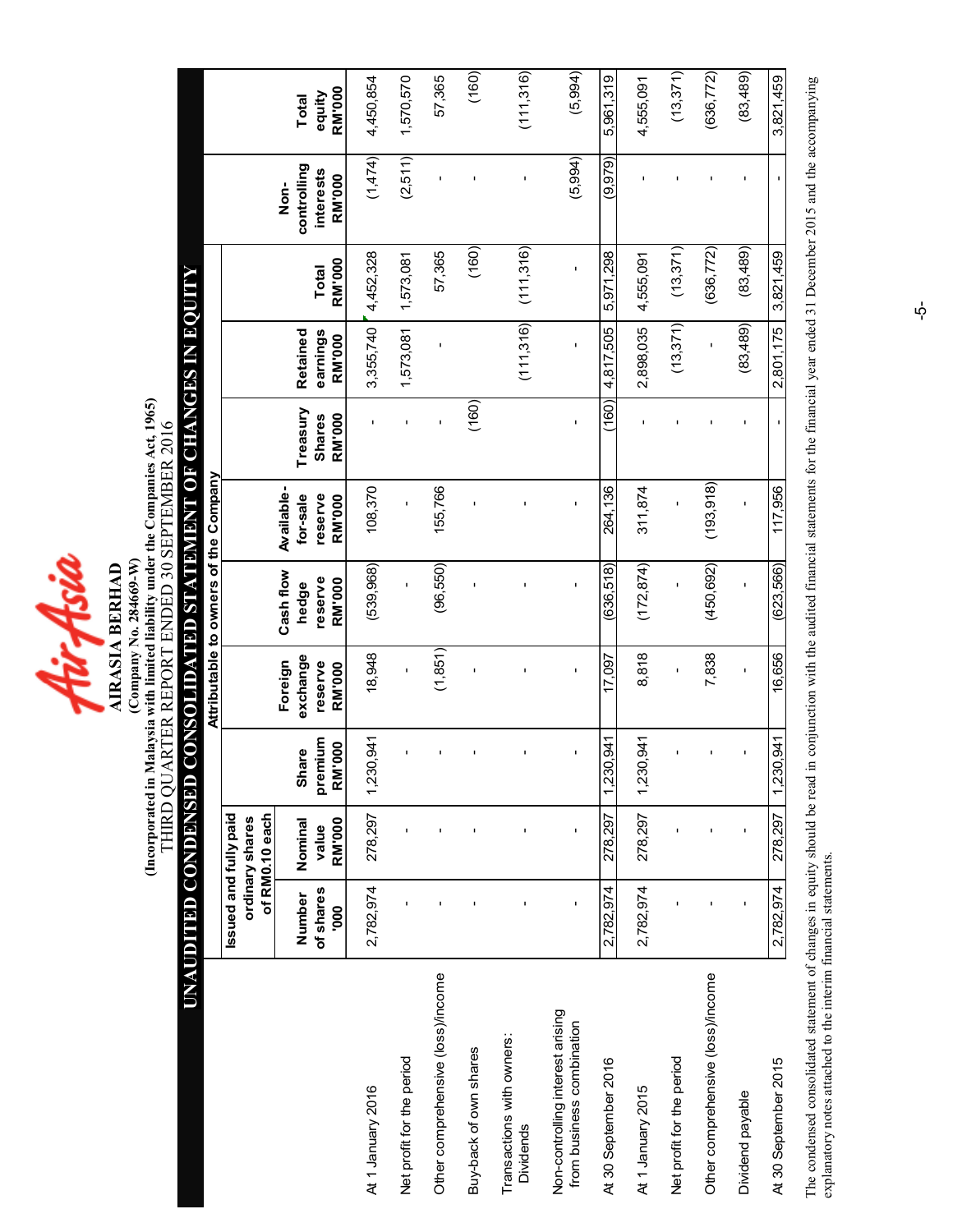# AIRASIA BERHAD

**(Company No. 284669-W)**

**(Incorporated in Malaysia with limited liability under the Companies Act, 1965)**

THIRD QUARTER REPORT ENDED 30 SEPTEMBER 2016

## UNAUDITED CONDENSED CONSOLIDATED STATEMENT OF CHANGES IN EQUITY

| | Attributable to owners of the Company | | | | | | | | | | |
|---|---|---|---|---|---|---|---|---|---|---|---|
| | Issued and fully paid ordinary shares of RM0.10 each | | | | | | | | | | |
| | Number of shares '000 | Nominal value RM'000 | Share premium RM'000 | Foreign exchange reserve RM'000 | Cash flow hedge reserve RM'000 | Available-for-sale reserve RM'000 | Treasury Shares RM'000 | Retained earnings RM'000 | Total RM'000 | Non-controlling interests RM'000 | Total equity RM'000 |
| At 1 January 2016 | 2,782,974 | 278,297 | 1,230,941 | 18,948 | (539,968) | 108,370 | - | 3,355,740 | 4,452,328 | (1,474) | 4,450,854 |
| Net profit for the period | - | - | - | - | - | - | - | 1,573,081 | 1,573,081 | (2,511) | 1,570,570 |
| Other comprehensive (loss)/income | - | - | - | (1,851) | (96,550) | 155,766 | - | - | 57,365 | - | 57,365 |
| Buy-back of own shares | - | - | - | - | - | - | (160) | - | (160) | - | (160) |
| Transactions with owners: Dividends | - | - | - | - | - | - | - | (111,316) | (111,316) | - | (111,316) |
| Non-controlling interest arising from business combination | - | - | - | - | - | - | - | - | - | (5,994) | (5,994) |
| At 30 September 2016 | 2,782,974 | 278,297 | 1,230,941 | 17,097 | (636,518) | 264,136 | (160) | 4,817,505 | 5,971,298 | (9,979) | 5,961,319 |
| At 1 January 2015 | 2,782,974 | 278,297 | 1,230,941 | 8,818 | (172,874) | 311,874 | - | 2,898,035 | 4,555,091 | - | 4,555,091 |
| Net profit for the period | - | - | - | - | - | - | - | (13,371) | (13,371) | - | (13,371) |
| Other comprehensive (loss)/income | - | - | - | 7,838 | (450,692) | (193,918) | - | - | (636,772) | - | (636,772) |
| Dividend payable | - | - | - | - | - | - | - | (83,489) | (83,489) | - | (83,489) |
| At 30 September 2015 | 2,782,974 | 278,297 | 1,230,941 | 16,656 | (623,566) | 117,956 | - | 2,801,175 | 3,821,459 | - | 3,821,459 |

The condensed consolidated statement of changes in equity should be read in conjunction with the audited financial statements for the financial year ended 31 December 2015 and the accompanying explanatory notes attached to the interim financial statements.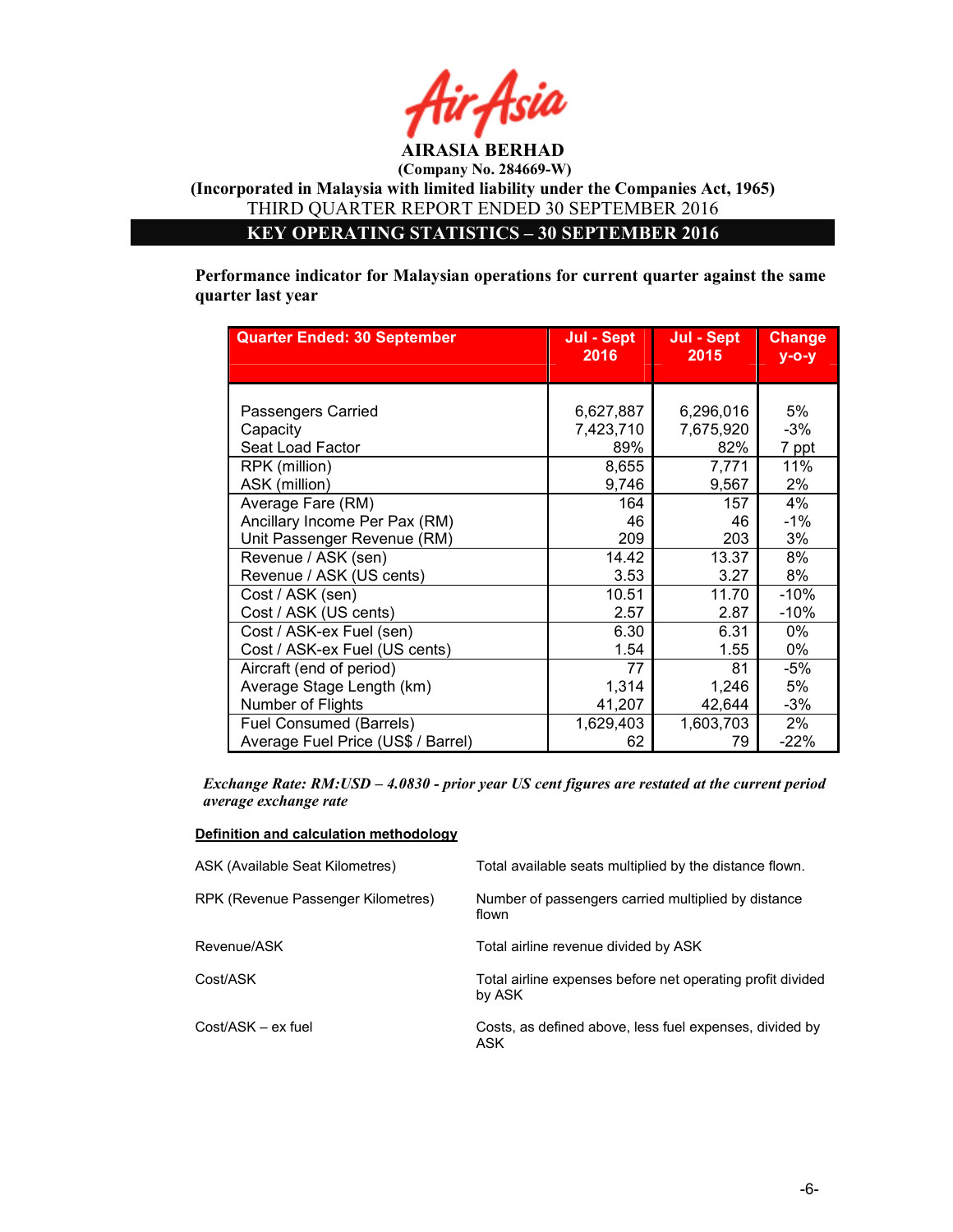# AirAsia

**AIRASIA BERHAD**

**(Company No. 284669-W)**

**(Incorporated in Malaysia with limited liability under the Companies Act, 1965)**

THIRD QUARTER REPORT ENDED 30 SEPTEMBER 2016

## KEY OPERATING STATISTICS – 30 SEPTEMBER 2016

**Performance indicator for Malaysian operations for current quarter against the same quarter last year**

| Quarter Ended: 30 September | Jul - Sept 2016 | Jul - Sept 2015 | Change y-o-y |
|---|---|---|---|
| Passengers Carried | 6,627,887 | 6,296,016 | 5% |
| Capacity | 7,423,710 | 7,675,920 | -3% |
| Seat Load Factor | 89% | 82% | 7 ppt |
| RPK (million) | 8,655 | 7,771 | 11% |
| ASK (million) | 9,746 | 9,567 | 2% |
| Average Fare (RM) | 164 | 157 | 4% |
| Ancillary Income Per Pax (RM) | 46 | 46 | -1% |
| Unit Passenger Revenue (RM) | 209 | 203 | 3% |
| Revenue / ASK (sen) | 14.42 | 13.37 | 8% |
| Revenue / ASK (US cents) | 3.53 | 3.27 | 8% |
| Cost / ASK (sen) | 10.51 | 11.70 | -10% |
| Cost / ASK (US cents) | 2.57 | 2.87 | -10% |
| Cost / ASK-ex Fuel (sen) | 6.30 | 6.31 | 0% |
| Cost / ASK-ex Fuel (US cents) | 1.54 | 1.55 | 0% |
| Aircraft (end of period) | 77 | 81 | -5% |
| Average Stage Length (km) | 1,314 | 1,246 | 5% |
| Number of Flights | 41,207 | 42,644 | -3% |
| Fuel Consumed (Barrels) | 1,629,403 | 1,603,703 | 2% |
| Average Fuel Price (US$ / Barrel) | 62 | 79 | -22% |

*Exchange Rate: RM:USD – 4.0830 - prior year US cent figures are restated at the current period average exchange rate*

**Definition and calculation methodology**

| | |
|---|---|
| ASK (Available Seat Kilometres) | Total available seats multiplied by the distance flown. |
| RPK (Revenue Passenger Kilometres) | Number of passengers carried multiplied by distance flown |
| Revenue/ASK | Total airline revenue divided by ASK |
| Cost/ASK | Total airline expenses before net operating profit divided by ASK |
| Cost/ASK – ex fuel | Costs, as defined above, less fuel expenses, divided by ASK |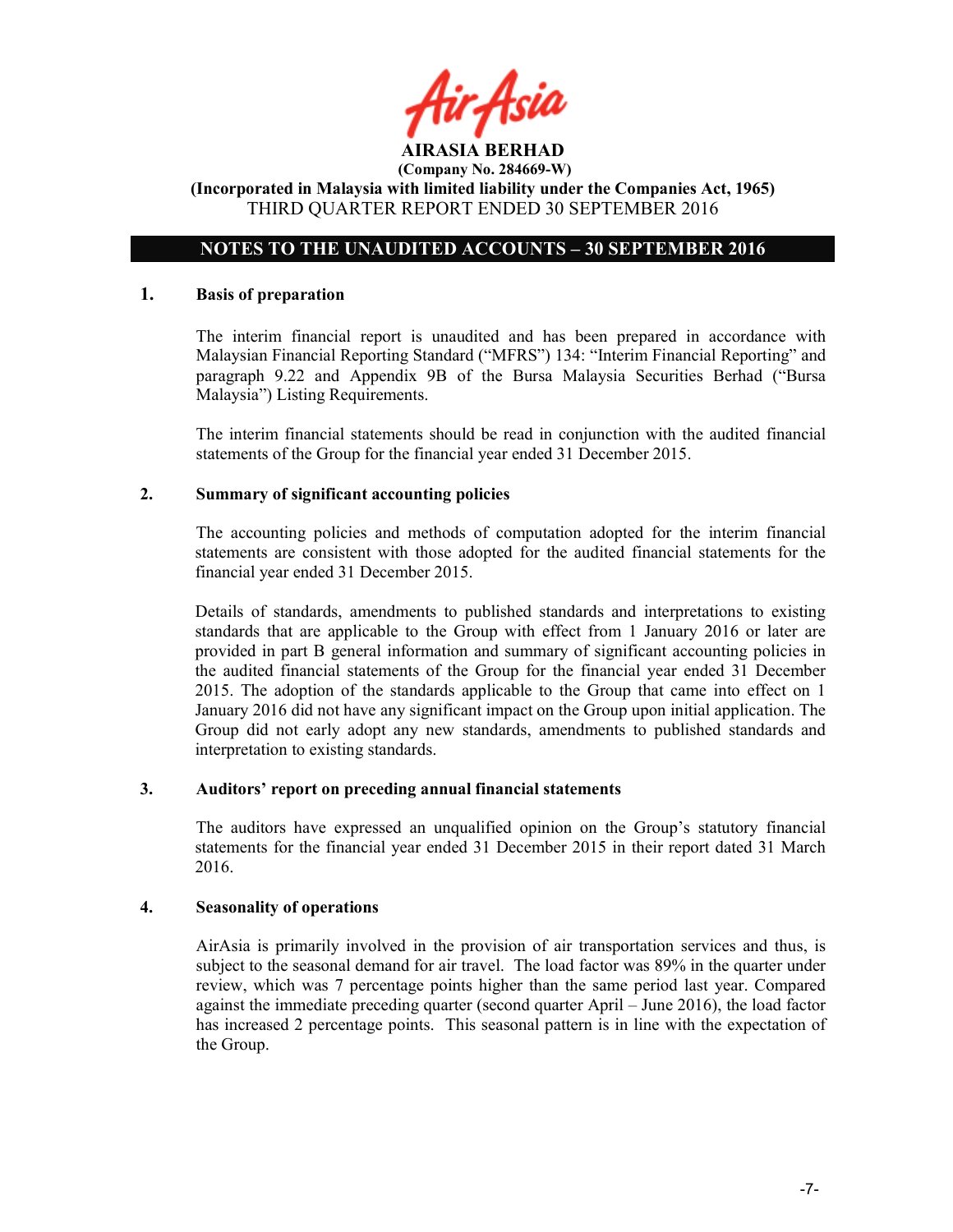**AIRASIA BERHAD**
**(Company No. 284669-W)**
**(Incorporated in Malaysia with limited liability under the Companies Act, 1965)**
THIRD QUARTER REPORT ENDED 30 SEPTEMBER 2016

## NOTES TO THE UNAUDITED ACCOUNTS – 30 SEPTEMBER 2016

### 1. Basis of preparation

The interim financial report is unaudited and has been prepared in accordance with Malaysian Financial Reporting Standard ("MFRS") 134: "Interim Financial Reporting" and paragraph 9.22 and Appendix 9B of the Bursa Malaysia Securities Berhad ("Bursa Malaysia") Listing Requirements.

The interim financial statements should be read in conjunction with the audited financial statements of the Group for the financial year ended 31 December 2015.

### 2. Summary of significant accounting policies

The accounting policies and methods of computation adopted for the interim financial statements are consistent with those adopted for the audited financial statements for the financial year ended 31 December 2015.

Details of standards, amendments to published standards and interpretations to existing standards that are applicable to the Group with effect from 1 January 2016 or later are provided in part B general information and summary of significant accounting policies in the audited financial statements of the Group for the financial year ended 31 December 2015. The adoption of the standards applicable to the Group that came into effect on 1 January 2016 did not have any significant impact on the Group upon initial application. The Group did not early adopt any new standards, amendments to published standards and interpretation to existing standards.

### 3. Auditors' report on preceding annual financial statements

The auditors have expressed an unqualified opinion on the Group's statutory financial statements for the financial year ended 31 December 2015 in their report dated 31 March 2016.

### 4. Seasonality of operations

AirAsia is primarily involved in the provision of air transportation services and thus, is subject to the seasonal demand for air travel. The load factor was 89% in the quarter under review, which was 7 percentage points higher than the same period last year. Compared against the immediate preceding quarter (second quarter April – June 2016), the load factor has increased 2 percentage points. This seasonal pattern is in line with the expectation of the Group.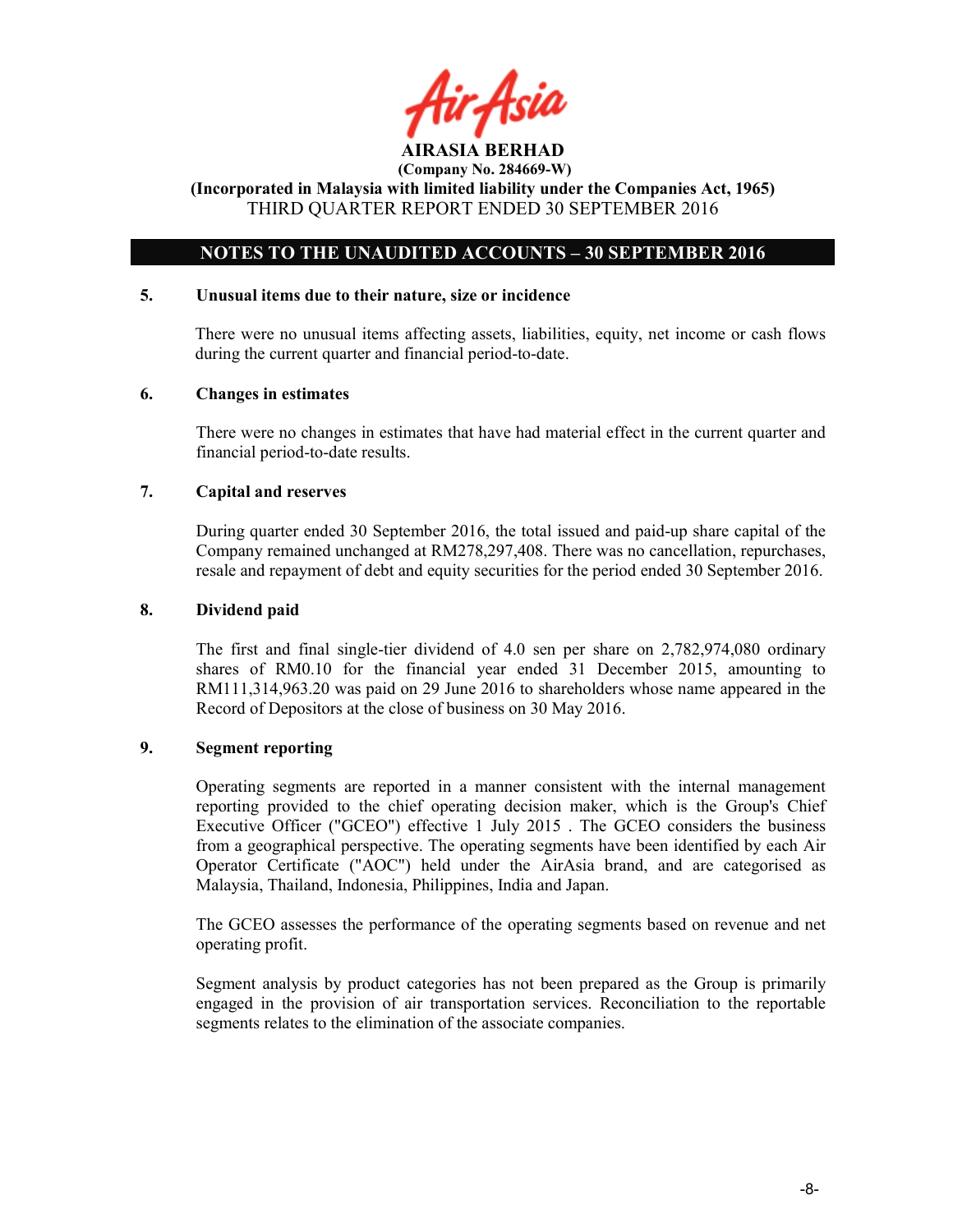**AIRASIA BERHAD**
**(Company No. 284669-W)**
**(Incorporated in Malaysia with limited liability under the Companies Act, 1965)**
THIRD QUARTER REPORT ENDED 30 SEPTEMBER 2016

## NOTES TO THE UNAUDITED ACCOUNTS – 30 SEPTEMBER 2016

### 5. Unusual items due to their nature, size or incidence

There were no unusual items affecting assets, liabilities, equity, net income or cash flows during the current quarter and financial period-to-date.

### 6. Changes in estimates

There were no changes in estimates that have had material effect in the current quarter and financial period-to-date results.

### 7. Capital and reserves

During quarter ended 30 September 2016, the total issued and paid-up share capital of the Company remained unchanged at RM278,297,408. There was no cancellation, repurchases, resale and repayment of debt and equity securities for the period ended 30 September 2016.

### 8. Dividend paid

The first and final single-tier dividend of 4.0 sen per share on 2,782,974,080 ordinary shares of RM0.10 for the financial year ended 31 December 2015, amounting to RM111,314,963.20 was paid on 29 June 2016 to shareholders whose name appeared in the Record of Depositors at the close of business on 30 May 2016.

### 9. Segment reporting

Operating segments are reported in a manner consistent with the internal management reporting provided to the chief operating decision maker, which is the Group's Chief Executive Officer ("GCEO") effective 1 July 2015 . The GCEO considers the business from a geographical perspective. The operating segments have been identified by each Air Operator Certificate ("AOC") held under the AirAsia brand, and are categorised as Malaysia, Thailand, Indonesia, Philippines, India and Japan.

The GCEO assesses the performance of the operating segments based on revenue and net operating profit.

Segment analysis by product categories has not been prepared as the Group is primarily engaged in the provision of air transportation services. Reconciliation to the reportable segments relates to the elimination of the associate companies.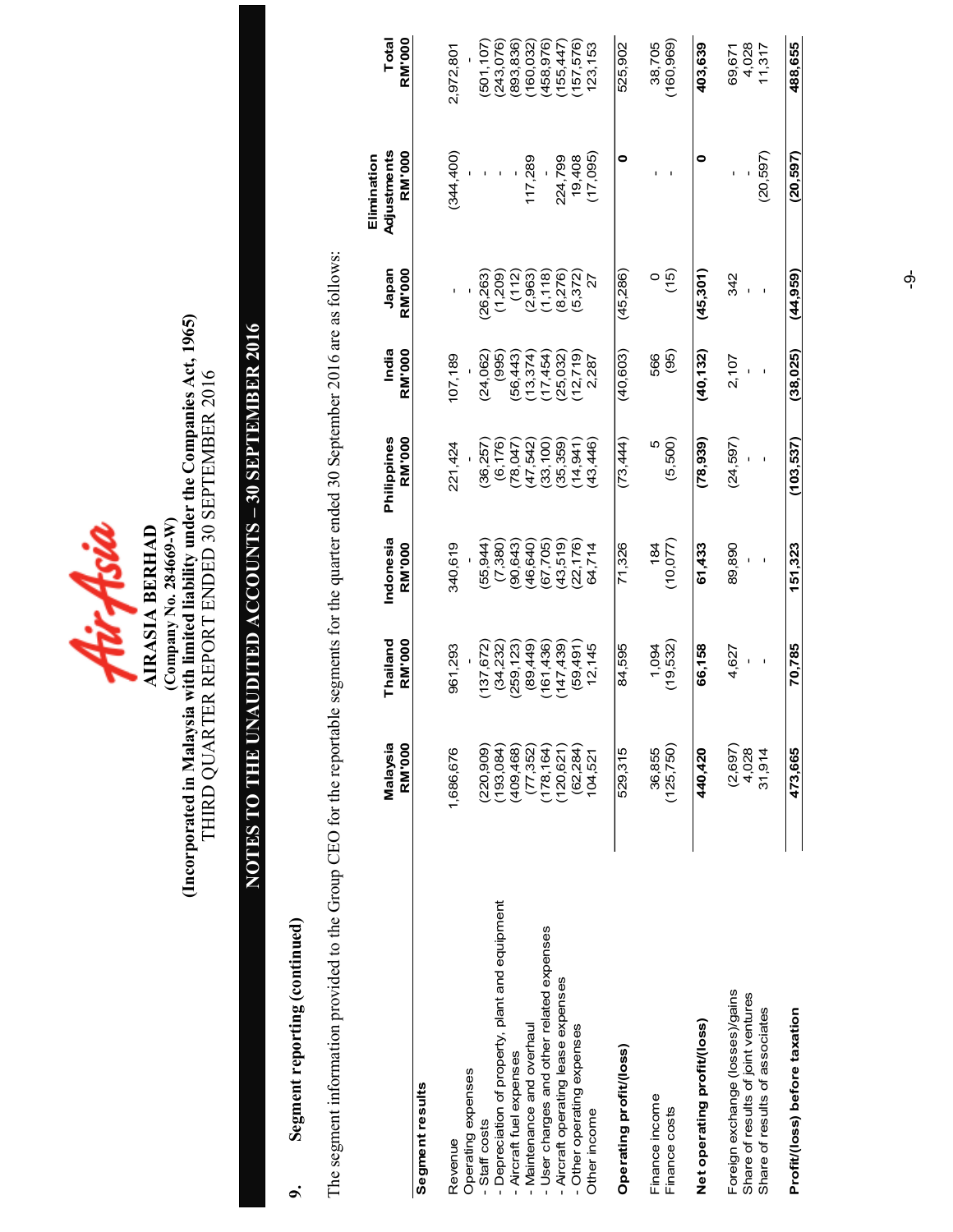AIRASIA BERHAD
(Company No. 284669-W)
(Incorporated in Malaysia with limited liability under the Companies Act, 1965)
THIRD QUARTER REPORT ENDED 30 SEPTEMBER 2016

## NOTES TO THE UNAUDITED ACCOUNTS – 30 SEPTEMBER 2016

### 9. Segment reporting (continued)

The segment information provided to the Group CEO for the reportable segments for the quarter ended 30 September 2016 are as follows:

| | Malaysia RM'000 | Thailand RM'000 | Indonesia RM'000 | Philippines RM'000 | India RM'000 | Japan RM'000 | Elimination Adjustments RM'000 | Total RM'000 |
|---|---|---|---|---|---|---|---|---|
| **Segment results** | | | | | | | | |
| Revenue | 1,686,676 | 961,293 | 340,619 | 221,424 | 107,189 | - | (344,400) | 2,972,801 |
| Operating expenses | - | - | - | - | - | - | - | - |
| - Staff costs | (220,909) | (137,672) | (55,944) | (36,257) | (24,062) | (26,263) | - | (501,107) |
| - Depreciation of property, plant and equipment | (193,084) | (34,232) | (7,380) | (6,176) | (995) | (1,209) | - | (243,076) |
| - Aircraft fuel expenses | (409,468) | (259,123) | (90,643) | (78,047) | (56,443) | (112) | - | (893,836) |
| - Maintenance and overhaul | (77,352) | (89,449) | (46,640) | (47,542) | (13,374) | (2,963) | 117,289 | (160,032) |
| - User charges and other related expenses | (178,164) | (161,436) | (67,705) | (33,100) | (17,454) | (1,118) | - | (458,976) |
| - Aircraft operating lease expenses | (120,621) | (147,439) | (43,519) | (35,359) | (25,032) | (8,276) | 224,799 | (155,447) |
| - Other operating expenses | (62,284) | (59,491) | (22,176) | (14,941) | (12,719) | (5,372) | 19,408 | (157,576) |
| Other income | 104,521 | 12,145 | 64,714 | (43,446) | 2,287 | 27 | (17,095) | 123,153 |
| **Operating profit/(loss)** | 529,315 | 84,595 | 71,326 | (73,444) | (40,603) | (45,286) | 0 | 525,902 |
| Finance income | 36,855 | 1,094 | 184 | 5 | 566 | 0 | - | 38,705 |
| Finance costs | (125,750) | (19,532) | (10,077) | (5,500) | (95) | (15) | - | (160,969) |
| **Net operating profit/(loss)** | **440,420** | **66,158** | **61,433** | **(78,939)** | **(40,132)** | **(45,301)** | **0** | **403,639** |
| Foreign exchange (losses)/gains | (2,697) | 4,627 | 89,890 | (24,597) | 2,107 | 342 | - | 69,671 |
| Share of results of joint ventures | 4,028 | - | - | - | - | - | - | 4,028 |
| Share of results of associates | 31,914 | - | - | - | - | - | (20,597) | 11,317 |
| **Profit/(loss) before taxation** | **473,665** | **70,785** | **151,323** | **(103,537)** | **(38,025)** | **(44,959)** | **(20,597)** | **488,655** |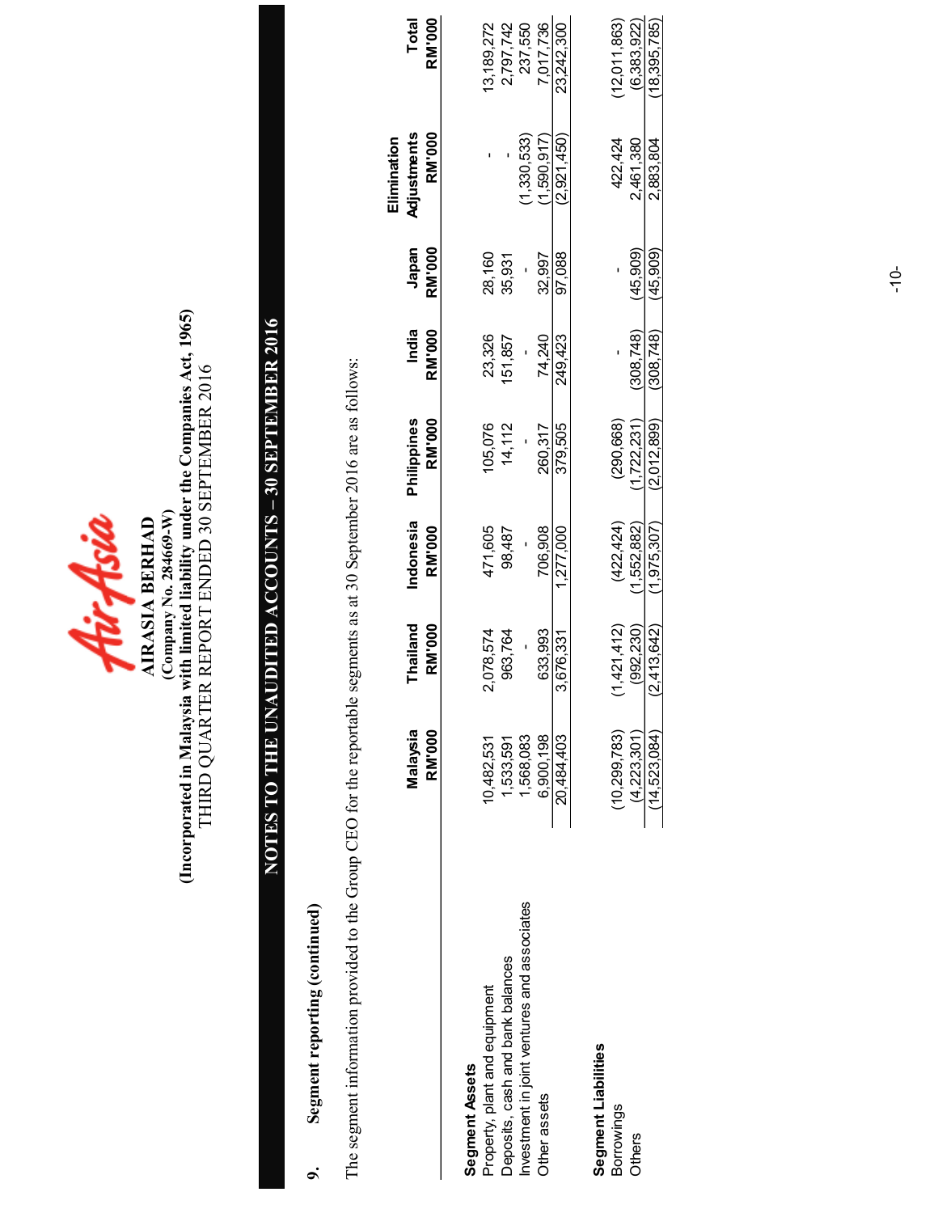**AIRASIA BERHAD**
**(Company No. 284669-W)**
**(Incorporated in Malaysia with limited liability under the Companies Act, 1965)**
THIRD QUARTER REPORT ENDED 30 SEPTEMBER 2016

# NOTES TO THE UNAUDITED ACCOUNTS – 30 SEPTEMBER 2016

## 9. Segment reporting (continued)

The segment information provided to the Group CEO for the reportable segments as at 30 September 2016 are as follows:

| | Malaysia RM'000 | Thailand RM'000 | Indonesia RM'000 | Philippines RM'000 | India RM'000 | Japan RM'000 | Elimination Adjustments RM'000 | Total RM'000 |
|---|---|---|---|---|---|---|---|---|
| **Segment Assets** | | | | | | | | |
| Property, plant and equipment | 10,482,531 | 2,078,574 | 471,605 | 105,076 | 23,326 | 28,160 | - | 13,189,272 |
| Deposits, cash and bank balances | 1,533,591 | 963,764 | 98,487 | 14,112 | 151,857 | 35,931 | - | 2,797,742 |
| Investment in joint ventures and associates | 1,568,083 | - | - | - | - | - | (1,330,533) | 237,550 |
| Other assets | 6,900,198 | 633,993 | 706,908 | 260,317 | 74,240 | 32,997 | (1,590,917) | 7,017,736 |
| | 20,484,403 | 3,676,331 | 1,277,000 | 379,505 | 249,423 | 97,088 | (2,921,450) | 23,242,300 |
| **Segment Liabilities** | | | | | | | | |
| Borrowings | (10,299,783) | (1,421,412) | (422,424) | (290,668) | - | - | 422,424 | (12,011,863) |
| Others | (4,223,301) | (992,230) | (1,552,882) | (1,722,231) | (308,748) | (45,909) | 2,461,380 | (6,383,922) |
| | (14,523,084) | (2,413,642) | (1,975,307) | (2,012,899) | (308,748) | (45,909) | 2,883,804 | (18,395,785) |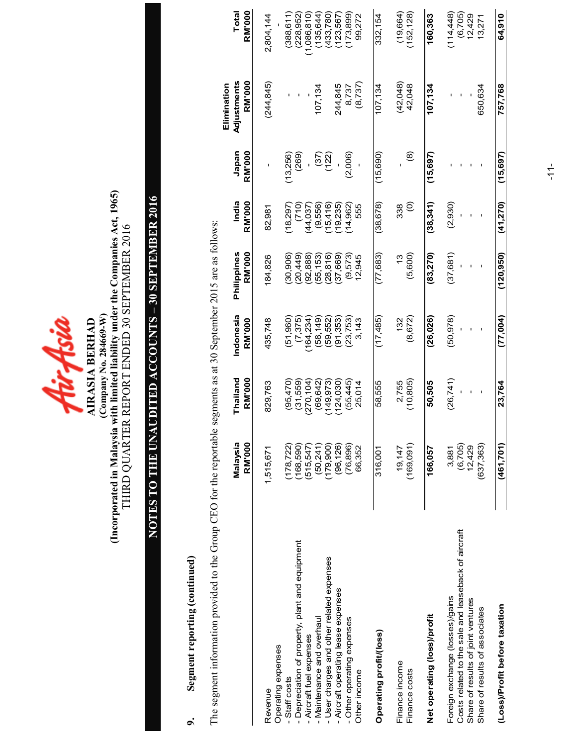**AIRASIA BERHAD**
**(Company No. 284669-W)**
**(Incorporated in Malaysia with limited liability under the Companies Act, 1965)**
THIRD QUARTER REPORT ENDED 30 SEPTEMBER 2016

## NOTES TO THE UNAUDITED ACCOUNTS – 30 SEPTEMBER 2016

### 9. Segment reporting (continued)

The segment information provided to the Group CEO for the reportable segments as at 30 September 2015 are as follows:

| | Malaysia RM'000 | Thailand RM'000 | Indonesia RM'000 | Philippines RM'000 | India RM'000 | Japan RM'000 | Elimination Adjustments RM'000 | Total RM'000 |
|---|---|---|---|---|---|---|---|---|
| Revenue | 1,515,671 | 829,763 | 435,748 | 184,826 | 82,981 | - | (244,845) | 2,804,144 |
| Operating expenses | | | | | | | | - |
| - Staff costs | (178,722) | (95,470) | (51,960) | (30,906) | (18,297) | (13,256) | - | (388,611) |
| - Depreciation of property, plant and equipment | (168,590) | (31,559) | (7,375) | (20,449) | (710) | (269) | - | (228,952) |
| - Aircraft fuel expenses | (515,547) | (270,104) | (164,234) | (92,888) | (44,037) | - | - | (1,086,810) |
| - Maintenance and overhaul | (50,241) | (69,642) | (58,149) | (55,153) | (9,556) | (37) | 107,134 | (135,644) |
| - User charges and other related expenses | (179,900) | (149,973) | (59,552) | (28,816) | (15,416) | (122) | - | (433,780) |
| - Aircraft operating lease expenses | (96,126) | (124,030) | (91,353) | (37,669) | (19,235) | - | 244,845 | (123,567) |
| - Other operating expenses | (76,896) | (55,445) | (23,753) | (9,573) | (14,962) | (2,006) | 8,737 | (173,899) |
| Other income | 66,352 | 25,014 | 3,143 | 12,945 | 555 | - | (8,737) | 99,272 |
| **Operating profit/(loss)** | 316,001 | 58,555 | (17,485) | (77,683) | (38,678) | (15,690) | 107,134 | 332,154 |
| Finance income | 19,147 | 2,755 | 132 | 13 | 338 | - | (42,048) | (19,664) |
| Finance costs | (169,091) | (10,805) | (8,672) | (5,600) | (0) | (8) | 42,048 | (152,128) |
| **Net operating (loss)/profit** | **166,057** | **50,505** | **(26,026)** | **(83,270)** | **(38,341)** | **(15,697)** | **107,134** | **160,363** |
| Foreign exchange (losses)/gains | 3,881 | (26,741) | (50,978) | (37,681) | (2,930) | - | - | (114,448) |
| Costs related to the sale and leaseback of aircraft | (6,705) | - | - | - | - | - | - | (6,705) |
| Share of results of joint ventures | 12,429 | - | - | - | - | - | - | 12,429 |
| Share of results of associates | (637,363) | - | - | - | - | - | 650,634 | 13,271 |
| **(Loss)/Profit before taxation** | **(461,701)** | **23,764** | **(77,004)** | **(120,950)** | **(41,270)** | **(15,697)** | **757,768** | **64,910** |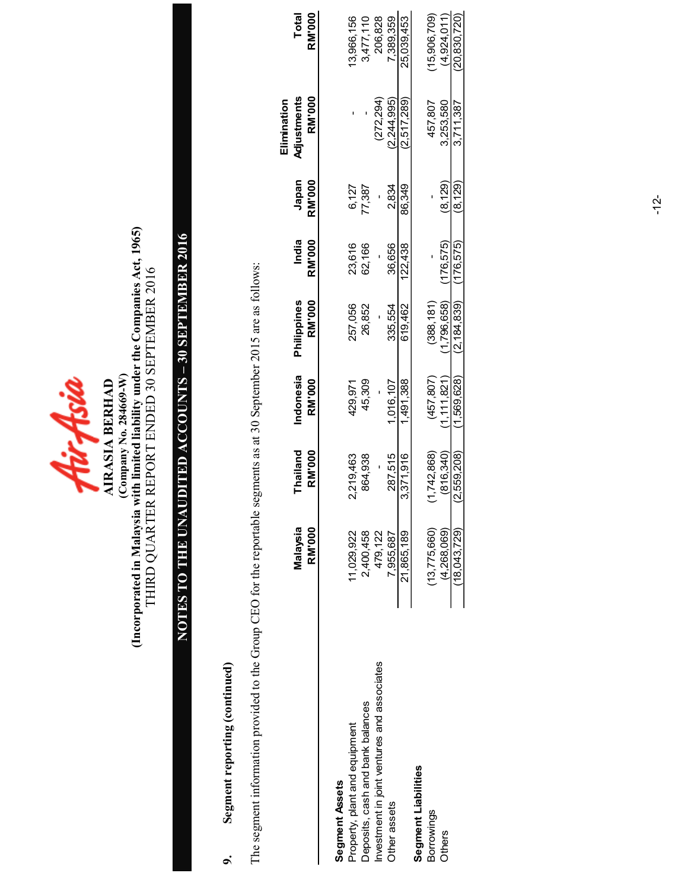**AIRASIA BERHAD**
**(Company No. 284669-W)**
**(Incorporated in Malaysia with limited liability under the Companies Act, 1965)**
THIRD QUARTER REPORT ENDED 30 SEPTEMBER 2016

## NOTES TO THE UNAUDITED ACCOUNTS – 30 SEPTEMBER 2016

### 9. Segment reporting (continued)

The segment information provided to the Group CEO for the reportable segments as at 30 September 2015 are as follows:

| | Malaysia RM'000 | Thailand RM'000 | Indonesia RM'000 | Philippines RM'000 | India RM'000 | Japan RM'000 | Elimination Adjustments RM'000 | Total RM'000 |
|---|---|---|---|---|---|---|---|---|
| **Segment Assets** | | | | | | | | |
| Property, plant and equipment | 11,029,922 | 2,219,463 | 429,971 | 257,056 | 23,616 | 6,127 | - | 13,966,156 |
| Deposits, cash and bank balances | 2,400,458 | 864,938 | 45,309 | 26,852 | 62,166 | 77,387 | - | 3,477,110 |
| Investment in joint ventures and associates | 479,122 | - | - | - | - | - | (272,294) | 206,828 |
| Other assets | 7,955,687 | 287,515 | 1,016,107 | 335,554 | 36,656 | 2,834 | (2,244,995) | 7,389,359 |
| | 21,865,189 | 3,371,916 | 1,491,388 | 619,462 | 122,438 | 86,349 | (2,517,289) | 25,039,453 |
| **Segment Liabilities** | | | | | | | | |
| Borrowings | (13,775,660) | (1,742,868) | (457,807) | (388,181) | - | - | 457,807 | (15,906,709) |
| Others | (4,268,069) | (816,340) | (1,111,821) | (1,796,658) | (176,575) | (8,129) | 3,253,580 | (4,924,011) |
| | (18,043,729) | (2,559,208) | (1,569,628) | (2,184,839) | (176,575) | (8,129) | 3,711,387 | (20,830,720) |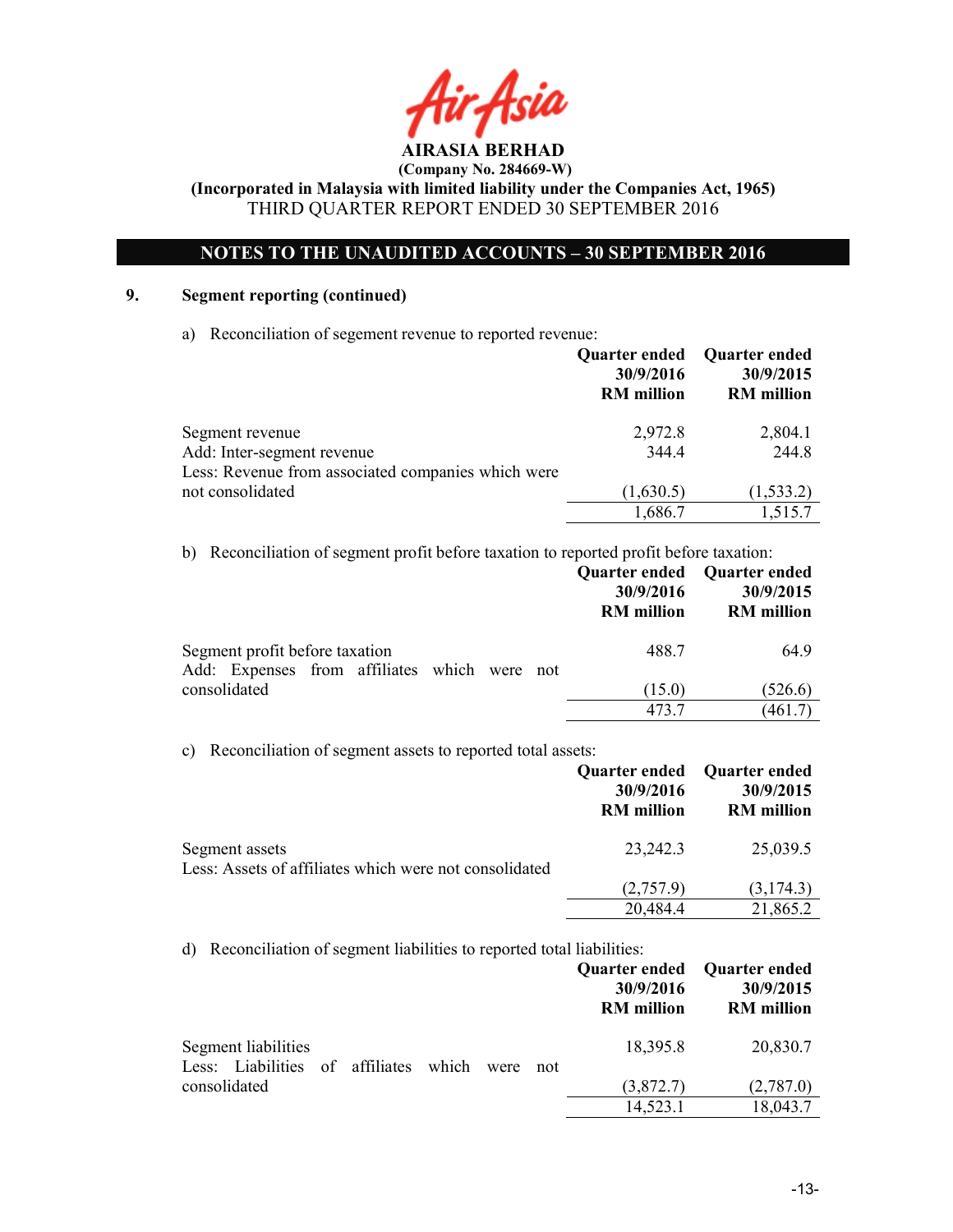# AIRASIA BERHAD

**(Company No. 284669-W)**

**(Incorporated in Malaysia with limited liability under the Companies Act, 1965)**

THIRD QUARTER REPORT ENDED 30 SEPTEMBER 2016

## NOTES TO THE UNAUDITED ACCOUNTS – 30 SEPTEMBER 2016

### 9. Segment reporting (continued)

a) Reconciliation of segement revenue to reported revenue:

| | Quarter ended 30/9/2016 RM million | Quarter ended 30/9/2015 RM million |
|---|---|---|
| Segment revenue | 2,972.8 | 2,804.1 |
| Add: Inter-segment revenue | 344.4 | 244.8 |
| Less: Revenue from associated companies which were not consolidated | (1,630.5) | (1,533.2) |
| | 1,686.7 | 1,515.7 |

b) Reconciliation of segment profit before taxation to reported profit before taxation:

| | Quarter ended 30/9/2016 RM million | Quarter ended 30/9/2015 RM million |
|---|---|---|
| Segment profit before taxation | 488.7 | 64.9 |
| Add: Expenses from affiliates which were not consolidated | (15.0) | (526.6) |
| | 473.7 | (461.7) |

c) Reconciliation of segment assets to reported total assets:

| | Quarter ended 30/9/2016 RM million | Quarter ended 30/9/2015 RM million |
|---|---|---|
| Segment assets | 23,242.3 | 25,039.5 |
| Less: Assets of affiliates which were not consolidated | (2,757.9) | (3,174.3) |
| | 20,484.4 | 21,865.2 |

d) Reconciliation of segment liabilities to reported total liabilities:

| | Quarter ended 30/9/2016 RM million | Quarter ended 30/9/2015 RM million |
|---|---|---|
| Segment liabilities | 18,395.8 | 20,830.7 |
| Less: Liabilities of affiliates which were not consolidated | (3,872.7) | (2,787.0) |
| | 14,523.1 | 18,043.7 |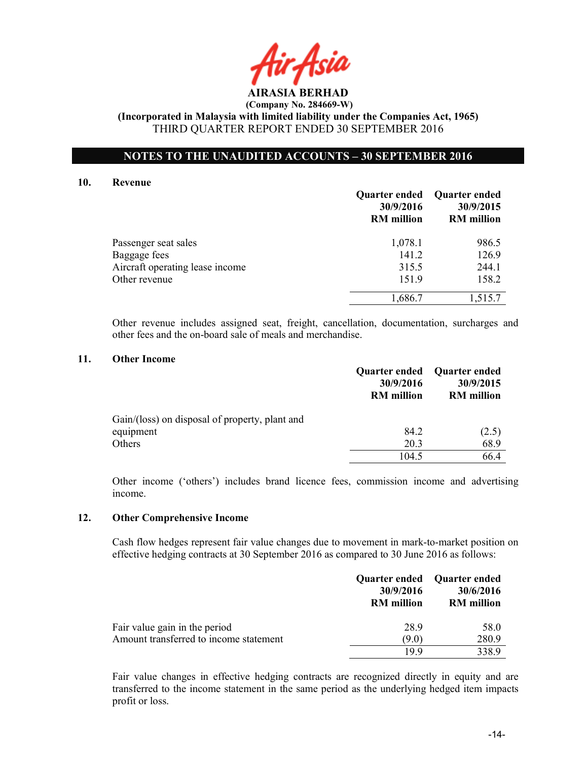**AIRASIA BERHAD**
**(Company No. 284669-W)**
**(Incorporated in Malaysia with limited liability under the Companies Act, 1965)**
THIRD QUARTER REPORT ENDED 30 SEPTEMBER 2016

## NOTES TO THE UNAUDITED ACCOUNTS – 30 SEPTEMBER 2016

### 10. Revenue

| | Quarter ended 30/9/2016 RM million | Quarter ended 30/9/2015 RM million |
|---|---|---|
| Passenger seat sales | 1,078.1 | 986.5 |
| Baggage fees | 141.2 | 126.9 |
| Aircraft operating lease income | 315.5 | 244.1 |
| Other revenue | 151.9 | 158.2 |
| | 1,686.7 | 1,515.7 |

Other revenue includes assigned seat, freight, cancellation, documentation, surcharges and other fees and the on-board sale of meals and merchandise.

### 11. Other Income

| | Quarter ended 30/9/2016 RM million | Quarter ended 30/9/2015 RM million |
|---|---|---|
| Gain/(loss) on disposal of property, plant and equipment | 84.2 | (2.5) |
| Others | 20.3 | 68.9 |
| | 104.5 | 66.4 |

Other income ('others') includes brand licence fees, commission income and advertising income.

### 12. Other Comprehensive Income

Cash flow hedges represent fair value changes due to movement in mark-to-market position on effective hedging contracts at 30 September 2016 as compared to 30 June 2016 as follows:

| | Quarter ended 30/9/2016 RM million | Quarter ended 30/6/2016 RM million |
|---|---|---|
| Fair value gain in the period | 28.9 | 58.0 |
| Amount transferred to income statement | (9.0) | 280.9 |
| | 19.9 | 338.9 |

Fair value changes in effective hedging contracts are recognized directly in equity and are transferred to the income statement in the same period as the underlying hedged item impacts profit or loss.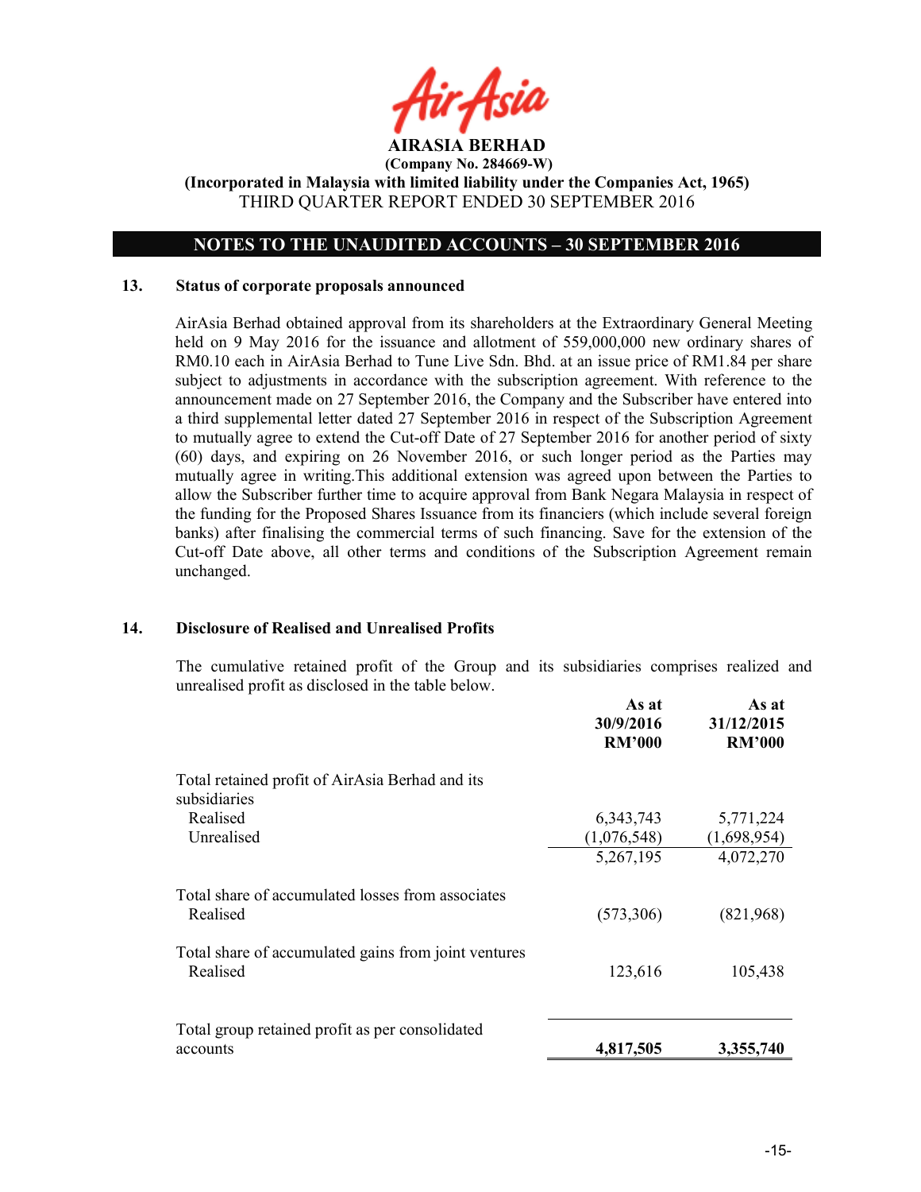**AIRASIA BERHAD**
**(Company No. 284669-W)**
**(Incorporated in Malaysia with limited liability under the Companies Act, 1965)**
THIRD QUARTER REPORT ENDED 30 SEPTEMBER 2016

## NOTES TO THE UNAUDITED ACCOUNTS – 30 SEPTEMBER 2016

### 13. Status of corporate proposals announced

AirAsia Berhad obtained approval from its shareholders at the Extraordinary General Meeting held on 9 May 2016 for the issuance and allotment of 559,000,000 new ordinary shares of RM0.10 each in AirAsia Berhad to Tune Live Sdn. Bhd. at an issue price of RM1.84 per share subject to adjustments in accordance with the subscription agreement. With reference to the announcement made on 27 September 2016, the Company and the Subscriber have entered into a third supplemental letter dated 27 September 2016 in respect of the Subscription Agreement to mutually agree to extend the Cut-off Date of 27 September 2016 for another period of sixty (60) days, and expiring on 26 November 2016, or such longer period as the Parties may mutually agree in writing.This additional extension was agreed upon between the Parties to allow the Subscriber further time to acquire approval from Bank Negara Malaysia in respect of the funding for the Proposed Shares Issuance from its financiers (which include several foreign banks) after finalising the commercial terms of such financing. Save for the extension of the Cut-off Date above, all other terms and conditions of the Subscription Agreement remain unchanged.

### 14. Disclosure of Realised and Unrealised Profits

The cumulative retained profit of the Group and its subsidiaries comprises realized and unrealised profit as disclosed in the table below.

| | As at 30/9/2016 RM'000 | As at 31/12/2015 RM'000 |
|---|---|---|
| Total retained profit of AirAsia Berhad and its subsidiaries | | |
| Realised | 6,343,743 | 5,771,224 |
| Unrealised | (1,076,548) | (1,698,954) |
| | 5,267,195 | 4,072,270 |
| Total share of accumulated losses from associates | | |
| Realised | (573,306) | (821,968) |
| Total share of accumulated gains from joint ventures | | |
| Realised | 123,616 | 105,438 |
| Total group retained profit as per consolidated accounts | **4,817,505** | **3,355,740** |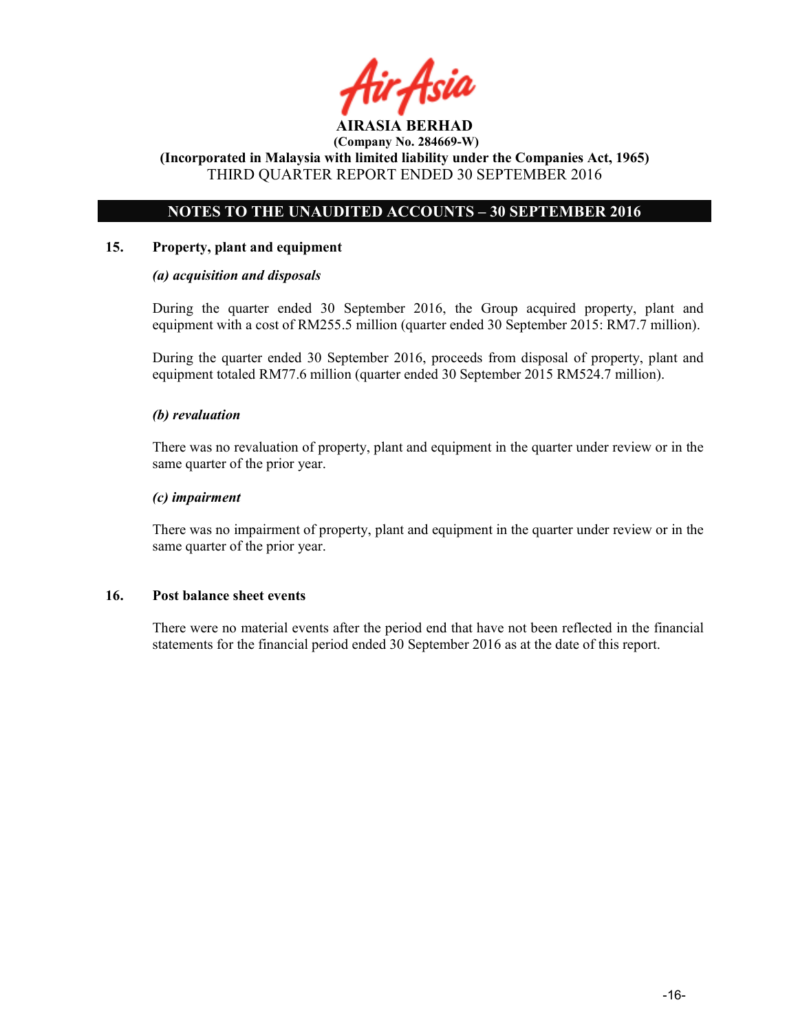**AIRASIA BERHAD**
**(Company No. 284669-W)**
**(Incorporated in Malaysia with limited liability under the Companies Act, 1965)**
THIRD QUARTER REPORT ENDED 30 SEPTEMBER 2016

## NOTES TO THE UNAUDITED ACCOUNTS – 30 SEPTEMBER 2016

### 15. Property, plant and equipment

***(a) acquisition and disposals***

During the quarter ended 30 September 2016, the Group acquired property, plant and equipment with a cost of RM255.5 million (quarter ended 30 September 2015: RM7.7 million).

During the quarter ended 30 September 2016, proceeds from disposal of property, plant and equipment totaled RM77.6 million (quarter ended 30 September 2015 RM524.7 million).

***(b) revaluation***

There was no revaluation of property, plant and equipment in the quarter under review or in the same quarter of the prior year.

***(c) impairment***

There was no impairment of property, plant and equipment in the quarter under review or in the same quarter of the prior year.

### 16. Post balance sheet events

There were no material events after the period end that have not been reflected in the financial statements for the financial period ended 30 September 2016 as at the date of this report.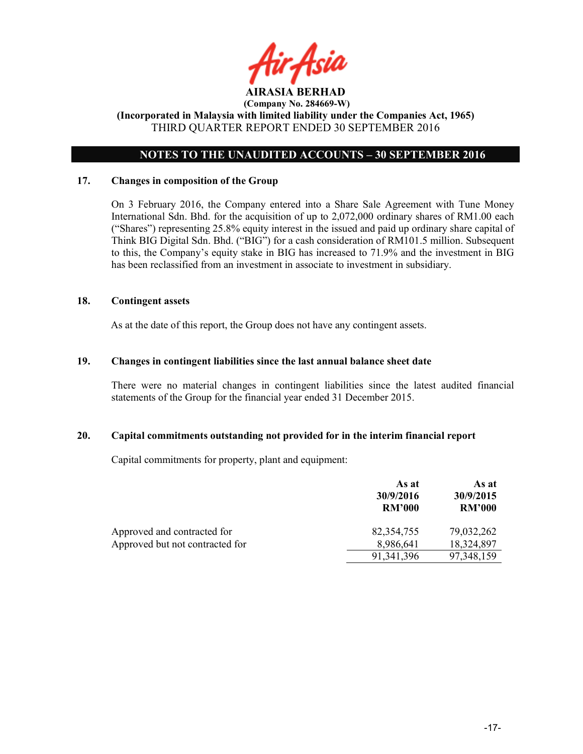# AIRASIA BERHAD

**(Company No. 284669-W)**

**(Incorporated in Malaysia with limited liability under the Companies Act, 1965)**

THIRD QUARTER REPORT ENDED 30 SEPTEMBER 2016

## NOTES TO THE UNAUDITED ACCOUNTS – 30 SEPTEMBER 2016

### 17. Changes in composition of the Group

On 3 February 2016, the Company entered into a Share Sale Agreement with Tune Money International Sdn. Bhd. for the acquisition of up to 2,072,000 ordinary shares of RM1.00 each ("Shares") representing 25.8% equity interest in the issued and paid up ordinary share capital of Think BIG Digital Sdn. Bhd. ("BIG") for a cash consideration of RM101.5 million. Subsequent to this, the Company's equity stake in BIG has increased to 71.9% and the investment in BIG has been reclassified from an investment in associate to investment in subsidiary.

### 18. Contingent assets

As at the date of this report, the Group does not have any contingent assets.

### 19. Changes in contingent liabilities since the last annual balance sheet date

There were no material changes in contingent liabilities since the latest audited financial statements of the Group for the financial year ended 31 December 2015.

### 20. Capital commitments outstanding not provided for in the interim financial report

Capital commitments for property, plant and equipment:

| | As at 30/9/2016 RM'000 | As at 30/9/2015 RM'000 |
|---|---|---|
| Approved and contracted for | 82,354,755 | 79,032,262 |
| Approved but not contracted for | 8,986,641 | 18,324,897 |
| | 91,341,396 | 97,348,159 |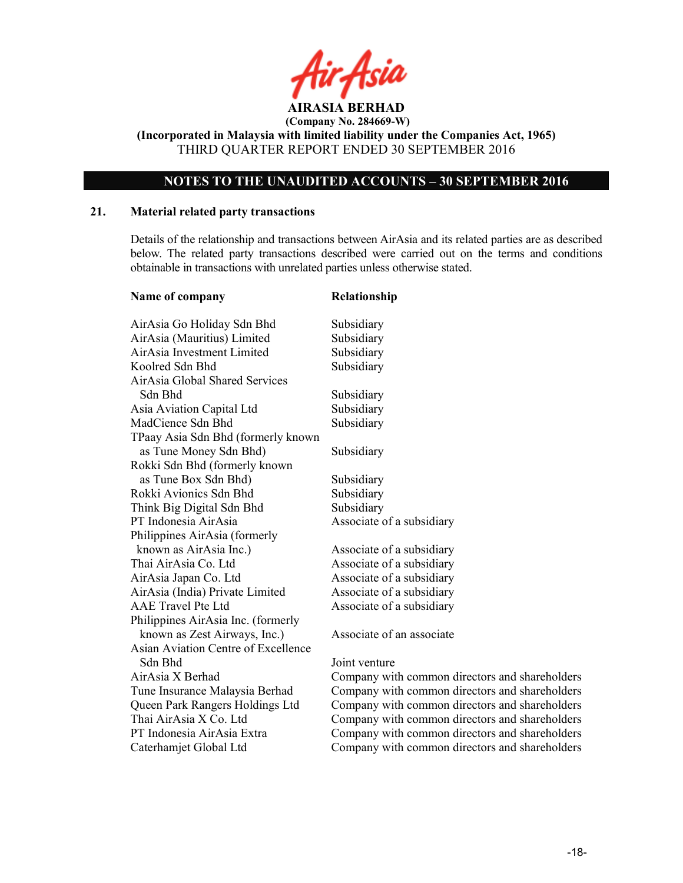## AIRASIA BERHAD

**(Company No. 284669-W)**

**(Incorporated in Malaysia with limited liability under the Companies Act, 1965)**

THIRD QUARTER REPORT ENDED 30 SEPTEMBER 2016

### NOTES TO THE UNAUDITED ACCOUNTS – 30 SEPTEMBER 2016

### 21. Material related party transactions

Details of the relationship and transactions between AirAsia and its related parties are as described below. The related party transactions described were carried out on the terms and conditions obtainable in transactions with unrelated parties unless otherwise stated.

| Name of company | Relationship |
|---|---|
| AirAsia Go Holiday Sdn Bhd | Subsidiary |
| AirAsia (Mauritius) Limited | Subsidiary |
| AirAsia Investment Limited | Subsidiary |
| Koolred Sdn Bhd | Subsidiary |
| AirAsia Global Shared Services Sdn Bhd | Subsidiary |
| Asia Aviation Capital Ltd | Subsidiary |
| MadCience Sdn Bhd | Subsidiary |
| TPaay Asia Sdn Bhd (formerly known as Tune Money Sdn Bhd) | Subsidiary |
| Rokki Sdn Bhd (formerly known as Tune Box Sdn Bhd) | Subsidiary |
| Rokki Avionics Sdn Bhd | Subsidiary |
| Think Big Digital Sdn Bhd | Subsidiary |
| PT Indonesia AirAsia | Associate of a subsidiary |
| Philippines AirAsia (formerly known as AirAsia Inc.) | Associate of a subsidiary |
| Thai AirAsia Co. Ltd | Associate of a subsidiary |
| AirAsia Japan Co. Ltd | Associate of a subsidiary |
| AirAsia (India) Private Limited | Associate of a subsidiary |
| AAE Travel Pte Ltd | Associate of a subsidiary |
| Philippines AirAsia Inc. (formerly known as Zest Airways, Inc.) | Associate of an associate |
| Asian Aviation Centre of Excellence Sdn Bhd | Joint venture |
| AirAsia X Berhad | Company with common directors and shareholders |
| Tune Insurance Malaysia Berhad | Company with common directors and shareholders |
| Queen Park Rangers Holdings Ltd | Company with common directors and shareholders |
| Thai AirAsia X Co. Ltd | Company with common directors and shareholders |
| PT Indonesia AirAsia Extra | Company with common directors and shareholders |
| Caterhamjet Global Ltd | Company with common directors and shareholders |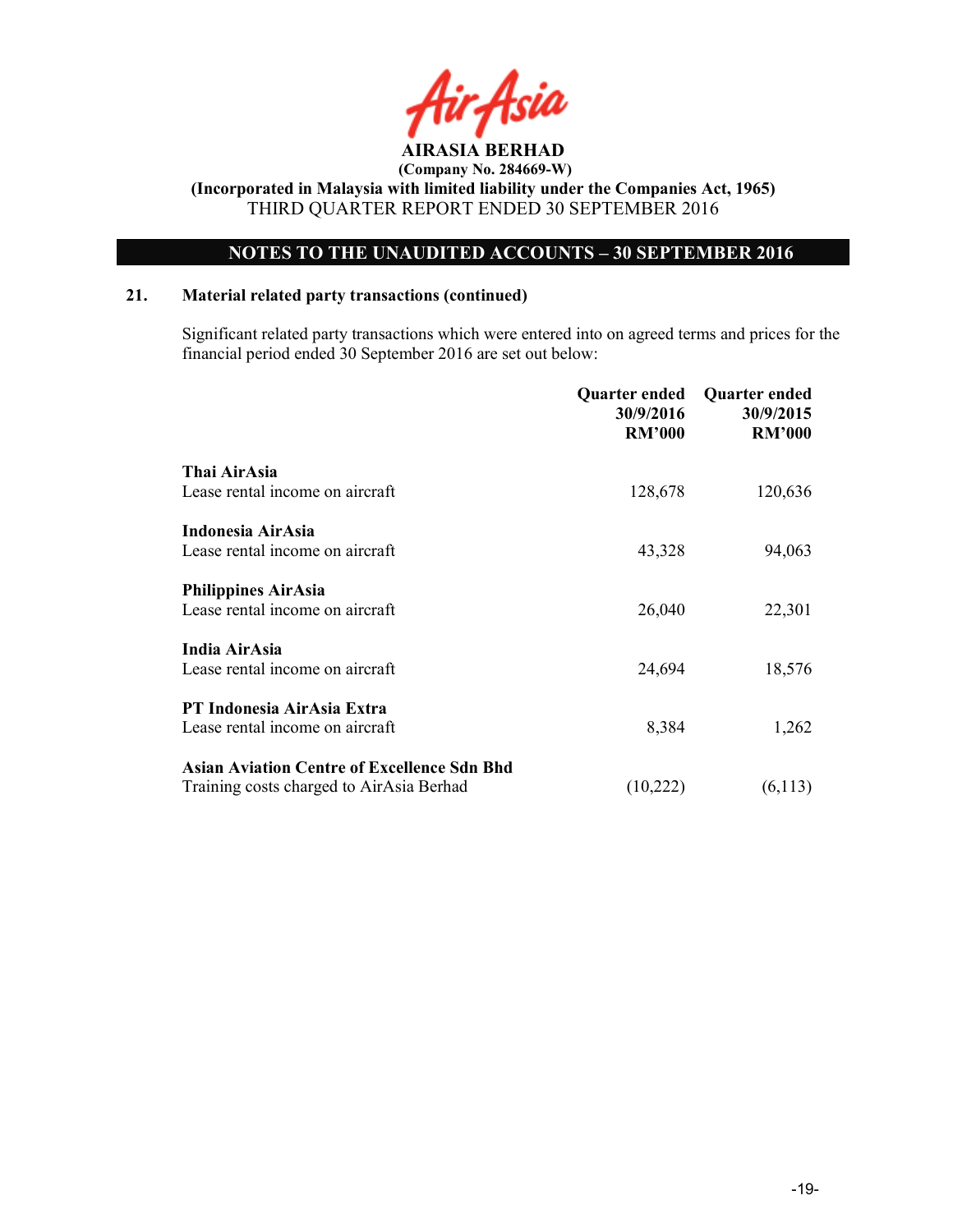## NOTES TO THE UNAUDITED ACCOUNTS – 30 SEPTEMBER 2016

### 21. Material related party transactions (continued)

Significant related party transactions which were entered into on agreed terms and prices for the financial period ended 30 September 2016 are set out below:

| | Quarter ended 30/9/2016 RM'000 | Quarter ended 30/9/2015 RM'000 |
|---|---|---|
| **Thai AirAsia** | | |
| Lease rental income on aircraft | 128,678 | 120,636 |
| **Indonesia AirAsia** | | |
| Lease rental income on aircraft | 43,328 | 94,063 |
| **Philippines AirAsia** | | |
| Lease rental income on aircraft | 26,040 | 22,301 |
| **India AirAsia** | | |
| Lease rental income on aircraft | 24,694 | 18,576 |
| **PT Indonesia AirAsia Extra** | | |
| Lease rental income on aircraft | 8,384 | 1,262 |
| **Asian Aviation Centre of Excellence Sdn Bhd** | | |
| Training costs charged to AirAsia Berhad | (10,222) | (6,113) |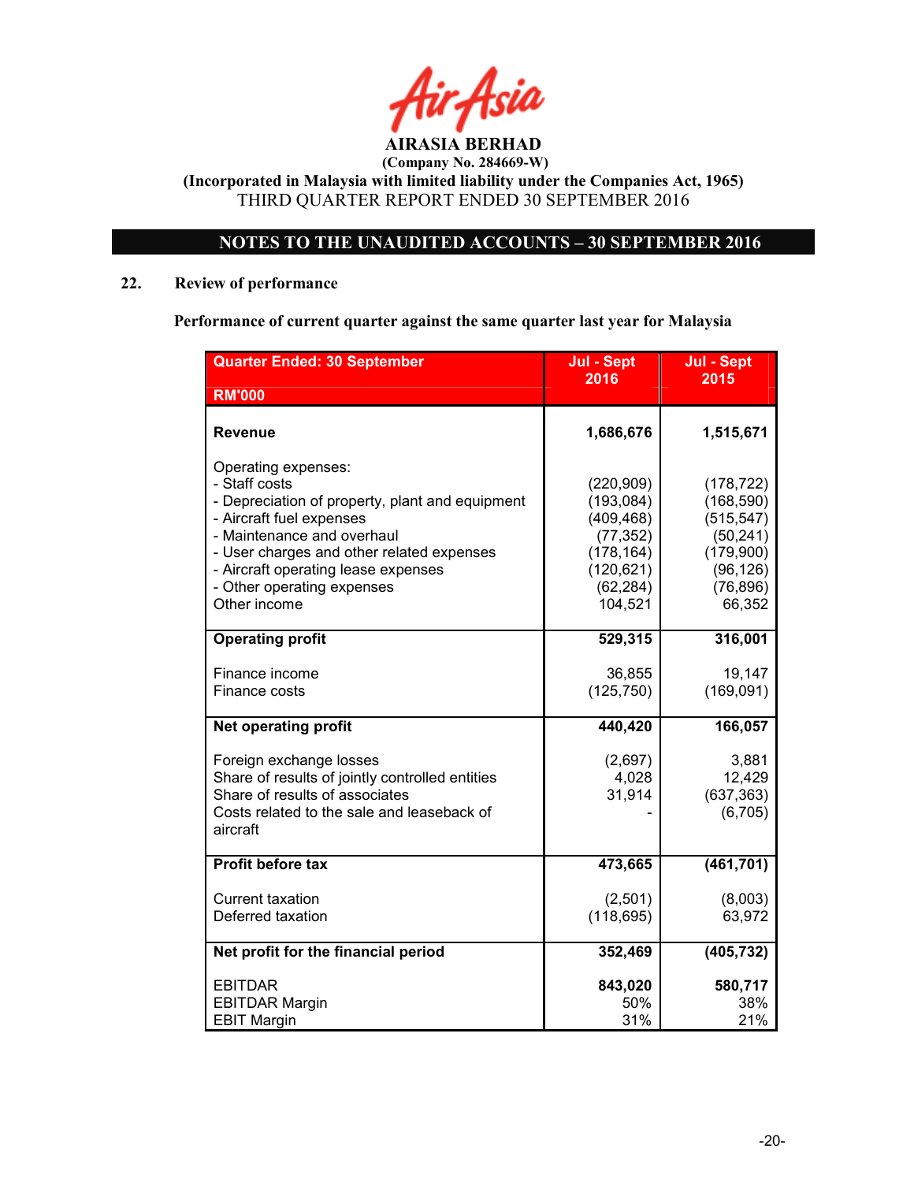# AIRASIA BERHAD

**(Company No. 284669-W)**

**(Incorporated in Malaysia with limited liability under the Companies Act, 1965)**

THIRD QUARTER REPORT ENDED 30 SEPTEMBER 2016

## NOTES TO THE UNAUDITED ACCOUNTS – 30 SEPTEMBER 2016

### 22. Review of performance

**Performance of current quarter against the same quarter last year for Malaysia**

| Quarter Ended: 30 September<br>RM'000 | Jul - Sept 2016 | Jul - Sept 2015 |
|---|---|---|
| **Revenue** | **1,686,676** | **1,515,671** |
| Operating expenses: | | |
| - Staff costs | (220,909) | (178,722) |
| - Depreciation of property, plant and equipment | (193,084) | (168,590) |
| - Aircraft fuel expenses | (409,468) | (515,547) |
| - Maintenance and overhaul | (77,352) | (50,241) |
| - User charges and other related expenses | (178,164) | (179,900) |
| - Aircraft operating lease expenses | (120,621) | (96,126) |
| - Other operating expenses | (62,284) | (76,896) |
| Other income | 104,521 | 66,352 |
| **Operating profit** | **529,315** | **316,001** |
| Finance income | 36,855 | 19,147 |
| Finance costs | (125,750) | (169,091) |
| **Net operating profit** | **440,420** | **166,057** |
| Foreign exchange losses | (2,697) | 3,881 |
| Share of results of jointly controlled entities | 4,028 | 12,429 |
| Share of results of associates | 31,914 | (637,363) |
| Costs related to the sale and leaseback of aircraft | - | (6,705) |
| **Profit before tax** | **473,665** | **(461,701)** |
| Current taxation | (2,501) | (8,003) |
| Deferred taxation | (118,695) | 63,972 |
| **Net profit for the financial period** | **352,469** | **(405,732)** |
| EBITDAR | **843,020** | **580,717** |
| EBITDAR Margin | 50% | 38% |
| EBIT Margin | 31% | 21% |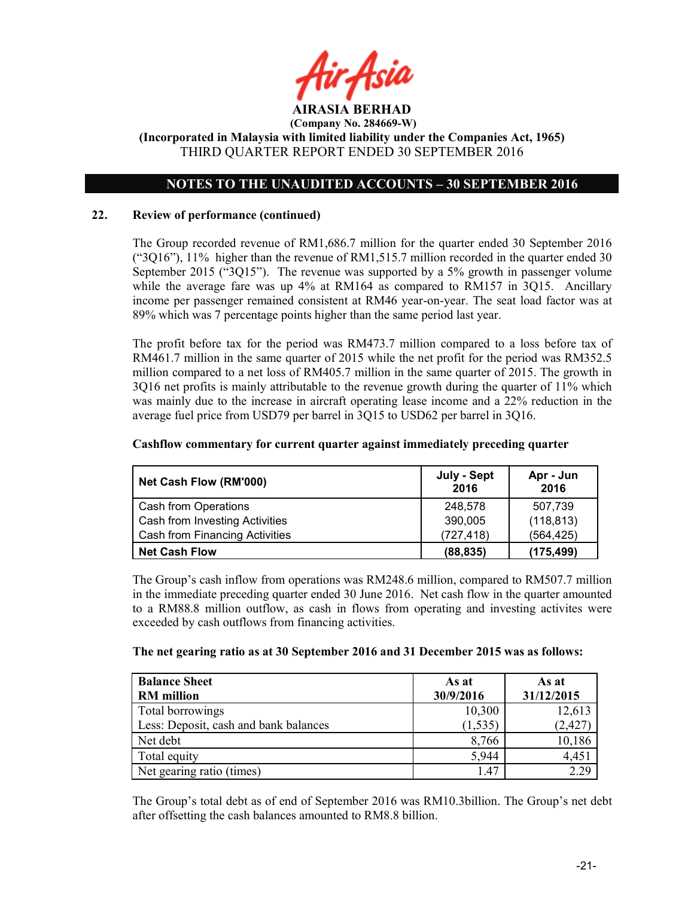**AIRASIA BERHAD**

**(Company No. 284669-W)**

**(Incorporated in Malaysia with limited liability under the Companies Act, 1965)**

THIRD QUARTER REPORT ENDED 30 SEPTEMBER 2016

## NOTES TO THE UNAUDITED ACCOUNTS – 30 SEPTEMBER 2016

### 22. Review of performance (continued)

The Group recorded revenue of RM1,686.7 million for the quarter ended 30 September 2016 ("3Q16"), 11% higher than the revenue of RM1,515.7 million recorded in the quarter ended 30 September 2015 ("3Q15"). The revenue was supported by a 5% growth in passenger volume while the average fare was up 4% at RM164 as compared to RM157 in 3Q15. Ancillary income per passenger remained consistent at RM46 year-on-year. The seat load factor was at 89% which was 7 percentage points higher than the same period last year.

The profit before tax for the period was RM473.7 million compared to a loss before tax of RM461.7 million in the same quarter of 2015 while the net profit for the period was RM352.5 million compared to a net loss of RM405.7 million in the same quarter of 2015. The growth in 3Q16 net profits is mainly attributable to the revenue growth during the quarter of 11% which was mainly due to the increase in aircraft operating lease income and a 22% reduction in the average fuel price from USD79 per barrel in 3Q15 to USD62 per barrel in 3Q16.

**Cashflow commentary for current quarter against immediately preceding quarter**

| Net Cash Flow (RM'000) | July - Sept 2016 | Apr - Jun 2016 |
|---|---|---|
| Cash from Operations | 248,578 | 507,739 |
| Cash from Investing Activities | 390,005 | (118,813) |
| Cash from Financing Activities | (727,418) | (564,425) |
| **Net Cash Flow** | **(88,835)** | **(175,499)** |

The Group's cash inflow from operations was RM248.6 million, compared to RM507.7 million in the immediate preceding quarter ended 30 June 2016. Net cash flow in the quarter amounted to a RM88.8 million outflow, as cash in flows from operating and investing activites were exceeded by cash outflows from financing activities.

**The net gearing ratio as at 30 September 2016 and 31 December 2015 was as follows:**

| Balance Sheet RM million | As at 30/9/2016 | As at 31/12/2015 |
|---|---|---|
| Total borrowings | 10,300 | 12,613 |
| Less: Deposit, cash and bank balances | (1,535) | (2,427) |
| Net debt | 8,766 | 10,186 |
| Total equity | 5,944 | 4,451 |
| Net gearing ratio (times) | 1.47 | 2.29 |

The Group's total debt as of end of September 2016 was RM10.3billion. The Group's net debt after offsetting the cash balances amounted to RM8.8 billion.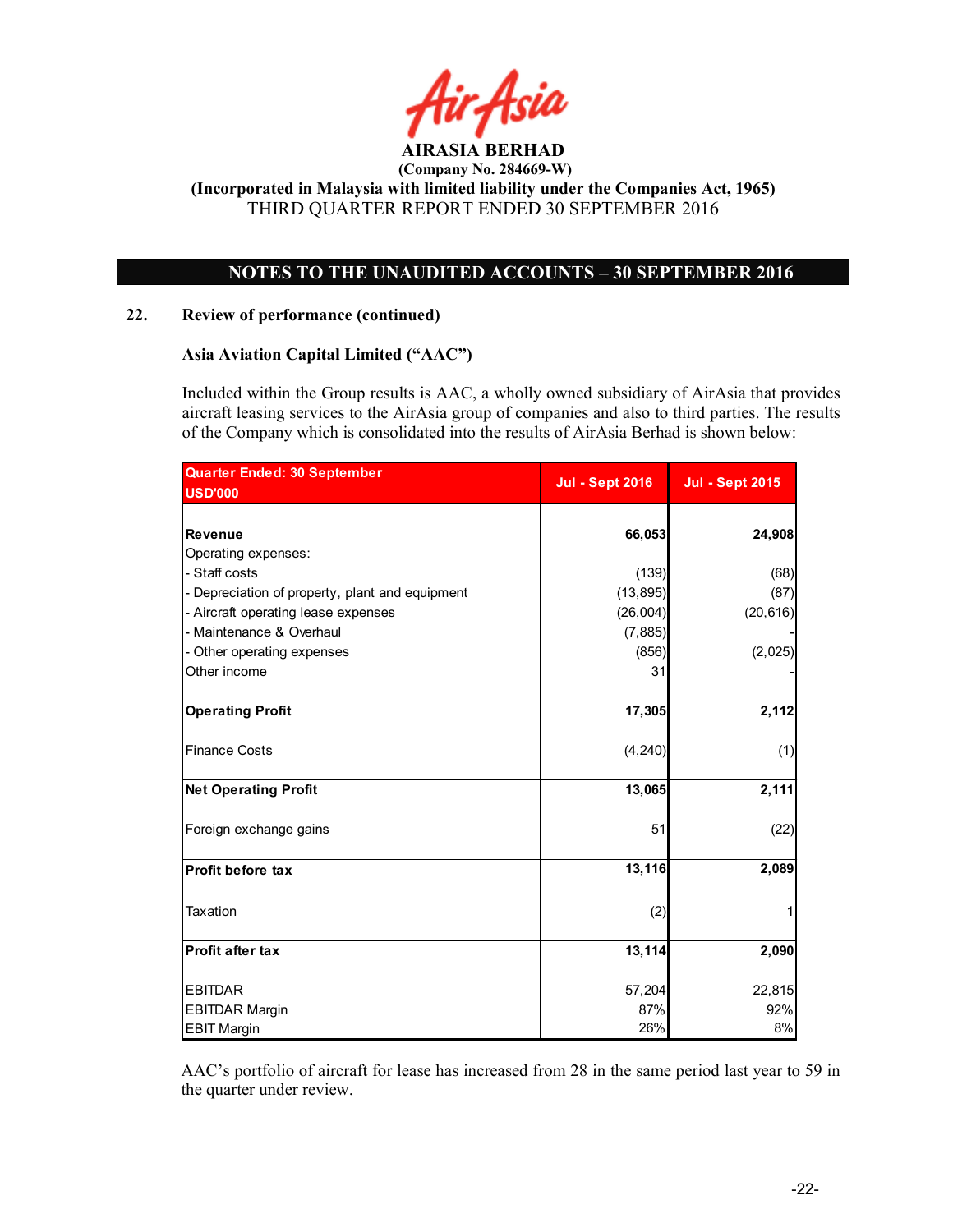**AIRASIA BERHAD**
**(Company No. 284669-W)**
**(Incorporated in Malaysia with limited liability under the Companies Act, 1965)**
THIRD QUARTER REPORT ENDED 30 SEPTEMBER 2016

## NOTES TO THE UNAUDITED ACCOUNTS – 30 SEPTEMBER 2016

### 22. Review of performance (continued)

**Asia Aviation Capital Limited ("AAC")**

Included within the Group results is AAC, a wholly owned subsidiary of AirAsia that provides aircraft leasing services to the AirAsia group of companies and also to third parties. The results of the Company which is consolidated into the results of AirAsia Berhad is shown below:

| Quarter Ended: 30 September USD'000 | Jul - Sept 2016 | Jul - Sept 2015 |
|---|---|---|
| **Revenue** | **66,053** | **24,908** |
| Operating expenses: | | |
| - Staff costs | (139) | (68) |
| - Depreciation of property, plant and equipment | (13,895) | (87) |
| - Aircraft operating lease expenses | (26,004) | (20,616) |
| - Maintenance & Overhaul | (7,885) | - |
| - Other operating expenses | (856) | (2,025) |
| Other income | 31 | - |
| **Operating Profit** | **17,305** | **2,112** |
| Finance Costs | (4,240) | (1) |
| **Net Operating Profit** | **13,065** | **2,111** |
| Foreign exchange gains | 51 | (22) |
| **Profit before tax** | **13,116** | **2,089** |
| Taxation | (2) | 1 |
| **Profit after tax** | **13,114** | **2,090** |
| EBITDAR | 57,204 | 22,815 |
| EBITDAR Margin | 87% | 92% |
| EBIT Margin | 26% | 8% |

AAC's portfolio of aircraft for lease has increased from 28 in the same period last year to 59 in the quarter under review.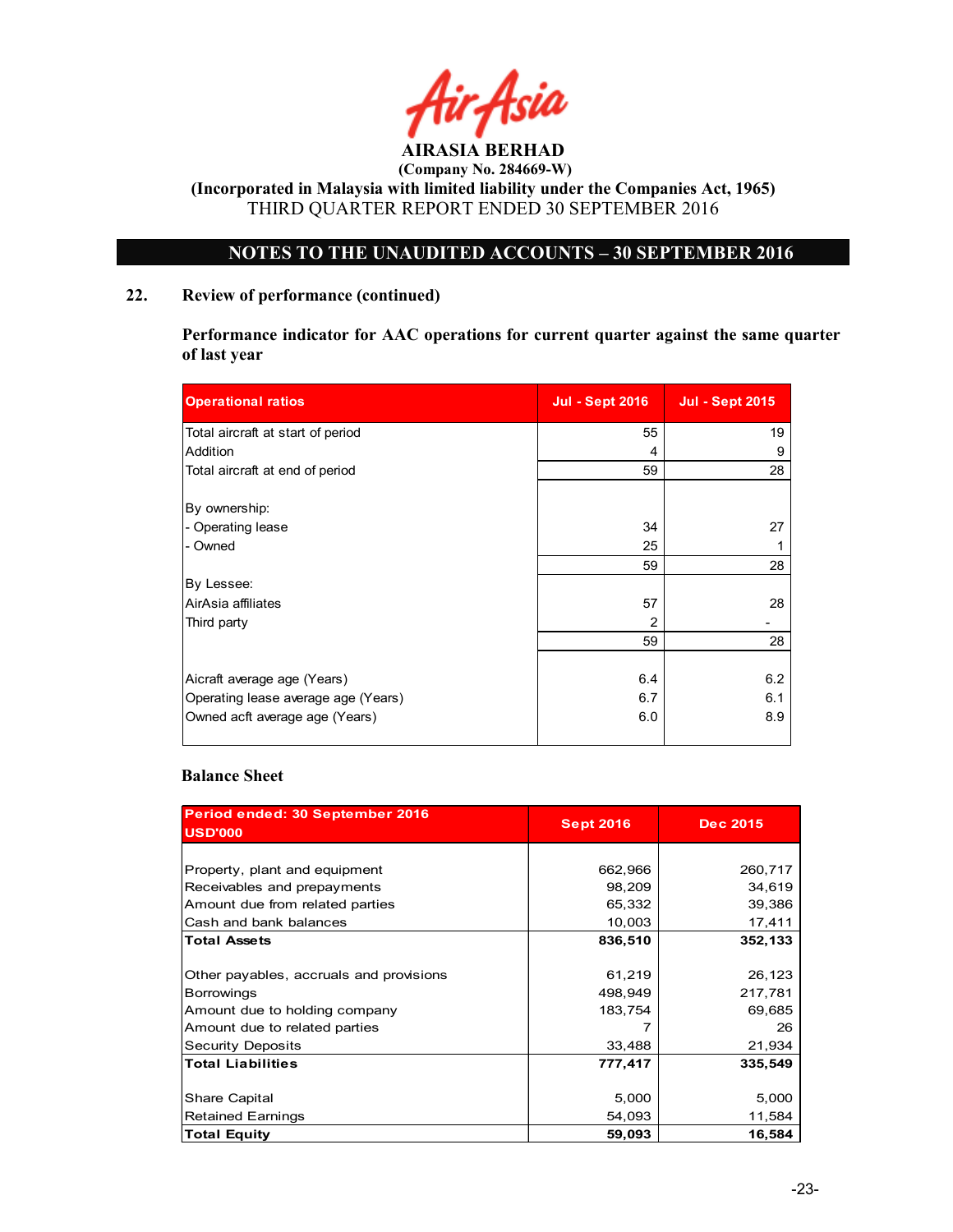AIRASIA BERHAD
(Company No. 284669-W)
(Incorporated in Malaysia with limited liability under the Companies Act, 1965)
THIRD QUARTER REPORT ENDED 30 SEPTEMBER 2016

## NOTES TO THE UNAUDITED ACCOUNTS – 30 SEPTEMBER 2016

### 22. Review of performance (continued)

**Performance indicator for AAC operations for current quarter against the same quarter of last year**

| Operational ratios | Jul - Sept 2016 | Jul - Sept 2015 |
|---|---|---|
| Total aircraft at start of period | 55 | 19 |
| Addition | 4 | 9 |
| Total aircraft at end of period | 59 | 28 |
| | | |
| By ownership: | | |
| - Operating lease | 34 | 27 |
| - Owned | 25 | 1 |
| | 59 | 28 |
| By Lessee: | | |
| AirAsia affiliates | 57 | 28 |
| Third party | 2 | - |
| | 59 | 28 |
| | | |
| Aicraft average age (Years) | 6.4 | 6.2 |
| Operating lease average age (Years) | 6.7 | 6.1 |
| Owned acft average age (Years) | 6.0 | 8.9 |

**Balance Sheet**

| Period ended: 30 September 2016 USD'000 | Sept 2016 | Dec 2015 |
|---|---|---|
| Property, plant and equipment | 662,966 | 260,717 |
| Receivables and prepayments | 98,209 | 34,619 |
| Amount due from related parties | 65,332 | 39,386 |
| Cash and bank balances | 10,003 | 17,411 |
| **Total Assets** | **836,510** | **352,133** |
| | | |
| Other payables, accruals and provisions | 61,219 | 26,123 |
| Borrowings | 498,949 | 217,781 |
| Amount due to holding company | 183,754 | 69,685 |
| Amount due to related parties | 7 | 26 |
| Security Deposits | 33,488 | 21,934 |
| **Total Liabilities** | **777,417** | **335,549** |
| | | |
| Share Capital | 5,000 | 5,000 |
| Retained Earnings | 54,093 | 11,584 |
| **Total Equity** | **59,093** | **16,584** |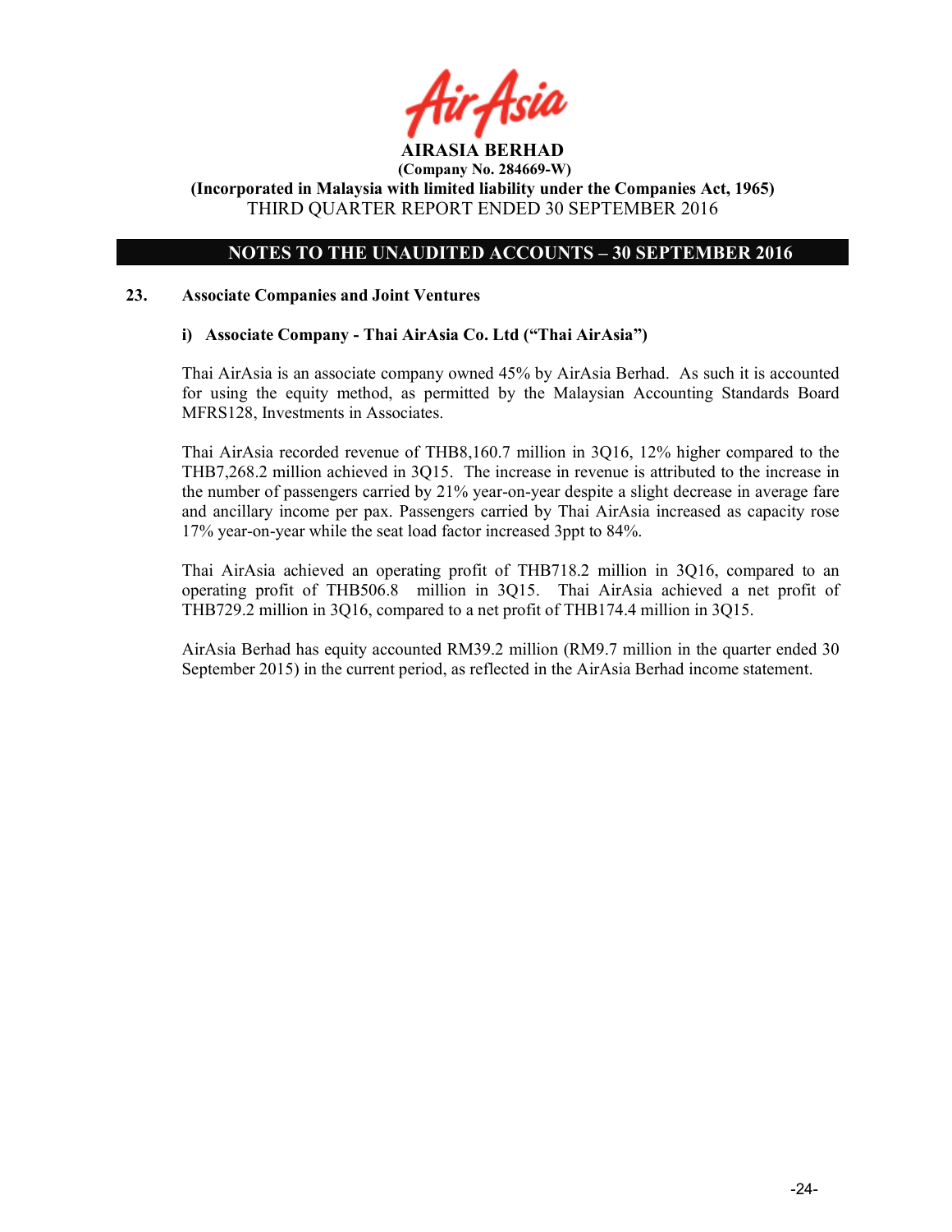**AIRASIA BERHAD**
**(Company No. 284669-W)**
**(Incorporated in Malaysia with limited liability under the Companies Act, 1965)**
THIRD QUARTER REPORT ENDED 30 SEPTEMBER 2016

## NOTES TO THE UNAUDITED ACCOUNTS – 30 SEPTEMBER 2016

### 23. Associate Companies and Joint Ventures

#### i) Associate Company - Thai AirAsia Co. Ltd ("Thai AirAsia")

Thai AirAsia is an associate company owned 45% by AirAsia Berhad. As such it is accounted for using the equity method, as permitted by the Malaysian Accounting Standards Board MFRS128, Investments in Associates.

Thai AirAsia recorded revenue of THB8,160.7 million in 3Q16, 12% higher compared to the THB7,268.2 million achieved in 3Q15. The increase in revenue is attributed to the increase in the number of passengers carried by 21% year-on-year despite a slight decrease in average fare and ancillary income per pax. Passengers carried by Thai AirAsia increased as capacity rose 17% year-on-year while the seat load factor increased 3ppt to 84%.

Thai AirAsia achieved an operating profit of THB718.2 million in 3Q16, compared to an operating profit of THB506.8 million in 3Q15. Thai AirAsia achieved a net profit of THB729.2 million in 3Q16, compared to a net profit of THB174.4 million in 3Q15.

AirAsia Berhad has equity accounted RM39.2 million (RM9.7 million in the quarter ended 30 September 2015) in the current period, as reflected in the AirAsia Berhad income statement.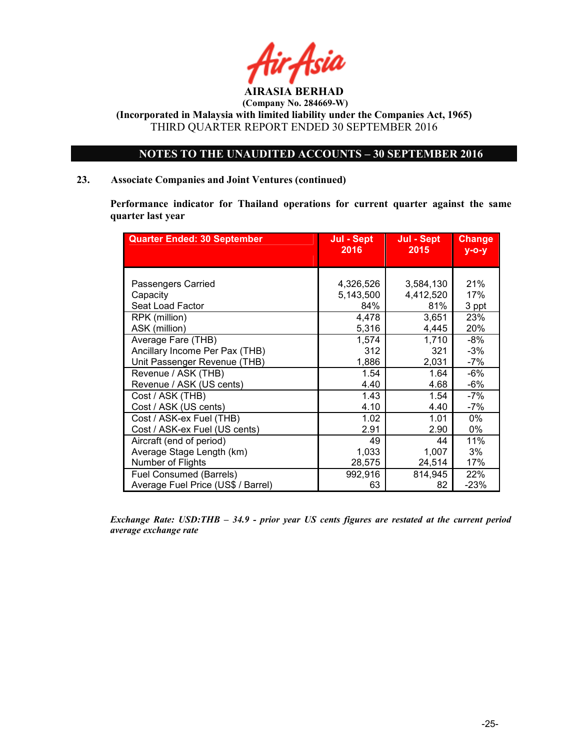**AIRASIA BERHAD**

**(Company No. 284669-W)**

**(Incorporated in Malaysia with limited liability under the Companies Act, 1965)**

THIRD QUARTER REPORT ENDED 30 SEPTEMBER 2016

## NOTES TO THE UNAUDITED ACCOUNTS – 30 SEPTEMBER 2016

### 23. Associate Companies and Joint Ventures (continued)

**Performance indicator for Thailand operations for current quarter against the same quarter last year**

| Quarter Ended: 30 September | Jul - Sept 2016 | Jul - Sept 2015 | Change y-o-y |
|---|---|---|---|
| Passengers Carried | 4,326,526 | 3,584,130 | 21% |
| Capacity | 5,143,500 | 4,412,520 | 17% |
| Seat Load Factor | 84% | 81% | 3 ppt |
| RPK (million) | 4,478 | 3,651 | 23% |
| ASK (million) | 5,316 | 4,445 | 20% |
| Average Fare (THB) | 1,574 | 1,710 | -8% |
| Ancillary Income Per Pax (THB) | 312 | 321 | -3% |
| Unit Passenger Revenue (THB) | 1,886 | 2,031 | -7% |
| Revenue / ASK (THB) | 1.54 | 1.64 | -6% |
| Revenue / ASK (US cents) | 4.40 | 4.68 | -6% |
| Cost / ASK (THB) | 1.43 | 1.54 | -7% |
| Cost / ASK (US cents) | 4.10 | 4.40 | -7% |
| Cost / ASK-ex Fuel (THB) | 1.02 | 1.01 | 0% |
| Cost / ASK-ex Fuel (US cents) | 2.91 | 2.90 | 0% |
| Aircraft (end of period) | 49 | 44 | 11% |
| Average Stage Length (km) | 1,033 | 1,007 | 3% |
| Number of Flights | 28,575 | 24,514 | 17% |
| Fuel Consumed (Barrels) | 992,916 | 814,945 | 22% |
| Average Fuel Price (US$ / Barrel) | 63 | 82 | -23% |

***Exchange Rate: USD:THB – 34.9 - prior year US cents figures are restated at the current period average exchange rate***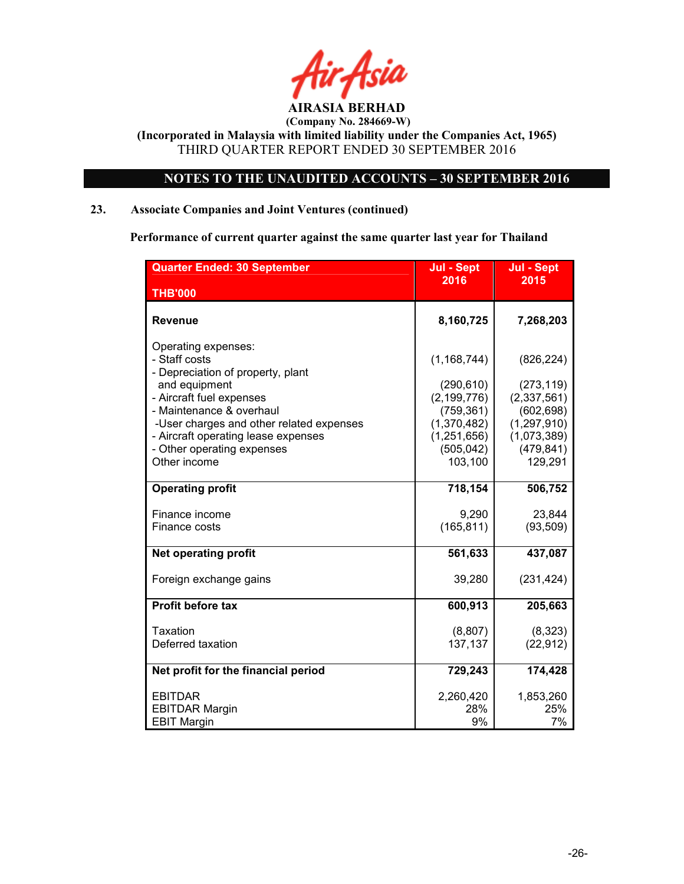AirAsia

**AIRASIA BERHAD**
**(Company No. 284669-W)**
**(Incorporated in Malaysia with limited liability under the Companies Act, 1965)**
THIRD QUARTER REPORT ENDED 30 SEPTEMBER 2016

**NOTES TO THE UNAUDITED ACCOUNTS – 30 SEPTEMBER 2016**

## 23. Associate Companies and Joint Ventures (continued)

**Performance of current quarter against the same quarter last year for Thailand**

| Quarter Ended: 30 September<br>THB'000 | Jul - Sept 2016 | Jul - Sept 2015 |
|---|---|---|
| **Revenue** | **8,160,725** | **7,268,203** |
| Operating expenses: | | |
| - Staff costs | (1,168,744) | (826,224) |
| - Depreciation of property, plant and equipment | (290,610) | (273,119) |
| - Aircraft fuel expenses | (2,199,776) | (2,337,561) |
| - Maintenance & overhaul | (759,361) | (602,698) |
| -User charges and other related expenses | (1,370,482) | (1,297,910) |
| - Aircraft operating lease expenses | (1,251,656) | (1,073,389) |
| - Other operating expenses | (505,042) | (479,841) |
| Other income | 103,100 | 129,291 |
| **Operating profit** | **718,154** | **506,752** |
| Finance income | 9,290 | 23,844 |
| Finance costs | (165,811) | (93,509) |
| **Net operating profit** | **561,633** | **437,087** |
| Foreign exchange gains | 39,280 | (231,424) |
| **Profit before tax** | **600,913** | **205,663** |
| Taxation | (8,807) | (8,323) |
| Deferred taxation | 137,137 | (22,912) |
| **Net profit for the financial period** | **729,243** | **174,428** |
| EBITDAR | 2,260,420 | 1,853,260 |
| EBITDAR Margin | 28% | 25% |
| EBIT Margin | 9% | 7% |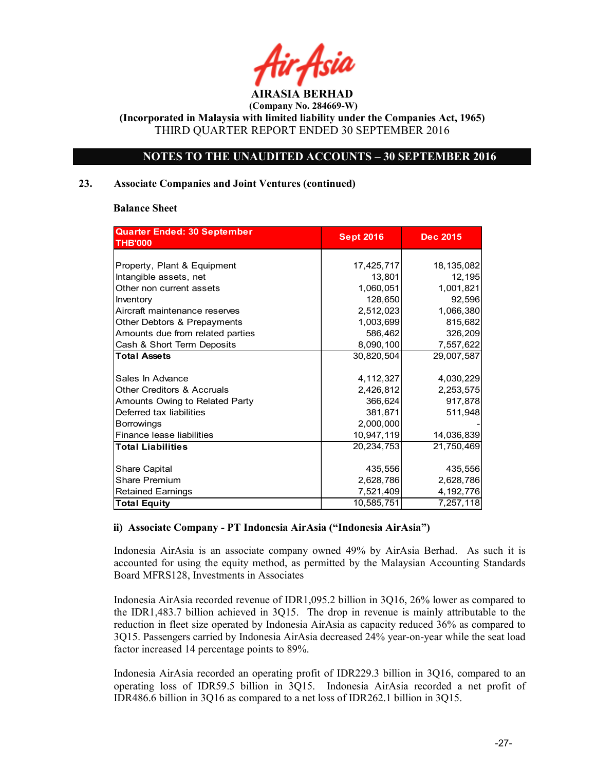# AIRASIA BERHAD

**(Company No. 284669-W)**

**(Incorporated in Malaysia with limited liability under the Companies Act, 1965)**

THIRD QUARTER REPORT ENDED 30 SEPTEMBER 2016

## NOTES TO THE UNAUDITED ACCOUNTS – 30 SEPTEMBER 2016

### 23. Associate Companies and Joint Ventures (continued)

**Balance Sheet**

| Quarter Ended: 30 September THB'000 | Sept 2016 | Dec 2015 |
|---|---|---|
| Property, Plant & Equipment | 17,425,717 | 18,135,082 |
| Intangible assets, net | 13,801 | 12,195 |
| Other non current assets | 1,060,051 | 1,001,821 |
| Inventory | 128,650 | 92,596 |
| Aircraft maintenance reserves | 2,512,023 | 1,066,380 |
| Other Debtors & Prepayments | 1,003,699 | 815,682 |
| Amounts due from related parties | 586,462 | 326,209 |
| Cash & Short Term Deposits | 8,090,100 | 7,557,622 |
| **Total Assets** | 30,820,504 | 29,007,587 |
| | | |
| Sales In Advance | 4,112,327 | 4,030,229 |
| Other Creditors & Accruals | 2,426,812 | 2,253,575 |
| Amounts Owing to Related Party | 366,624 | 917,878 |
| Deferred tax liabilities | 381,871 | 511,948 |
| Borrowings | 2,000,000 | - |
| Finance lease liabilities | 10,947,119 | 14,036,839 |
| **Total Liabilities** | 20,234,753 | 21,750,469 |
| | | |
| Share Capital | 435,556 | 435,556 |
| Share Premium | 2,628,786 | 2,628,786 |
| Retained Earnings | 7,521,409 | 4,192,776 |
| **Total Equity** | 10,585,751 | 7,257,118 |

**ii) Associate Company - PT Indonesia AirAsia ("Indonesia AirAsia")**

Indonesia AirAsia is an associate company owned 49% by AirAsia Berhad. As such it is accounted for using the equity method, as permitted by the Malaysian Accounting Standards Board MFRS128, Investments in Associates

Indonesia AirAsia recorded revenue of IDR1,095.2 billion in 3Q16, 26% lower as compared to the IDR1,483.7 billion achieved in 3Q15. The drop in revenue is mainly attributable to the reduction in fleet size operated by Indonesia AirAsia as capacity reduced 36% as compared to 3Q15. Passengers carried by Indonesia AirAsia decreased 24% year-on-year while the seat load factor increased 14 percentage points to 89%.

Indonesia AirAsia recorded an operating profit of IDR229.3 billion in 3Q16, compared to an operating loss of IDR59.5 billion in 3Q15. Indonesia AirAsia recorded a net profit of IDR486.6 billion in 3Q16 as compared to a net loss of IDR262.1 billion in 3Q15.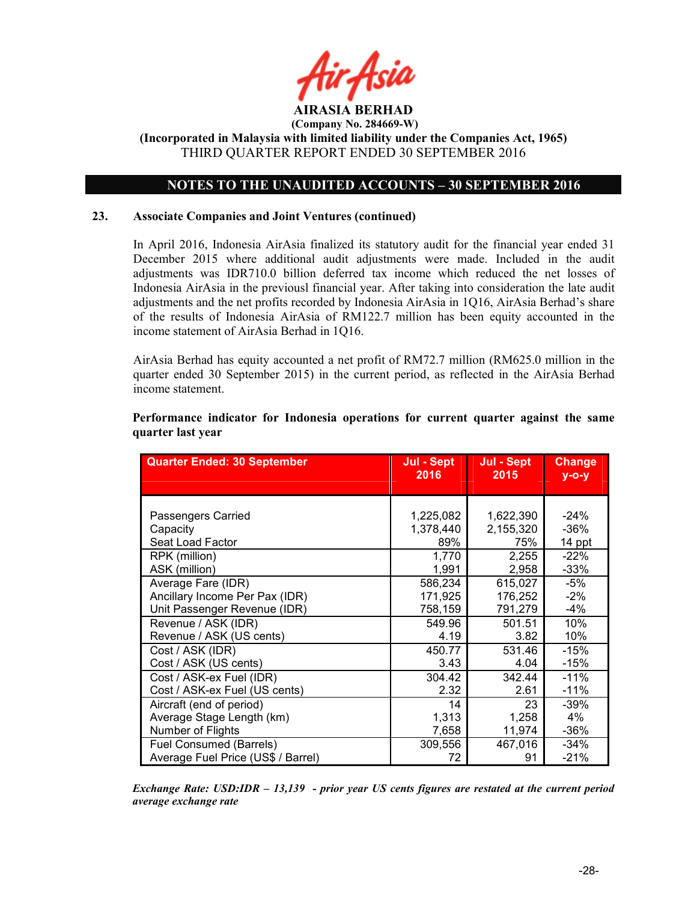**AIRASIA BERHAD**
**(Company No. 284669-W)**
**(Incorporated in Malaysia with limited liability under the Companies Act, 1965)**
THIRD QUARTER REPORT ENDED 30 SEPTEMBER 2016

**NOTES TO THE UNAUDITED ACCOUNTS – 30 SEPTEMBER 2016**

**23. Associate Companies and Joint Ventures (continued)**

In April 2016, Indonesia AirAsia finalized its statutory audit for the financial year ended 31 December 2015 where additional audit adjustments were made. Included in the audit adjustments was IDR710.0 billion deferred tax income which reduced the net losses of Indonesia AirAsia in the previousl financial year. After taking into consideration the late audit adjustments and the net profits recorded by Indonesia AirAsia in 1Q16, AirAsia Berhad's share of the results of Indonesia AirAsia of RM122.7 million has been equity accounted in the income statement of AirAsia Berhad in 1Q16.

AirAsia Berhad has equity accounted a net profit of RM72.7 million (RM625.0 million in the quarter ended 30 September 2015) in the current period, as reflected in the AirAsia Berhad income statement.

**Performance indicator for Indonesia operations for current quarter against the same quarter last year**

| Quarter Ended: 30 September | Jul - Sept 2016 | Jul - Sept 2015 | Change y-o-y |
|---|---|---|---|
| Passengers Carried | 1,225,082 | 1,622,390 | -24% |
| Capacity | 1,378,440 | 2,155,320 | -36% |
| Seat Load Factor | 89% | 75% | 14 ppt |
| RPK (million) | 1,770 | 2,255 | -22% |
| ASK (million) | 1,991 | 2,958 | -33% |
| Average Fare (IDR) | 586,234 | 615,027 | -5% |
| Ancillary Income Per Pax (IDR) | 171,925 | 176,252 | -2% |
| Unit Passenger Revenue (IDR) | 758,159 | 791,279 | -4% |
| Revenue / ASK (IDR) | 549.96 | 501.51 | 10% |
| Revenue / ASK (US cents) | 4.19 | 3.82 | 10% |
| Cost / ASK (IDR) | 450.77 | 531.46 | -15% |
| Cost / ASK (US cents) | 3.43 | 4.04 | -15% |
| Cost / ASK-ex Fuel (IDR) | 304.42 | 342.44 | -11% |
| Cost / ASK-ex Fuel (US cents) | 2.32 | 2.61 | -11% |
| Aircraft (end of period) | 14 | 23 | -39% |
| Average Stage Length (km) | 1,313 | 1,258 | 4% |
| Number of Flights | 7,658 | 11,974 | -36% |
| Fuel Consumed (Barrels) | 309,556 | 467,016 | -34% |
| Average Fuel Price (US$ / Barrel) | 72 | 91 | -21% |

***Exchange Rate: USD:IDR – 13,139 - prior year US cents figures are restated at the current period average exchange rate***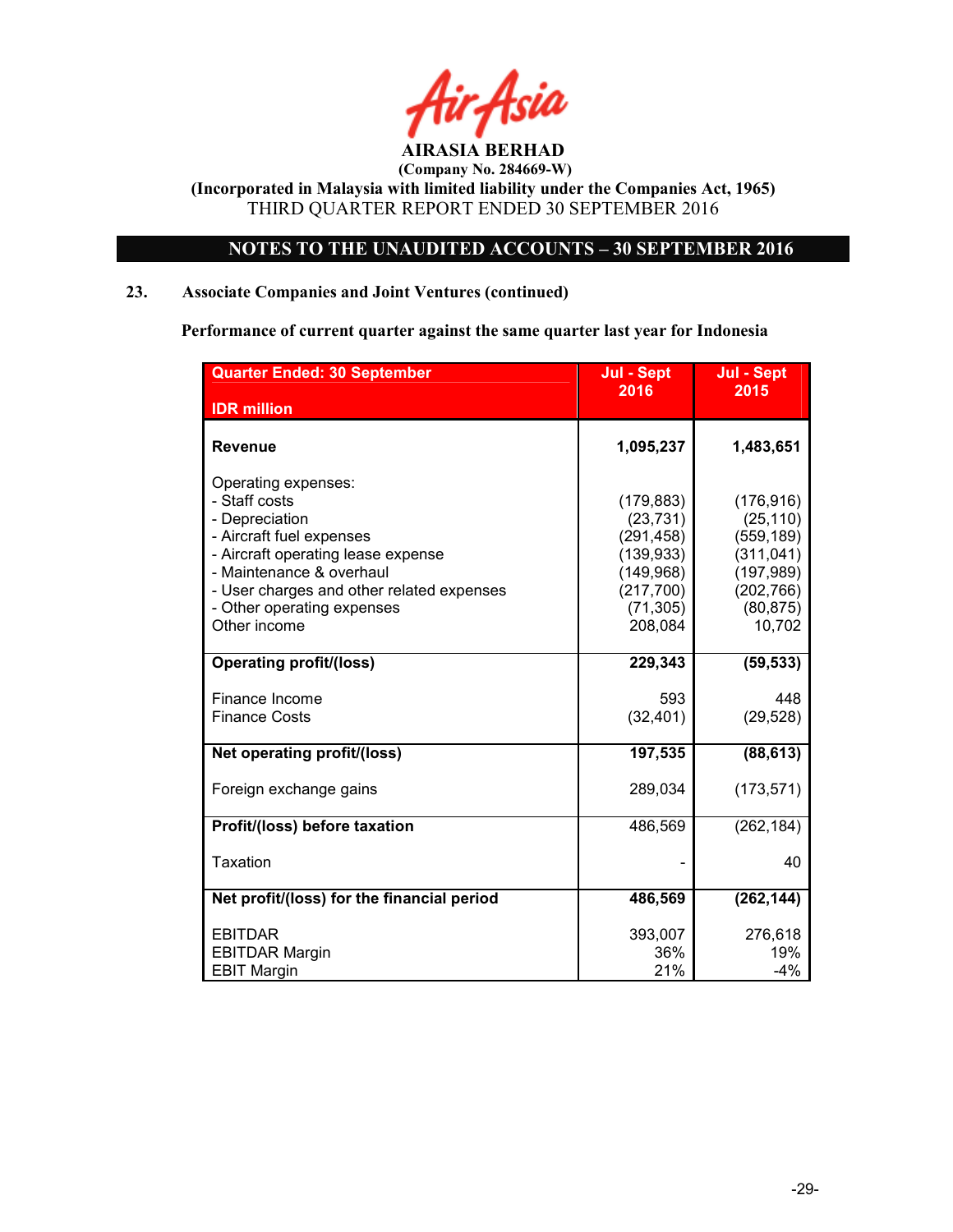AIRASIA BERHAD
(Company No. 284669-W)
(Incorporated in Malaysia with limited liability under the Companies Act, 1965)
THIRD QUARTER REPORT ENDED 30 SEPTEMBER 2016

## NOTES TO THE UNAUDITED ACCOUNTS – 30 SEPTEMBER 2016

### 23. Associate Companies and Joint Ventures (continued)

**Performance of current quarter against the same quarter last year for Indonesia**

| Quarter Ended: 30 September<br>IDR million | Jul - Sept 2016 | Jul - Sept 2015 |
|---|---|---|
| **Revenue** | **1,095,237** | **1,483,651** |
| Operating expenses: | | |
| - Staff costs | (179,883) | (176,916) |
| - Depreciation | (23,731) | (25,110) |
| - Aircraft fuel expenses | (291,458) | (559,189) |
| - Aircraft operating lease expense | (139,933) | (311,041) |
| - Maintenance & overhaul | (149,968) | (197,989) |
| - User charges and other related expenses | (217,700) | (202,766) |
| - Other operating expenses | (71,305) | (80,875) |
| Other income | 208,084 | 10,702 |
| **Operating profit/(loss)** | **229,343** | **(59,533)** |
| Finance Income | 593 | 448 |
| Finance Costs | (32,401) | (29,528) |
| **Net operating profit/(loss)** | **197,535** | **(88,613)** |
| Foreign exchange gains | 289,034 | (173,571) |
| **Profit/(loss) before taxation** | 486,569 | (262,184) |
| Taxation | - | 40 |
| **Net profit/(loss) for the financial period** | **486,569** | **(262,144)** |
| EBITDAR | 393,007 | 276,618 |
| EBITDAR Margin | 36% | 19% |
| EBIT Margin | 21% | -4% |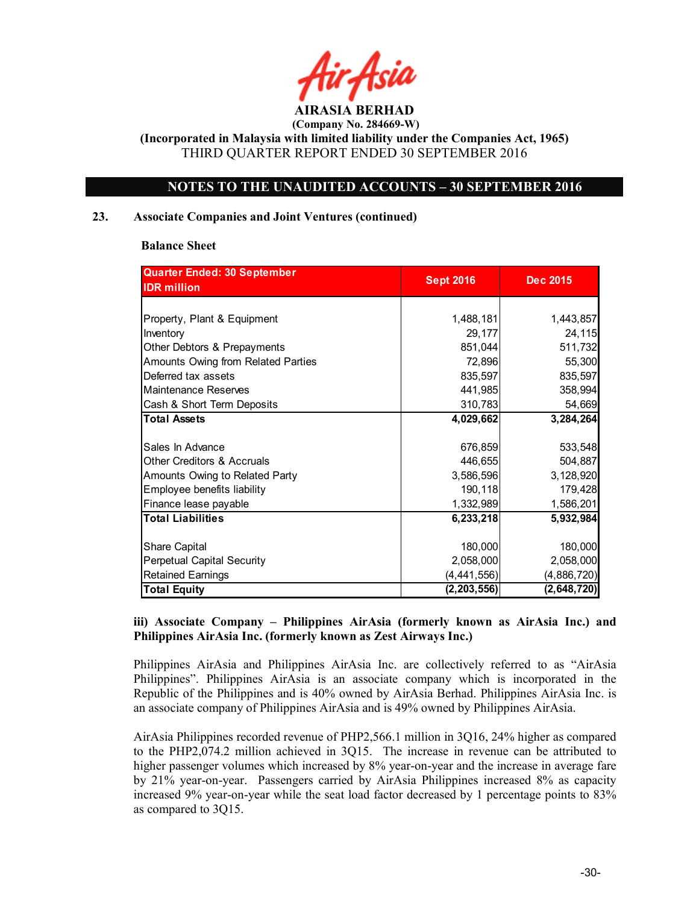# AIRASIA BERHAD

**(Company No. 284669-W)**

**(Incorporated in Malaysia with limited liability under the Companies Act, 1965)**

THIRD QUARTER REPORT ENDED 30 SEPTEMBER 2016

## NOTES TO THE UNAUDITED ACCOUNTS – 30 SEPTEMBER 2016

### 23. Associate Companies and Joint Ventures (continued)

**Balance Sheet**

| Quarter Ended: 30 September<br>IDR million | Sept 2016 | Dec 2015 |
|---|---|---|
| Property, Plant & Equipment | 1,488,181 | 1,443,857 |
| Inventory | 29,177 | 24,115 |
| Other Debtors & Prepayments | 851,044 | 511,732 |
| Amounts Owing from Related Parties | 72,896 | 55,300 |
| Deferred tax assets | 835,597 | 835,597 |
| Maintenance Reserves | 441,985 | 358,994 |
| Cash & Short Term Deposits | 310,783 | 54,669 |
| **Total Assets** | **4,029,662** | **3,284,264** |
| | | |
| Sales In Advance | 676,859 | 533,548 |
| Other Creditors & Accruals | 446,655 | 504,887 |
| Amounts Owing to Related Party | 3,586,596 | 3,128,920 |
| Employee benefits liability | 190,118 | 179,428 |
| Finance lease payable | 1,332,989 | 1,586,201 |
| **Total Liabilities** | **6,233,218** | **5,932,984** |
| | | |
| Share Capital | 180,000 | 180,000 |
| Perpetual Capital Security | 2,058,000 | 2,058,000 |
| Retained Earnings | (4,441,556) | (4,886,720) |
| **Total Equity** | **(2,203,556)** | **(2,648,720)** |

**iii) Associate Company – Philippines AirAsia (formerly known as AirAsia Inc.) and Philippines AirAsia Inc. (formerly known as Zest Airways Inc.)**

Philippines AirAsia and Philippines AirAsia Inc. are collectively referred to as "AirAsia Philippines". Philippines AirAsia is an associate company which is incorporated in the Republic of the Philippines and is 40% owned by AirAsia Berhad. Philippines AirAsia Inc. is an associate company of Philippines AirAsia and is 49% owned by Philippines AirAsia.

AirAsia Philippines recorded revenue of PHP2,566.1 million in 3Q16, 24% higher as compared to the PHP2,074.2 million achieved in 3Q15. The increase in revenue can be attributed to higher passenger volumes which increased by 8% year-on-year and the increase in average fare by 21% year-on-year. Passengers carried by AirAsia Philippines increased 8% as capacity increased 9% year-on-year while the seat load factor decreased by 1 percentage points to 83% as compared to 3Q15.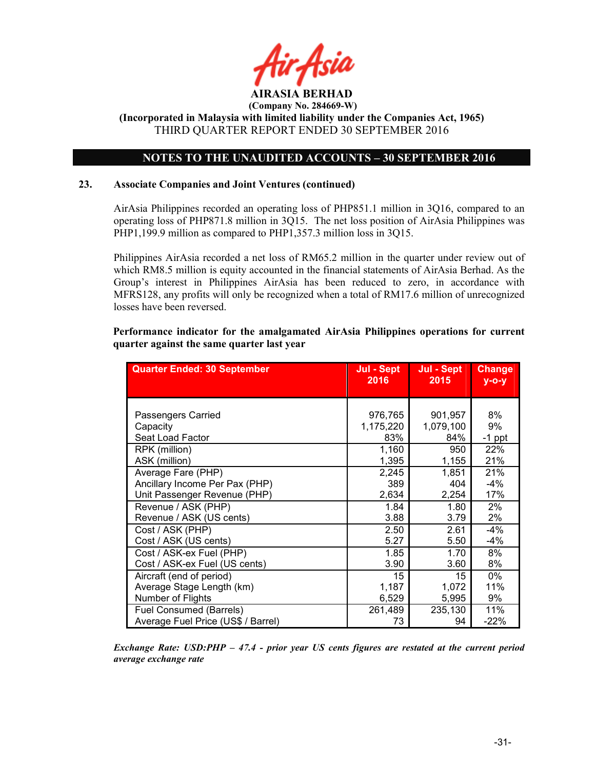**AIRASIA BERHAD**
**(Company No. 284669-W)**
**(Incorporated in Malaysia with limited liability under the Companies Act, 1965)**
THIRD QUARTER REPORT ENDED 30 SEPTEMBER 2016

**NOTES TO THE UNAUDITED ACCOUNTS – 30 SEPTEMBER 2016**

**23. Associate Companies and Joint Ventures (continued)**

AirAsia Philippines recorded an operating loss of PHP851.1 million in 3Q16, compared to an operating loss of PHP871.8 million in 3Q15. The net loss position of AirAsia Philippines was PHP1,199.9 million as compared to PHP1,357.3 million loss in 3Q15.

Philippines AirAsia recorded a net loss of RM65.2 million in the quarter under review out of which RM8.5 million is equity accounted in the financial statements of AirAsia Berhad. As the Group's interest in Philippines AirAsia has been reduced to zero, in accordance with MFRS128, any profits will only be recognized when a total of RM17.6 million of unrecognized losses have been reversed.

**Performance indicator for the amalgamated AirAsia Philippines operations for current quarter against the same quarter last year**

| Quarter Ended: 30 September | Jul - Sept 2016 | Jul - Sept 2015 | Change y-o-y |
|---|---|---|---|
| Passengers Carried | 976,765 | 901,957 | 8% |
| Capacity | 1,175,220 | 1,079,100 | 9% |
| Seat Load Factor | 83% | 84% | -1 ppt |
| RPK (million) | 1,160 | 950 | 22% |
| ASK (million) | 1,395 | 1,155 | 21% |
| Average Fare (PHP) | 2,245 | 1,851 | 21% |
| Ancillary Income Per Pax (PHP) | 389 | 404 | -4% |
| Unit Passenger Revenue (PHP) | 2,634 | 2,254 | 17% |
| Revenue / ASK (PHP) | 1.84 | 1.80 | 2% |
| Revenue / ASK (US cents) | 3.88 | 3.79 | 2% |
| Cost / ASK (PHP) | 2.50 | 2.61 | -4% |
| Cost / ASK (US cents) | 5.27 | 5.50 | -4% |
| Cost / ASK-ex Fuel (PHP) | 1.85 | 1.70 | 8% |
| Cost / ASK-ex Fuel (US cents) | 3.90 | 3.60 | 8% |
| Aircraft (end of period) | 15 | 15 | 0% |
| Average Stage Length (km) | 1,187 | 1,072 | 11% |
| Number of Flights | 6,529 | 5,995 | 9% |
| Fuel Consumed (Barrels) | 261,489 | 235,130 | 11% |
| Average Fuel Price (US$ / Barrel) | 73 | 94 | -22% |

*Exchange Rate: USD:PHP – 47.4 - prior year US cents figures are restated at the current period average exchange rate*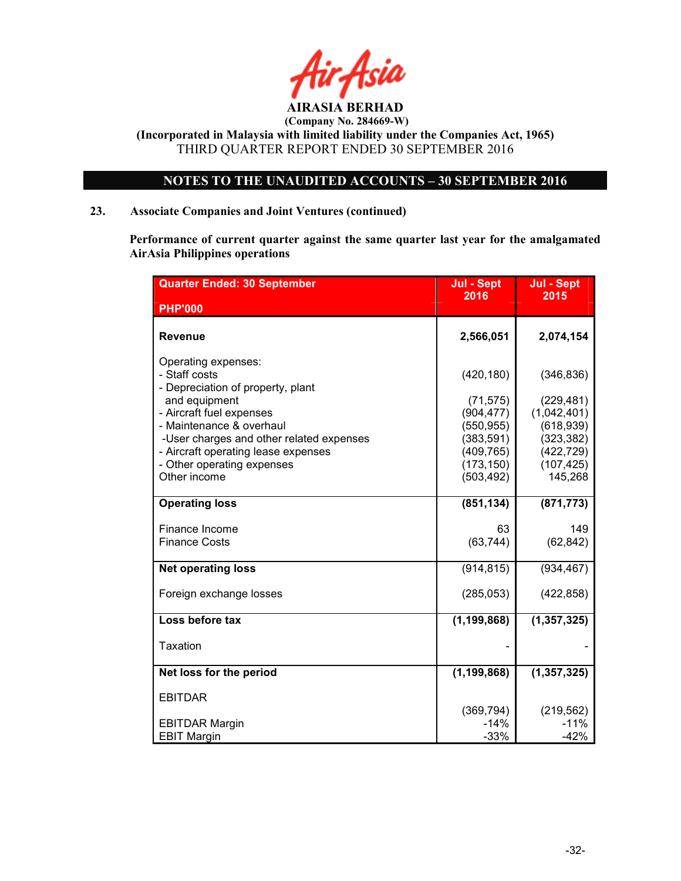AIRASIA BERHAD
(Company No. 284669-W)
(Incorporated in Malaysia with limited liability under the Companies Act, 1965)
THIRD QUARTER REPORT ENDED 30 SEPTEMBER 2016

## NOTES TO THE UNAUDITED ACCOUNTS – 30 SEPTEMBER 2016

### 23. Associate Companies and Joint Ventures (continued)

**Performance of current quarter against the same quarter last year for the amalgamated AirAsia Philippines operations**

| Quarter Ended: 30 September<br>PHP'000 | Jul - Sept 2016 | Jul - Sept 2015 |
|---|---|---|
| **Revenue** | **2,566,051** | **2,074,154** |
| Operating expenses: | | |
| - Staff costs | (420,180) | (346,836) |
| - Depreciation of property, plant and equipment | (71,575) | (229,481) |
| - Aircraft fuel expenses | (904,477) | (1,042,401) |
| - Maintenance & overhaul | (550,955) | (618,939) |
| -User charges and other related expenses | (383,591) | (323,382) |
| - Aircraft operating lease expenses | (409,765) | (422,729) |
| - Other operating expenses | (173,150) | (107,425) |
| Other income | (503,492) | 145,268 |
| **Operating loss** | **(851,134)** | **(871,773)** |
| Finance Income | 63 | 149 |
| Finance Costs | (63,744) | (62,842) |
| **Net operating loss** | (914,815) | (934,467) |
| Foreign exchange losses | (285,053) | (422,858) |
| **Loss before tax** | **(1,199,868)** | **(1,357,325)** |
| Taxation | - | - |
| **Net loss for the period** | **(1,199,868)** | **(1,357,325)** |
| EBITDAR | (369,794) | (219,562) |
| EBITDAR Margin | -14% | -11% |
| EBIT Margin | -33% | -42% |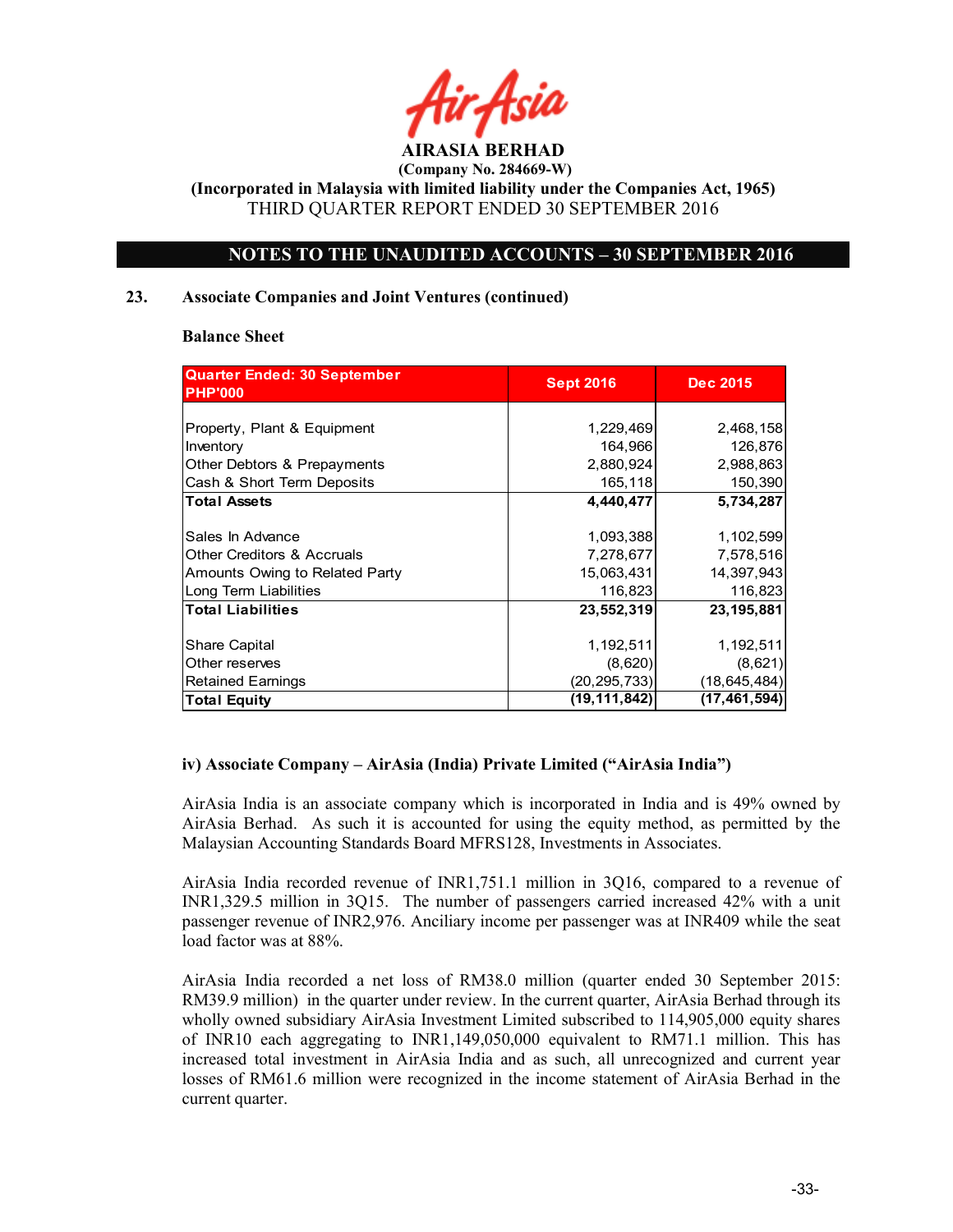AIRASIA BERHAD
(Company No. 284669-W)
(Incorporated in Malaysia with limited liability under the Companies Act, 1965)
THIRD QUARTER REPORT ENDED 30 SEPTEMBER 2016

## NOTES TO THE UNAUDITED ACCOUNTS – 30 SEPTEMBER 2016

### 23. Associate Companies and Joint Ventures (continued)

**Balance Sheet**

| Quarter Ended: 30 September PHP'000 | Sept 2016 | Dec 2015 |
|---|---|---|
| Property, Plant & Equipment | 1,229,469 | 2,468,158 |
| Inventory | 164,966 | 126,876 |
| Other Debtors & Prepayments | 2,880,924 | 2,988,863 |
| Cash & Short Term Deposits | 165,118 | 150,390 |
| **Total Assets** | **4,440,477** | **5,734,287** |
| Sales In Advance | 1,093,388 | 1,102,599 |
| Other Creditors & Accruals | 7,278,677 | 7,578,516 |
| Amounts Owing to Related Party | 15,063,431 | 14,397,943 |
| Long Term Liabilities | 116,823 | 116,823 |
| **Total Liabilities** | **23,552,319** | **23,195,881** |
| Share Capital | 1,192,511 | 1,192,511 |
| Other reserves | (8,620) | (8,621) |
| Retained Earnings | (20,295,733) | (18,645,484) |
| **Total Equity** | **(19,111,842)** | **(17,461,594)** |

**iv) Associate Company – AirAsia (India) Private Limited ("AirAsia India")**

AirAsia India is an associate company which is incorporated in India and is 49% owned by AirAsia Berhad. As such it is accounted for using the equity method, as permitted by the Malaysian Accounting Standards Board MFRS128, Investments in Associates.

AirAsia India recorded revenue of INR1,751.1 million in 3Q16, compared to a revenue of INR1,329.5 million in 3Q15. The number of passengers carried increased 42% with a unit passenger revenue of INR2,976. Anciliary income per passenger was at INR409 while the seat load factor was at 88%.

AirAsia India recorded a net loss of RM38.0 million (quarter ended 30 September 2015: RM39.9 million) in the quarter under review. In the current quarter, AirAsia Berhad through its wholly owned subsidiary AirAsia Investment Limited subscribed to 114,905,000 equity shares of INR10 each aggregating to INR1,149,050,000 equivalent to RM71.1 million. This has increased total investment in AirAsia India and as such, all unrecognized and current year losses of RM61.6 million were recognized in the income statement of AirAsia Berhad in the current quarter.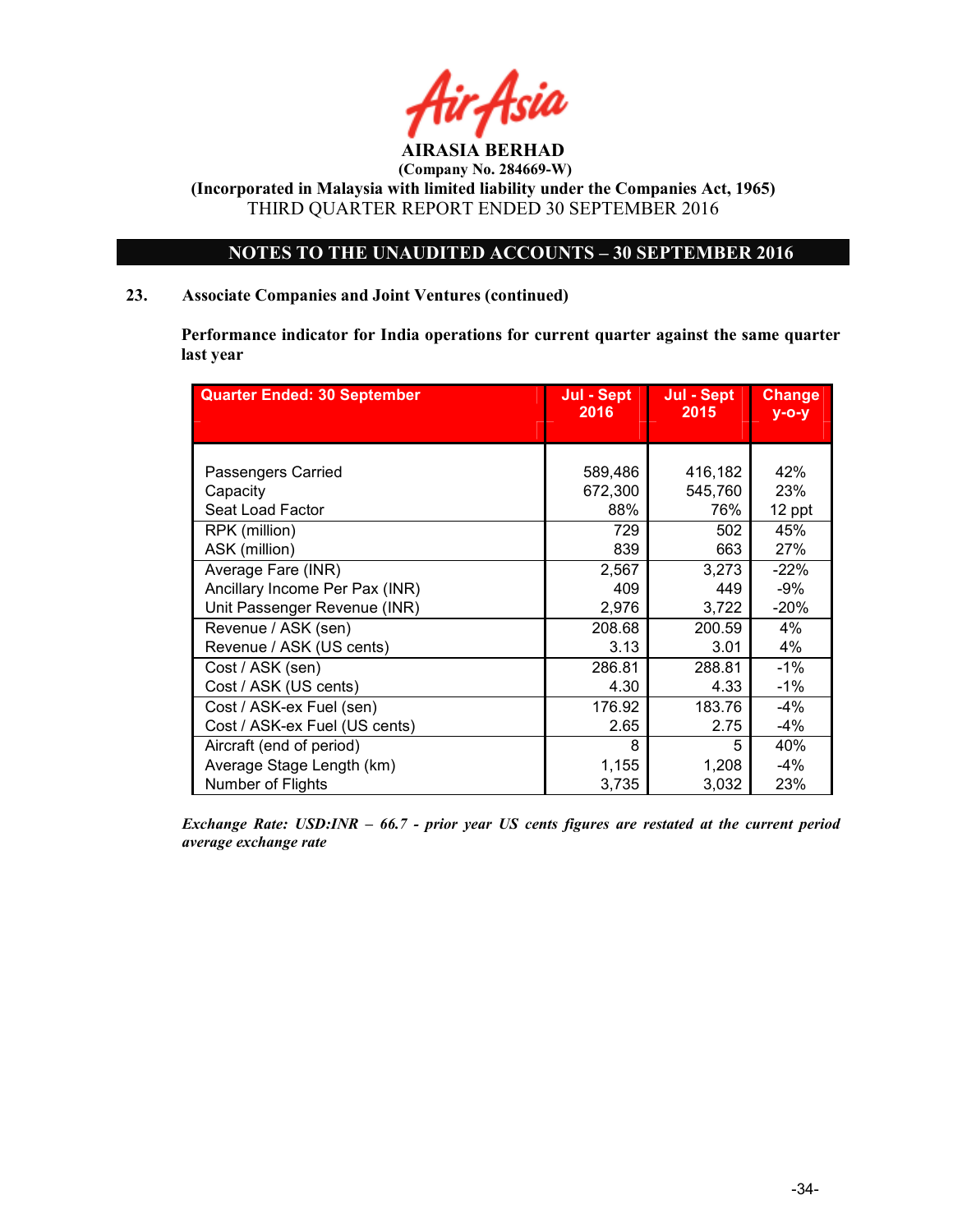# AIRASIA BERHAD

**(Company No. 284669-W)**

**(Incorporated in Malaysia with limited liability under the Companies Act, 1965)**

THIRD QUARTER REPORT ENDED 30 SEPTEMBER 2016

## NOTES TO THE UNAUDITED ACCOUNTS – 30 SEPTEMBER 2016

### 23. Associate Companies and Joint Ventures (continued)

**Performance indicator for India operations for current quarter against the same quarter last year**

| Quarter Ended: 30 September | Jul - Sept 2016 | Jul - Sept 2015 | Change y-o-y |
|---|---|---|---|
| Passengers Carried | 589,486 | 416,182 | 42% |
| Capacity | 672,300 | 545,760 | 23% |
| Seat Load Factor | 88% | 76% | 12 ppt |
| RPK (million) | 729 | 502 | 45% |
| ASK (million) | 839 | 663 | 27% |
| Average Fare (INR) | 2,567 | 3,273 | -22% |
| Ancillary Income Per Pax (INR) | 409 | 449 | -9% |
| Unit Passenger Revenue (INR) | 2,976 | 3,722 | -20% |
| Revenue / ASK (sen) | 208.68 | 200.59 | 4% |
| Revenue / ASK (US cents) | 3.13 | 3.01 | 4% |
| Cost / ASK (sen) | 286.81 | 288.81 | -1% |
| Cost / ASK (US cents) | 4.30 | 4.33 | -1% |
| Cost / ASK-ex Fuel (sen) | 176.92 | 183.76 | -4% |
| Cost / ASK-ex Fuel (US cents) | 2.65 | 2.75 | -4% |
| Aircraft (end of period) | 8 | 5 | 40% |
| Average Stage Length (km) | 1,155 | 1,208 | -4% |
| Number of Flights | 3,735 | 3,032 | 23% |

***Exchange Rate: USD:INR – 66.7 - prior year US cents figures are restated at the current period average exchange rate***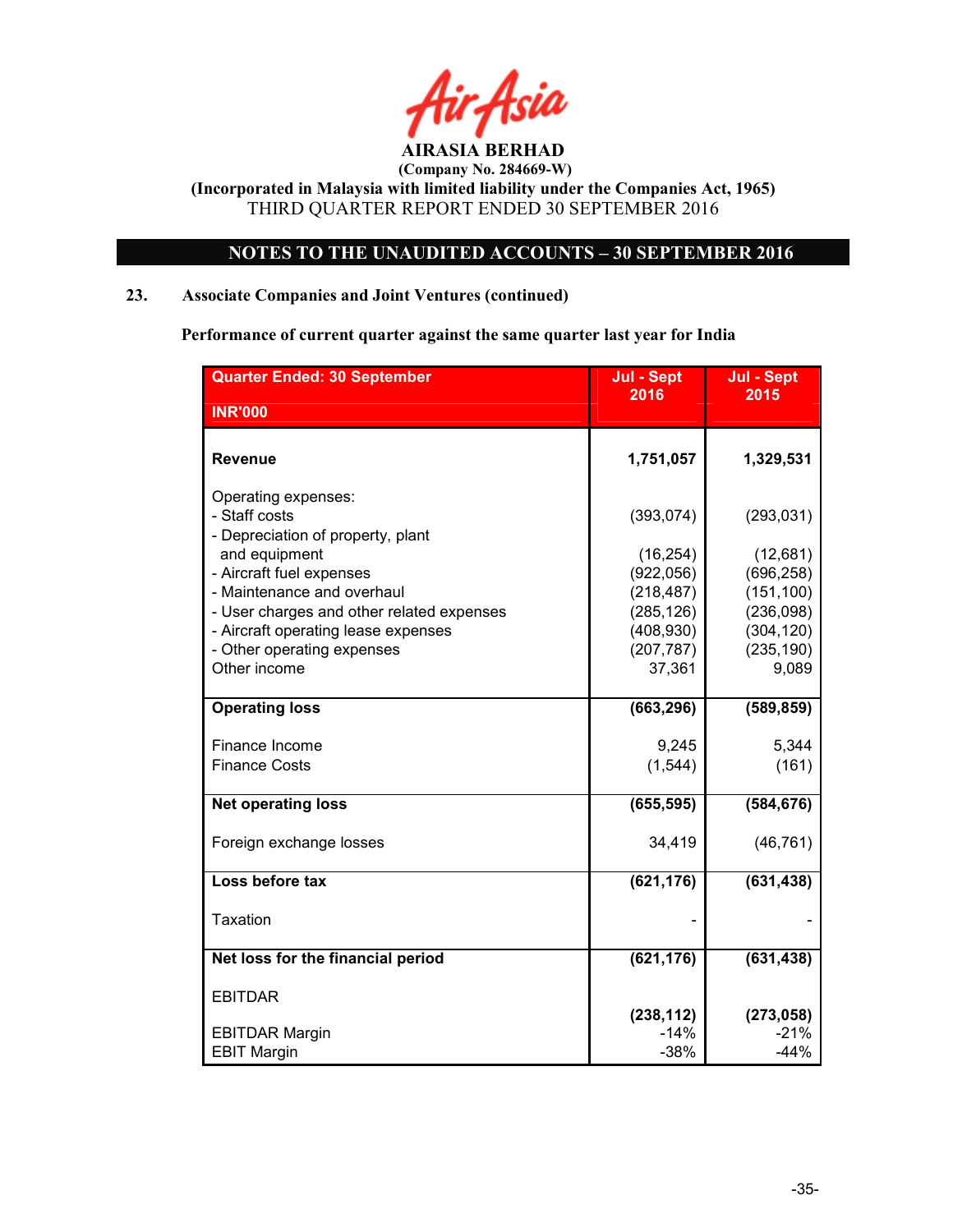**AIRASIA BERHAD**
**(Company No. 284669-W)**
**(Incorporated in Malaysia with limited liability under the Companies Act, 1965)**
THIRD QUARTER REPORT ENDED 30 SEPTEMBER 2016

**NOTES TO THE UNAUDITED ACCOUNTS – 30 SEPTEMBER 2016**

**23. Associate Companies and Joint Ventures (continued)**

**Performance of current quarter against the same quarter last year for India**

| Quarter Ended: 30 September<br>INR'000 | Jul - Sept 2016 | Jul - Sept 2015 |
|---|---|---|
| **Revenue** | **1,751,057** | **1,329,531** |
| Operating expenses: | | |
| - Staff costs | (393,074) | (293,031) |
| - Depreciation of property, plant and equipment | (16,254) | (12,681) |
| - Aircraft fuel expenses | (922,056) | (696,258) |
| - Maintenance and overhaul | (218,487) | (151,100) |
| - User charges and other related expenses | (285,126) | (236,098) |
| - Aircraft operating lease expenses | (408,930) | (304,120) |
| - Other operating expenses | (207,787) | (235,190) |
| Other income | 37,361 | 9,089 |
| **Operating loss** | **(663,296)** | **(589,859)** |
| Finance Income | 9,245 | 5,344 |
| Finance Costs | (1,544) | (161) |
| **Net operating loss** | **(655,595)** | **(584,676)** |
| Foreign exchange losses | 34,419 | (46,761) |
| **Loss before tax** | **(621,176)** | **(631,438)** |
| Taxation | - | - |
| **Net loss for the financial period** | **(621,176)** | **(631,438)** |
| EBITDAR | **(238,112)** | **(273,058)** |
| EBITDAR Margin | -14% | -21% |
| EBIT Margin | -38% | -44% |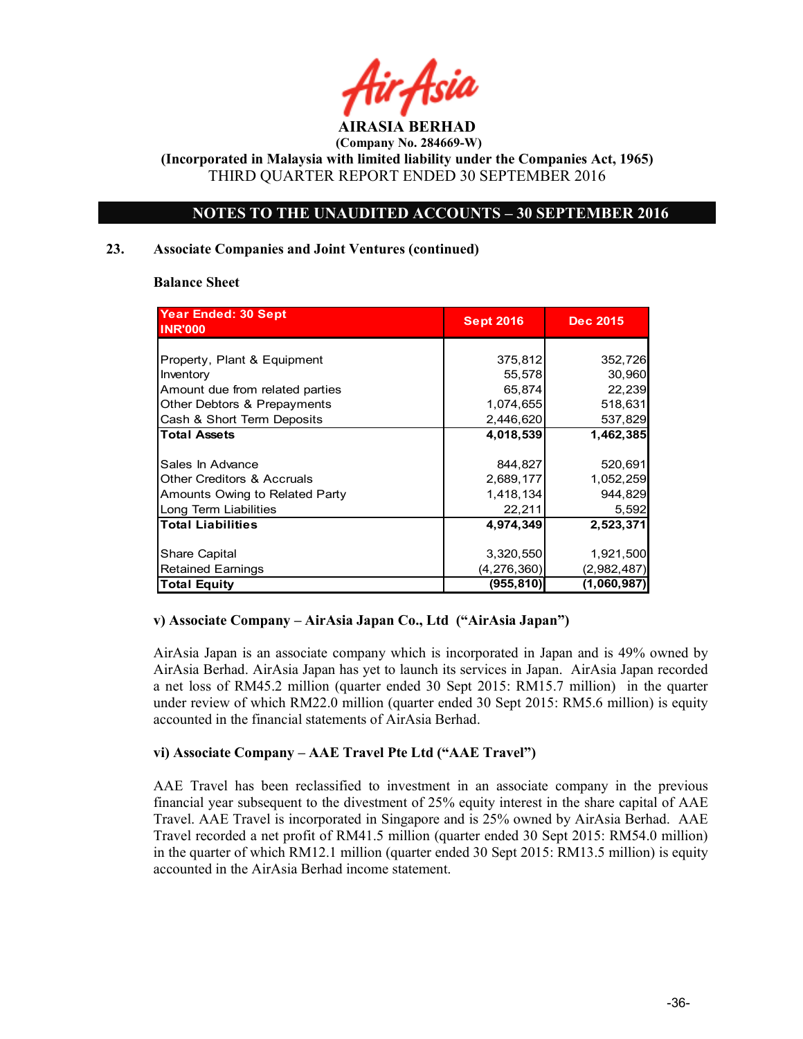# AIRASIA BERHAD

**(Company No. 284669-W)**

**(Incorporated in Malaysia with limited liability under the Companies Act, 1965)**

THIRD QUARTER REPORT ENDED 30 SEPTEMBER 2016

## NOTES TO THE UNAUDITED ACCOUNTS – 30 SEPTEMBER 2016

### 23. Associate Companies and Joint Ventures (continued)

**Balance Sheet**

| Year Ended: 30 Sept INR'000 | Sept 2016 | Dec 2015 |
|---|---|---|
| Property, Plant & Equipment | 375,812 | 352,726 |
| Inventory | 55,578 | 30,960 |
| Amount due from related parties | 65,874 | 22,239 |
| Other Debtors & Prepayments | 1,074,655 | 518,631 |
| Cash & Short Term Deposits | 2,446,620 | 537,829 |
| **Total Assets** | **4,018,539** | **1,462,385** |
| Sales In Advance | 844,827 | 520,691 |
| Other Creditors & Accruals | 2,689,177 | 1,052,259 |
| Amounts Owing to Related Party | 1,418,134 | 944,829 |
| Long Term Liabilities | 22,211 | 5,592 |
| **Total Liabilities** | **4,974,349** | **2,523,371** |
| Share Capital | 3,320,550 | 1,921,500 |
| Retained Earnings | (4,276,360) | (2,982,487) |
| **Total Equity** | **(955,810)** | **(1,060,987)** |

**v) Associate Company – AirAsia Japan Co., Ltd ("AirAsia Japan")**

AirAsia Japan is an associate company which is incorporated in Japan and is 49% owned by AirAsia Berhad. AirAsia Japan has yet to launch its services in Japan. AirAsia Japan recorded a net loss of RM45.2 million (quarter ended 30 Sept 2015: RM15.7 million) in the quarter under review of which RM22.0 million (quarter ended 30 Sept 2015: RM5.6 million) is equity accounted in the financial statements of AirAsia Berhad.

**vi) Associate Company – AAE Travel Pte Ltd ("AAE Travel")**

AAE Travel has been reclassified to investment in an associate company in the previous financial year subsequent to the divestment of 25% equity interest in the share capital of AAE Travel. AAE Travel is incorporated in Singapore and is 25% owned by AirAsia Berhad. AAE Travel recorded a net profit of RM41.5 million (quarter ended 30 Sept 2015: RM54.0 million) in the quarter of which RM12.1 million (quarter ended 30 Sept 2015: RM13.5 million) is equity accounted in the AirAsia Berhad income statement.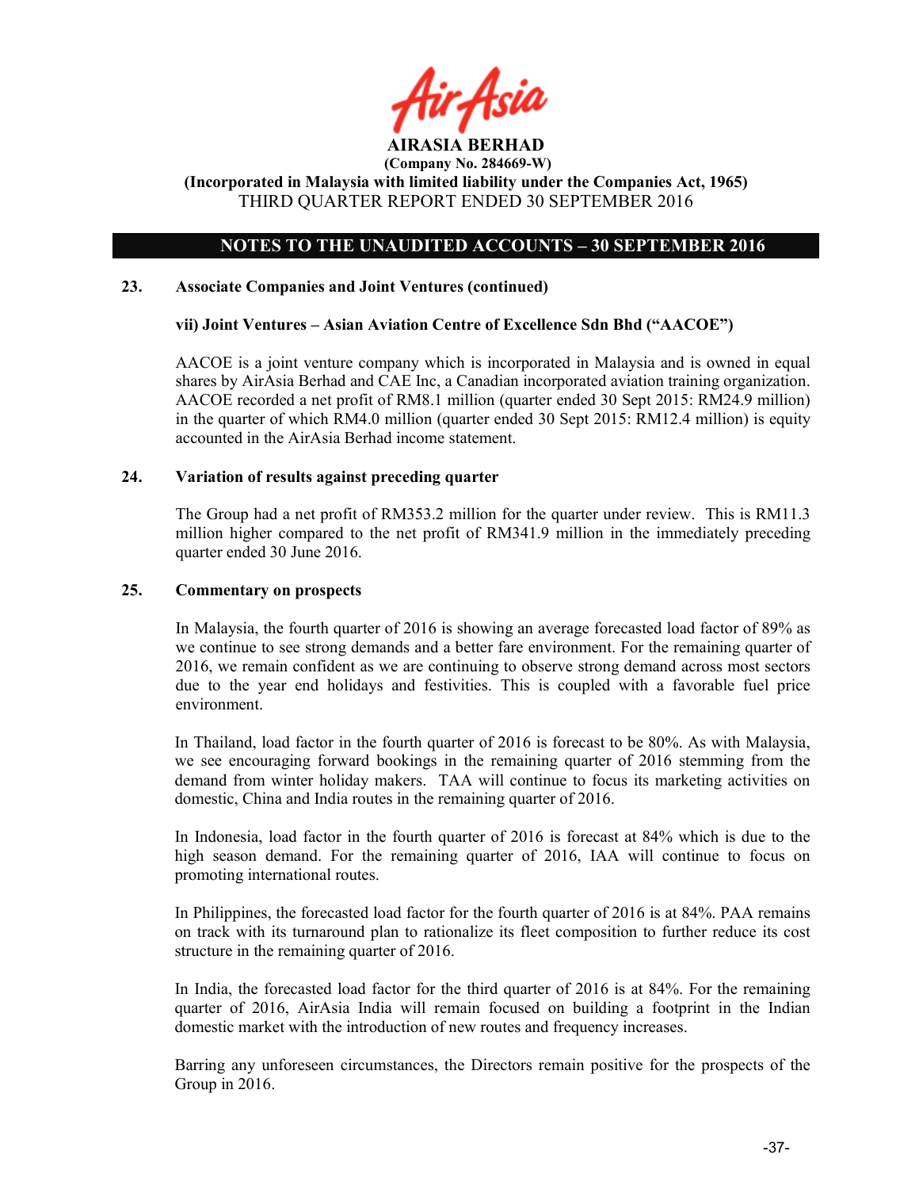**AIRASIA BERHAD**
**(Company No. 284669-W)**
**(Incorporated in Malaysia with limited liability under the Companies Act, 1965)**
THIRD QUARTER REPORT ENDED 30 SEPTEMBER 2016

## NOTES TO THE UNAUDITED ACCOUNTS – 30 SEPTEMBER 2016

### 23. Associate Companies and Joint Ventures (continued)

**vii) Joint Ventures – Asian Aviation Centre of Excellence Sdn Bhd ("AACOE")**

AACOE is a joint venture company which is incorporated in Malaysia and is owned in equal shares by AirAsia Berhad and CAE Inc, a Canadian incorporated aviation training organization. AACOE recorded a net profit of RM8.1 million (quarter ended 30 Sept 2015: RM24.9 million) in the quarter of which RM4.0 million (quarter ended 30 Sept 2015: RM12.4 million) is equity accounted in the AirAsia Berhad income statement.

### 24. Variation of results against preceding quarter

The Group had a net profit of RM353.2 million for the quarter under review. This is RM11.3 million higher compared to the net profit of RM341.9 million in the immediately preceding quarter ended 30 June 2016.

### 25. Commentary on prospects

In Malaysia, the fourth quarter of 2016 is showing an average forecasted load factor of 89% as we continue to see strong demands and a better fare environment. For the remaining quarter of 2016, we remain confident as we are continuing to observe strong demand across most sectors due to the year end holidays and festivities. This is coupled with a favorable fuel price environment.

In Thailand, load factor in the fourth quarter of 2016 is forecast to be 80%. As with Malaysia, we see encouraging forward bookings in the remaining quarter of 2016 stemming from the demand from winter holiday makers. TAA will continue to focus its marketing activities on domestic, China and India routes in the remaining quarter of 2016.

In Indonesia, load factor in the fourth quarter of 2016 is forecast at 84% which is due to the high season demand. For the remaining quarter of 2016, IAA will continue to focus on promoting international routes.

In Philippines, the forecasted load factor for the fourth quarter of 2016 is at 84%. PAA remains on track with its turnaround plan to rationalize its fleet composition to further reduce its cost structure in the remaining quarter of 2016.

In India, the forecasted load factor for the third quarter of 2016 is at 84%. For the remaining quarter of 2016, AirAsia India will remain focused on building a footprint in the Indian domestic market with the introduction of new routes and frequency increases.

Barring any unforeseen circumstances, the Directors remain positive for the prospects of the Group in 2016.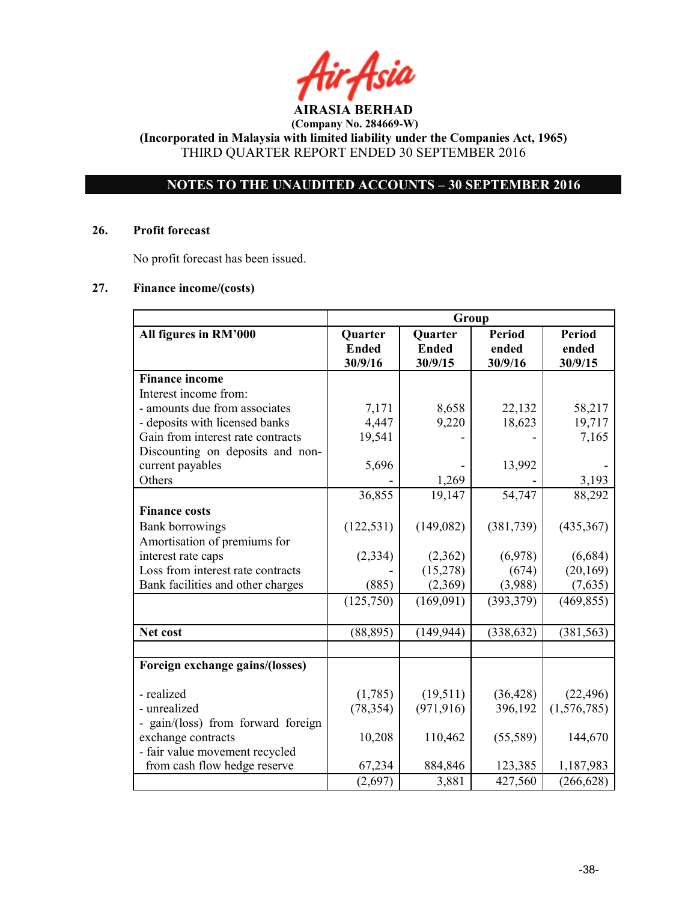# AIRASIA BERHAD

**(Company No. 284669-W)**

**(Incorporated in Malaysia with limited liability under the Companies Act, 1965)**

THIRD QUARTER REPORT ENDED 30 SEPTEMBER 2016

**NOTES TO THE UNAUDITED ACCOUNTS – 30 SEPTEMBER 2016**

## 26. Profit forecast

No profit forecast has been issued.

## 27. Finance income/(costs)

| | Group | | | |
|---|---|---|---|---|
| **All figures in RM'000** | **Quarter Ended 30/9/16** | **Quarter Ended 30/9/15** | **Period ended 30/9/16** | **Period ended 30/9/15** |
| **Finance income** | | | | |
| Interest income from: | | | | |
| - amounts due from associates | 7,171 | 8,658 | 22,132 | 58,217 |
| - deposits with licensed banks | 4,447 | 9,220 | 18,623 | 19,717 |
| Gain from interest rate contracts | 19,541 | - | - | 7,165 |
| Discounting on deposits and non-current payables | 5,696 | - | 13,992 | - |
| Others | - | 1,269 | - | 3,193 |
| | 36,855 | 19,147 | 54,747 | 88,292 |
| **Finance costs** | | | | |
| Bank borrowings | (122,531) | (149,082) | (381,739) | (435,367) |
| Amortisation of premiums for interest rate caps | (2,334) | (2,362) | (6,978) | (6,684) |
| Loss from interest rate contracts | - | (15,278) | (674) | (20,169) |
| Bank facilities and other charges | (885) | (2,369) | (3,988) | (7,635) |
| | (125,750) | (169,091) | (393,379) | (469,855) |
| **Net cost** | (88,895) | (149,944) | (338,632) | (381,563) |
| | | | | |
| **Foreign exchange gains/(losses)** | | | | |
| - realized | (1,785) | (19,511) | (36,428) | (22,496) |
| - unrealized | (78,354) | (971,916) | 396,192 | (1,576,785) |
| - gain/(loss) from forward foreign exchange contracts | 10,208 | 110,462 | (55,589) | 144,670 |
| - fair value movement recycled from cash flow hedge reserve | 67,234 | 884,846 | 123,385 | 1,187,983 |
| | (2,697) | 3,881 | 427,560 | (266,628) |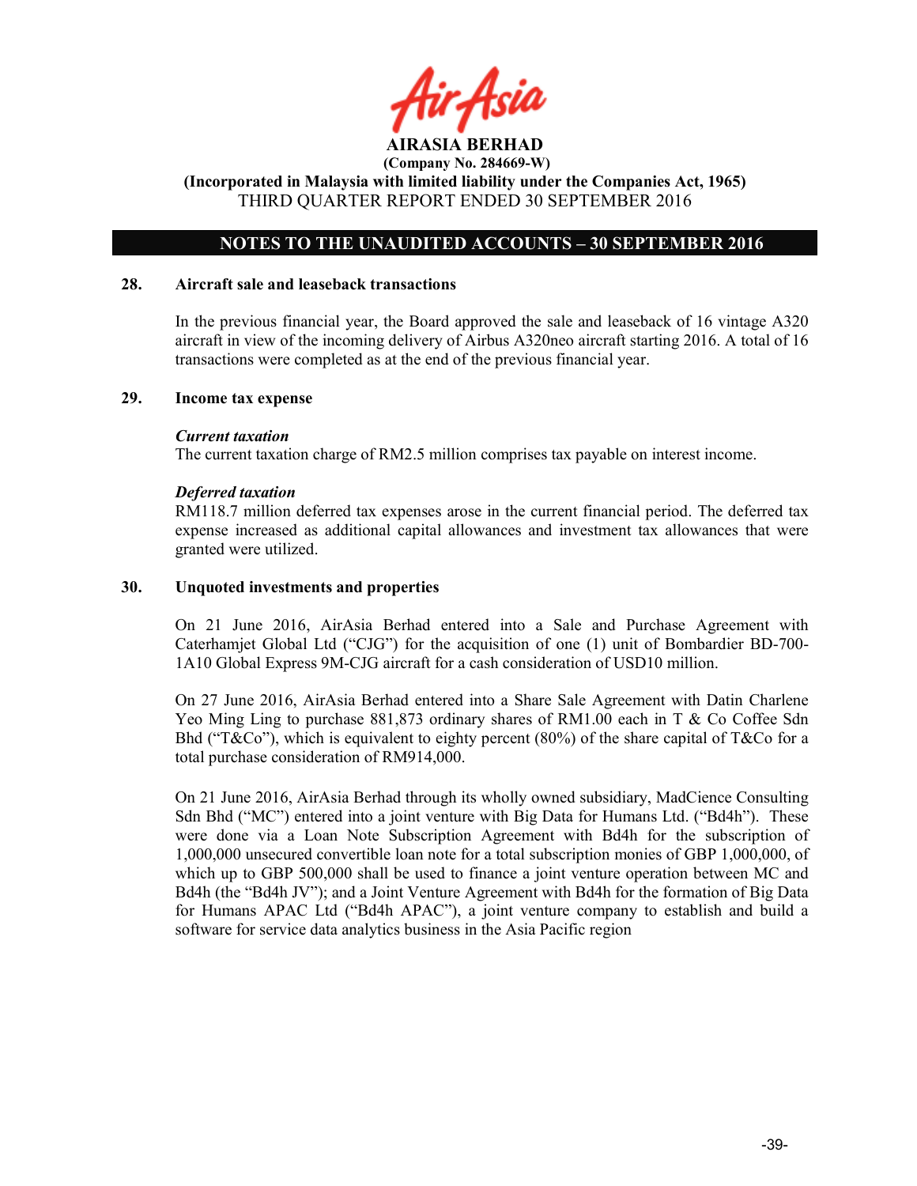# AIRASIA BERHAD

**(Company No. 284669-W)**

**(Incorporated in Malaysia with limited liability under the Companies Act, 1965)**

THIRD QUARTER REPORT ENDED 30 SEPTEMBER 2016

## NOTES TO THE UNAUDITED ACCOUNTS – 30 SEPTEMBER 2016

### 28. Aircraft sale and leaseback transactions

In the previous financial year, the Board approved the sale and leaseback of 16 vintage A320 aircraft in view of the incoming delivery of Airbus A320neo aircraft starting 2016. A total of 16 transactions were completed as at the end of the previous financial year.

### 29. Income tax expense

***Current taxation***

The current taxation charge of RM2.5 million comprises tax payable on interest income.

***Deferred taxation***

RM118.7 million deferred tax expenses arose in the current financial period. The deferred tax expense increased as additional capital allowances and investment tax allowances that were granted were utilized.

### 30. Unquoted investments and properties

On 21 June 2016, AirAsia Berhad entered into a Sale and Purchase Agreement with Caterhamjet Global Ltd ("CJG") for the acquisition of one (1) unit of Bombardier BD-700-1A10 Global Express 9M-CJG aircraft for a cash consideration of USD10 million.

On 27 June 2016, AirAsia Berhad entered into a Share Sale Agreement with Datin Charlene Yeo Ming Ling to purchase 881,873 ordinary shares of RM1.00 each in T & Co Coffee Sdn Bhd ("T&Co"), which is equivalent to eighty percent (80%) of the share capital of T&Co for a total purchase consideration of RM914,000.

On 21 June 2016, AirAsia Berhad through its wholly owned subsidiary, MadCience Consulting Sdn Bhd ("MC") entered into a joint venture with Big Data for Humans Ltd. ("Bd4h"). These were done via a Loan Note Subscription Agreement with Bd4h for the subscription of 1,000,000 unsecured convertible loan note for a total subscription monies of GBP 1,000,000, of which up to GBP 500,000 shall be used to finance a joint venture operation between MC and Bd4h (the "Bd4h JV"); and a Joint Venture Agreement with Bd4h for the formation of Big Data for Humans APAC Ltd ("Bd4h APAC"), a joint venture company to establish and build a software for service data analytics business in the Asia Pacific region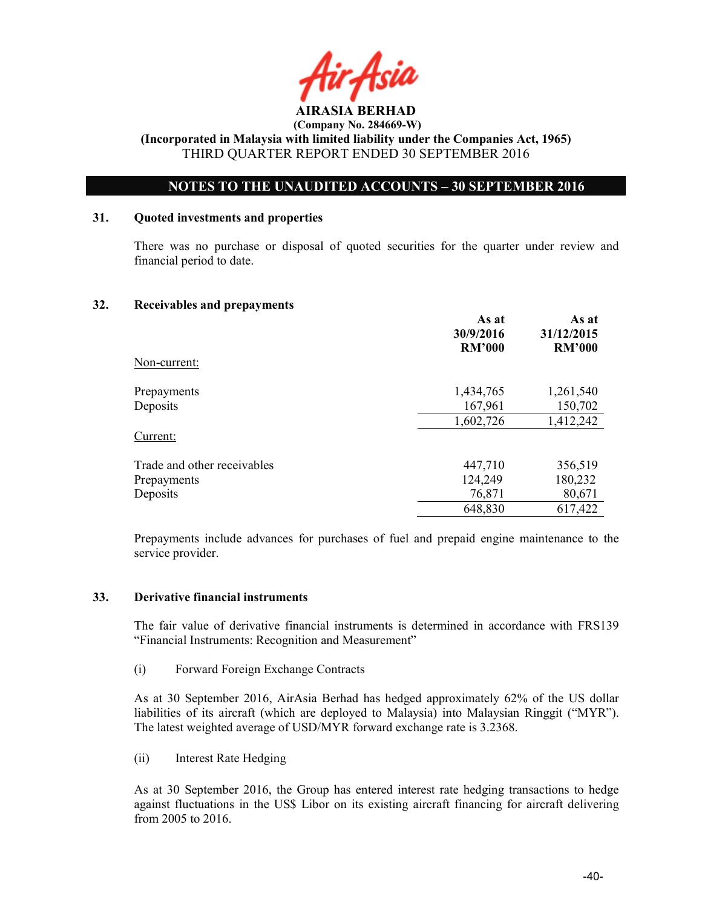**AIRASIA BERHAD**
**(Company No. 284669-W)**
**(Incorporated in Malaysia with limited liability under the Companies Act, 1965)**
THIRD QUARTER REPORT ENDED 30 SEPTEMBER 2016

**NOTES TO THE UNAUDITED ACCOUNTS – 30 SEPTEMBER 2016**

## 31. Quoted investments and properties

There was no purchase or disposal of quoted securities for the quarter under review and financial period to date.

## 32. Receivables and prepayments

| | As at 30/9/2016 RM'000 | As at 31/12/2015 RM'000 |
|---|---|---|
| Non-current: | | |
| Prepayments | 1,434,765 | 1,261,540 |
| Deposits | 167,961 | 150,702 |
| | 1,602,726 | 1,412,242 |
| Current: | | |
| Trade and other receivables | 447,710 | 356,519 |
| Prepayments | 124,249 | 180,232 |
| Deposits | 76,871 | 80,671 |
| | 648,830 | 617,422 |

Prepayments include advances for purchases of fuel and prepaid engine maintenance to the service provider.

## 33. Derivative financial instruments

The fair value of derivative financial instruments is determined in accordance with FRS139 "Financial Instruments: Recognition and Measurement"

(i) Forward Foreign Exchange Contracts

As at 30 September 2016, AirAsia Berhad has hedged approximately 62% of the US dollar liabilities of its aircraft (which are deployed to Malaysia) into Malaysian Ringgit ("MYR"). The latest weighted average of USD/MYR forward exchange rate is 3.2368.

(ii) Interest Rate Hedging

As at 30 September 2016, the Group has entered interest rate hedging transactions to hedge against fluctuations in the US$ Libor on its existing aircraft financing for aircraft delivering from 2005 to 2016.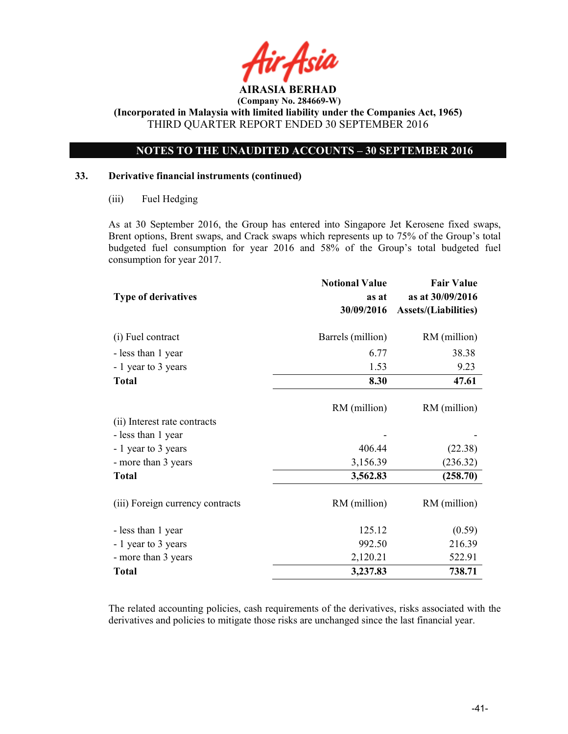**AIRASIA BERHAD**
**(Company No. 284669-W)**
**(Incorporated in Malaysia with limited liability under the Companies Act, 1965)**
THIRD QUARTER REPORT ENDED 30 SEPTEMBER 2016

**NOTES TO THE UNAUDITED ACCOUNTS – 30 SEPTEMBER 2016**

**33. Derivative financial instruments (continued)**

(iii) Fuel Hedging

As at 30 September 2016, the Group has entered into Singapore Jet Kerosene fixed swaps, Brent options, Brent swaps, and Crack swaps which represents up to 75% of the Group's total budgeted fuel consumption for year 2016 and 58% of the Group's total budgeted fuel consumption for year 2017.

| Type of derivatives | Notional Value as at 30/09/2016 | Fair Value as at 30/09/2016 Assets/(Liabilities) |
|---|---|---|
| (i) Fuel contract | Barrels (million) | RM (million) |
| - less than 1 year | 6.77 | 38.38 |
| - 1 year to 3 years | 1.53 | 9.23 |
| **Total** | **8.30** | **47.61** |
| | RM (million) | RM (million) |
| (ii) Interest rate contracts | | |
| - less than 1 year | - | - |
| - 1 year to 3 years | 406.44 | (22.38) |
| - more than 3 years | 3,156.39 | (236.32) |
| **Total** | **3,562.83** | **(258.70)** |
| (iii) Foreign currency contracts | RM (million) | RM (million) |
| - less than 1 year | 125.12 | (0.59) |
| - 1 year to 3 years | 992.50 | 216.39 |
| - more than 3 years | 2,120.21 | 522.91 |
| **Total** | **3,237.83** | **738.71** |

The related accounting policies, cash requirements of the derivatives, risks associated with the derivatives and policies to mitigate those risks are unchanged since the last financial year.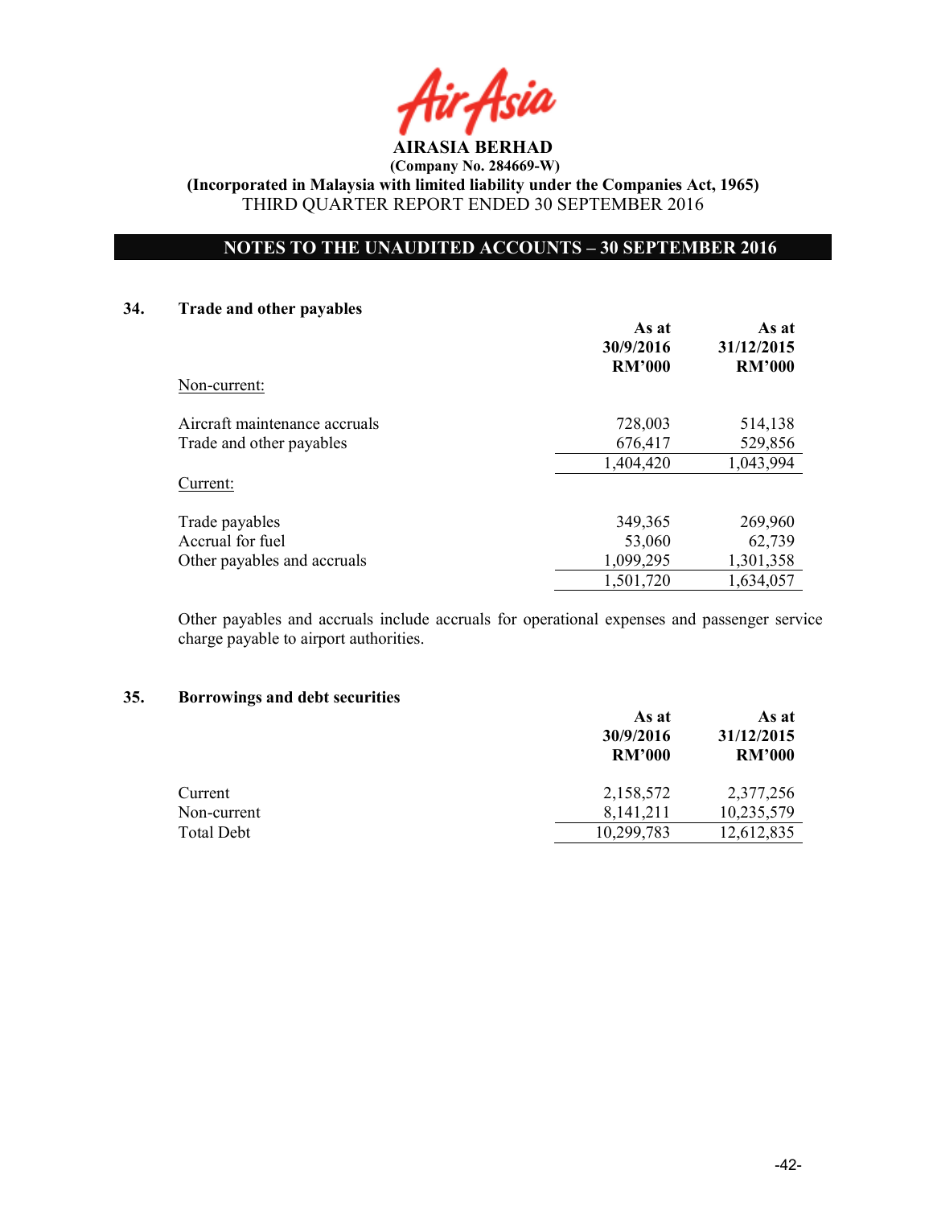# AIRASIA BERHAD

**(Company No. 284669-W)**

**(Incorporated in Malaysia with limited liability under the Companies Act, 1965)**

THIRD QUARTER REPORT ENDED 30 SEPTEMBER 2016

## NOTES TO THE UNAUDITED ACCOUNTS – 30 SEPTEMBER 2016

### 34. Trade and other payables

| | As at 30/9/2016 RM'000 | As at 31/12/2015 RM'000 |
|---|---|---|
| Non-current: | | |
| Aircraft maintenance accruals | 728,003 | 514,138 |
| Trade and other payables | 676,417 | 529,856 |
| | 1,404,420 | 1,043,994 |
| Current: | | |
| Trade payables | 349,365 | 269,960 |
| Accrual for fuel | 53,060 | 62,739 |
| Other payables and accruals | 1,099,295 | 1,301,358 |
| | 1,501,720 | 1,634,057 |

Other payables and accruals include accruals for operational expenses and passenger service charge payable to airport authorities.

### 35. Borrowings and debt securities

| | As at 30/9/2016 RM'000 | As at 31/12/2015 RM'000 |
|---|---|---|
| Current | 2,158,572 | 2,377,256 |
| Non-current | 8,141,211 | 10,235,579 |
| Total Debt | 10,299,783 | 12,612,835 |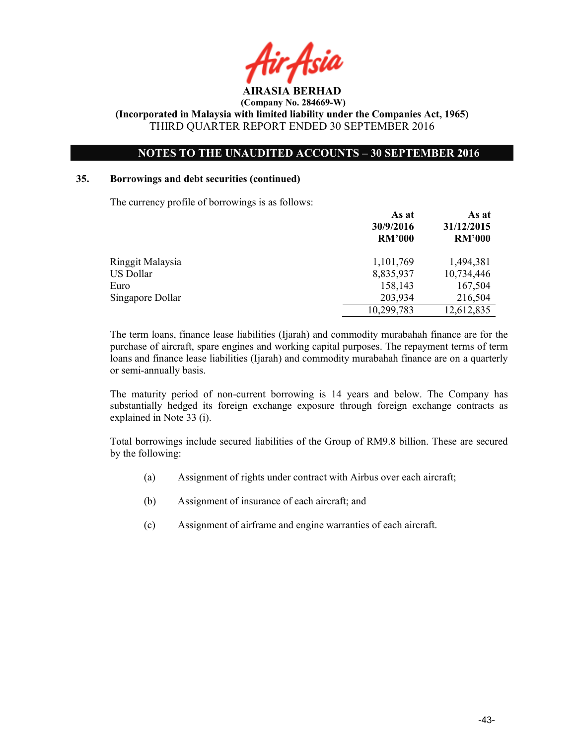## 35. Borrowings and debt securities (continued)

The currency profile of borrowings is as follows:

| | As at 30/9/2016 RM'000 | As at 31/12/2015 RM'000 |
|---|---|---|
| Ringgit Malaysia | 1,101,769 | 1,494,381 |
| US Dollar | 8,835,937 | 10,734,446 |
| Euro | 158,143 | 167,504 |
| Singapore Dollar | 203,934 | 216,504 |
| | 10,299,783 | 12,612,835 |

The term loans, finance lease liabilities (Ijarah) and commodity murabahah finance are for the purchase of aircraft, spare engines and working capital purposes. The repayment terms of term loans and finance lease liabilities (Ijarah) and commodity murabahah finance are on a quarterly or semi-annually basis.

The maturity period of non-current borrowing is 14 years and below. The Company has substantially hedged its foreign exchange exposure through foreign exchange contracts as explained in Note 33 (i).

Total borrowings include secured liabilities of the Group of RM9.8 billion. These are secured by the following:

(a) Assignment of rights under contract with Airbus over each aircraft;

(b) Assignment of insurance of each aircraft; and

(c) Assignment of airframe and engine warranties of each aircraft.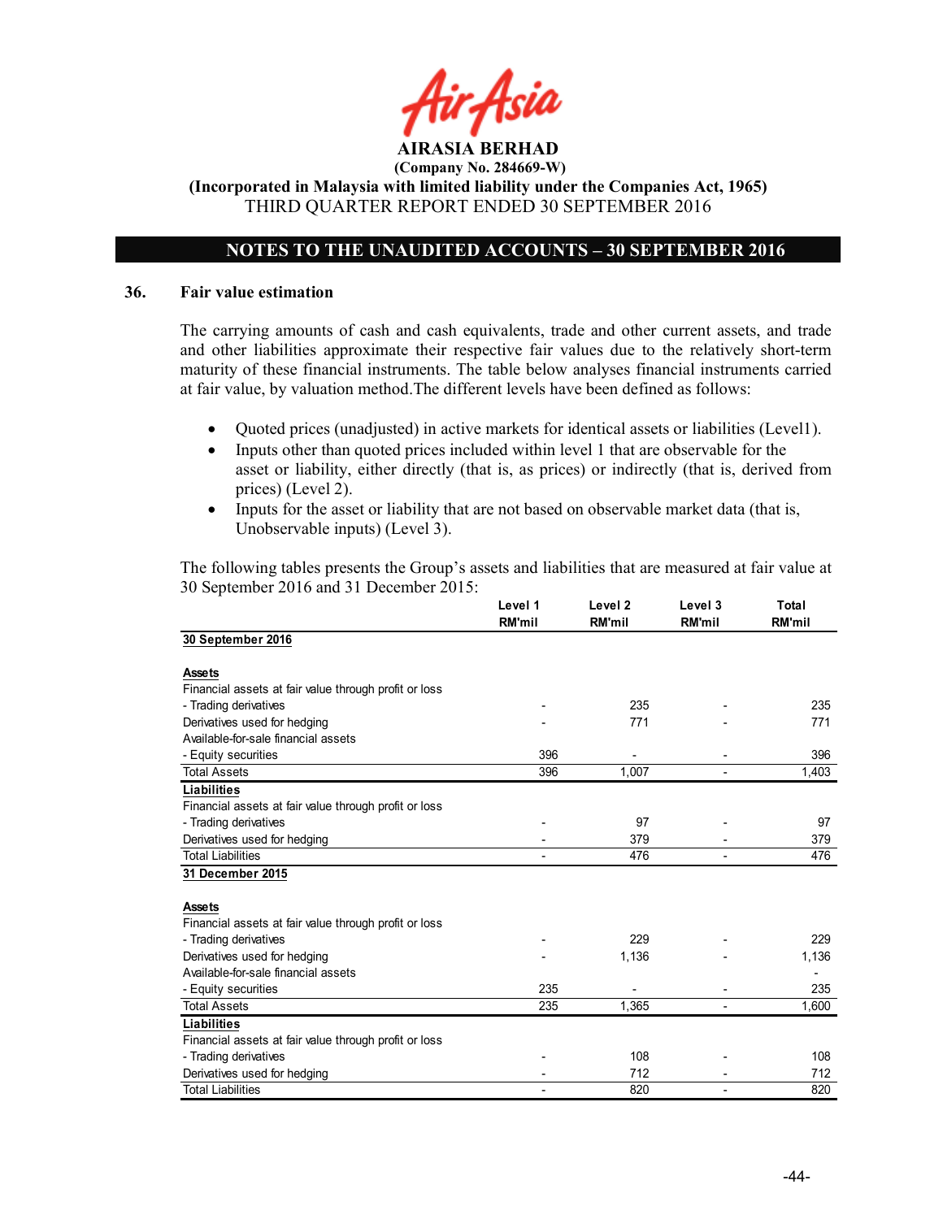AIRASIA BERHAD

(Company No. 284669-W)

(Incorporated in Malaysia with limited liability under the Companies Act, 1965)

THIRD QUARTER REPORT ENDED 30 SEPTEMBER 2016

## NOTES TO THE UNAUDITED ACCOUNTS – 30 SEPTEMBER 2016

### 36. Fair value estimation

The carrying amounts of cash and cash equivalents, trade and other current assets, and trade and other liabilities approximate their respective fair values due to the relatively short-term maturity of these financial instruments. The table below analyses financial instruments carried at fair value, by valuation method.The different levels have been defined as follows:

- Quoted prices (unadjusted) in active markets for identical assets or liabilities (Level1).
- Inputs other than quoted prices included within level 1 that are observable for the asset or liability, either directly (that is, as prices) or indirectly (that is, derived from prices) (Level 2).
- Inputs for the asset or liability that are not based on observable market data (that is, Unobservable inputs) (Level 3).

The following tables presents the Group's assets and liabilities that are measured at fair value at 30 September 2016 and 31 December 2015:

| | Level 1 RM'mil | Level 2 RM'mil | Level 3 RM'mil | Total RM'mil |
|---|---|---|---|---|
| **30 September 2016** | | | | |
| **Assets** | | | | |
| Financial assets at fair value through profit or loss | | | | |
| - Trading derivatives | - | 235 | - | 235 |
| Derivatives used for hedging | - | 771 | - | 771 |
| Available-for-sale financial assets | | | | |
| - Equity securities | 396 | - | - | 396 |
| Total Assets | 396 | 1,007 | - | 1,403 |
| **Liabilities** | | | | |
| Financial assets at fair value through profit or loss | | | | |
| - Trading derivatives | - | 97 | - | 97 |
| Derivatives used for hedging | - | 379 | - | 379 |
| Total Liabilities | - | 476 | - | 476 |
| **31 December 2015** | | | | |
| **Assets** | | | | |
| Financial assets at fair value through profit or loss | | | | |
| - Trading derivatives | - | 229 | - | 229 |
| Derivatives used for hedging | - | 1,136 | - | 1,136 |
| Available-for-sale financial assets | | | | - |
| - Equity securities | 235 | - | - | 235 |
| Total Assets | 235 | 1,365 | - | 1,600 |
| **Liabilities** | | | | |
| Financial assets at fair value through profit or loss | | | | |
| - Trading derivatives | - | 108 | - | 108 |
| Derivatives used for hedging | - | 712 | - | 712 |
| Total Liabilities | - | 820 | - | 820 |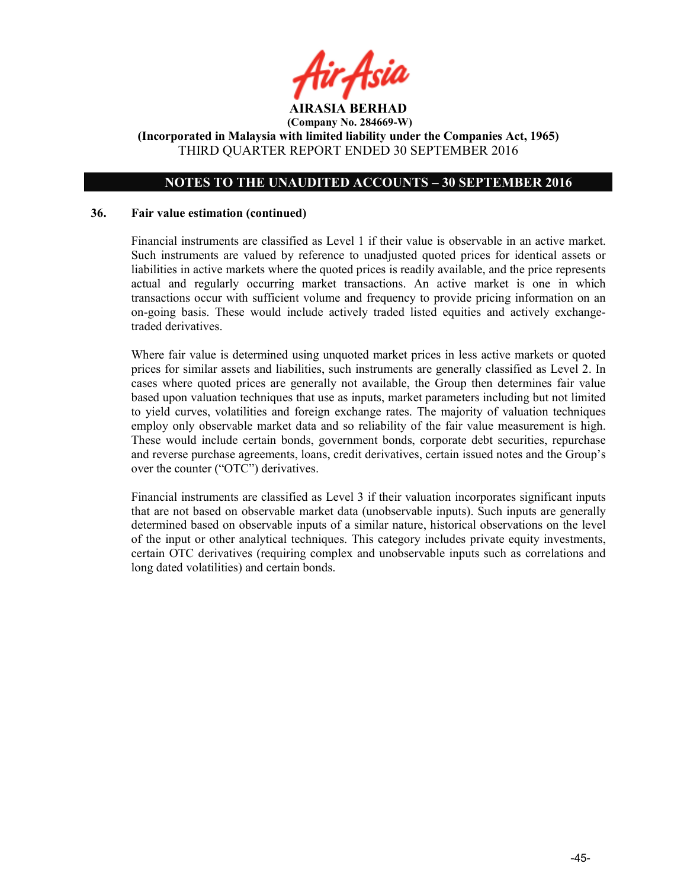### 36. Fair value estimation (continued)

Financial instruments are classified as Level 1 if their value is observable in an active market. Such instruments are valued by reference to unadjusted quoted prices for identical assets or liabilities in active markets where the quoted prices is readily available, and the price represents actual and regularly occurring market transactions. An active market is one in which transactions occur with sufficient volume and frequency to provide pricing information on an on-going basis. These would include actively traded listed equities and actively exchange-traded derivatives.

Where fair value is determined using unquoted market prices in less active markets or quoted prices for similar assets and liabilities, such instruments are generally classified as Level 2. In cases where quoted prices are generally not available, the Group then determines fair value based upon valuation techniques that use as inputs, market parameters including but not limited to yield curves, volatilities and foreign exchange rates. The majority of valuation techniques employ only observable market data and so reliability of the fair value measurement is high. These would include certain bonds, government bonds, corporate debt securities, repurchase and reverse purchase agreements, loans, credit derivatives, certain issued notes and the Group's over the counter ("OTC") derivatives.

Financial instruments are classified as Level 3 if their valuation incorporates significant inputs that are not based on observable market data (unobservable inputs). Such inputs are generally determined based on observable inputs of a similar nature, historical observations on the level of the input or other analytical techniques. This category includes private equity investments, certain OTC derivatives (requiring complex and unobservable inputs such as correlations and long dated volatilities) and certain bonds.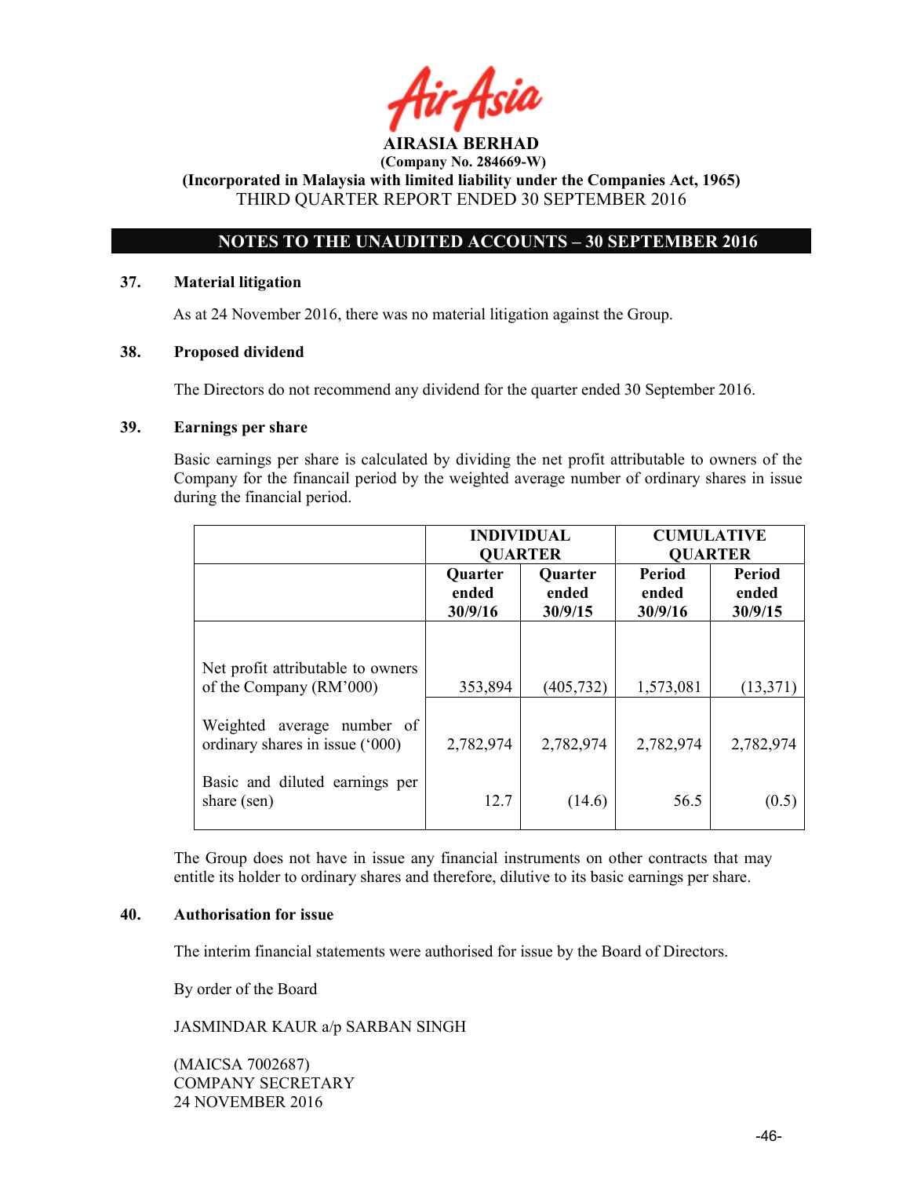**AIRASIA BERHAD**
**(Company No. 284669-W)**
**(Incorporated in Malaysia with limited liability under the Companies Act, 1965)**
THIRD QUARTER REPORT ENDED 30 SEPTEMBER 2016

## NOTES TO THE UNAUDITED ACCOUNTS – 30 SEPTEMBER 2016

### 37. Material litigation

As at 24 November 2016, there was no material litigation against the Group.

### 38. Proposed dividend

The Directors do not recommend any dividend for the quarter ended 30 September 2016.

### 39. Earnings per share

Basic earnings per share is calculated by dividing the net profit attributable to owners of the Company for the financail period by the weighted average number of ordinary shares in issue during the financial period.

| | INDIVIDUAL QUARTER | | CUMULATIVE QUARTER | |
|---|---|---|---|---|
| | Quarter ended 30/9/16 | Quarter ended 30/9/15 | Period ended 30/9/16 | Period ended 30/9/15 |
| Net profit attributable to owners of the Company (RM'000) | 353,894 | (405,732) | 1,573,081 | (13,371) |
| Weighted average number of ordinary shares in issue ('000) | 2,782,974 | 2,782,974 | 2,782,974 | 2,782,974 |
| Basic and diluted earnings per share (sen) | 12.7 | (14.6) | 56.5 | (0.5) |

The Group does not have in issue any financial instruments on other contracts that may entitle its holder to ordinary shares and therefore, dilutive to its basic earnings per share.

### 40. Authorisation for issue

The interim financial statements were authorised for issue by the Board of Directors.

By order of the Board

JASMINDAR KAUR a/p SARBAN SINGH

(MAICSA 7002687)
COMPANY SECRETARY
24 NOVEMBER 2016